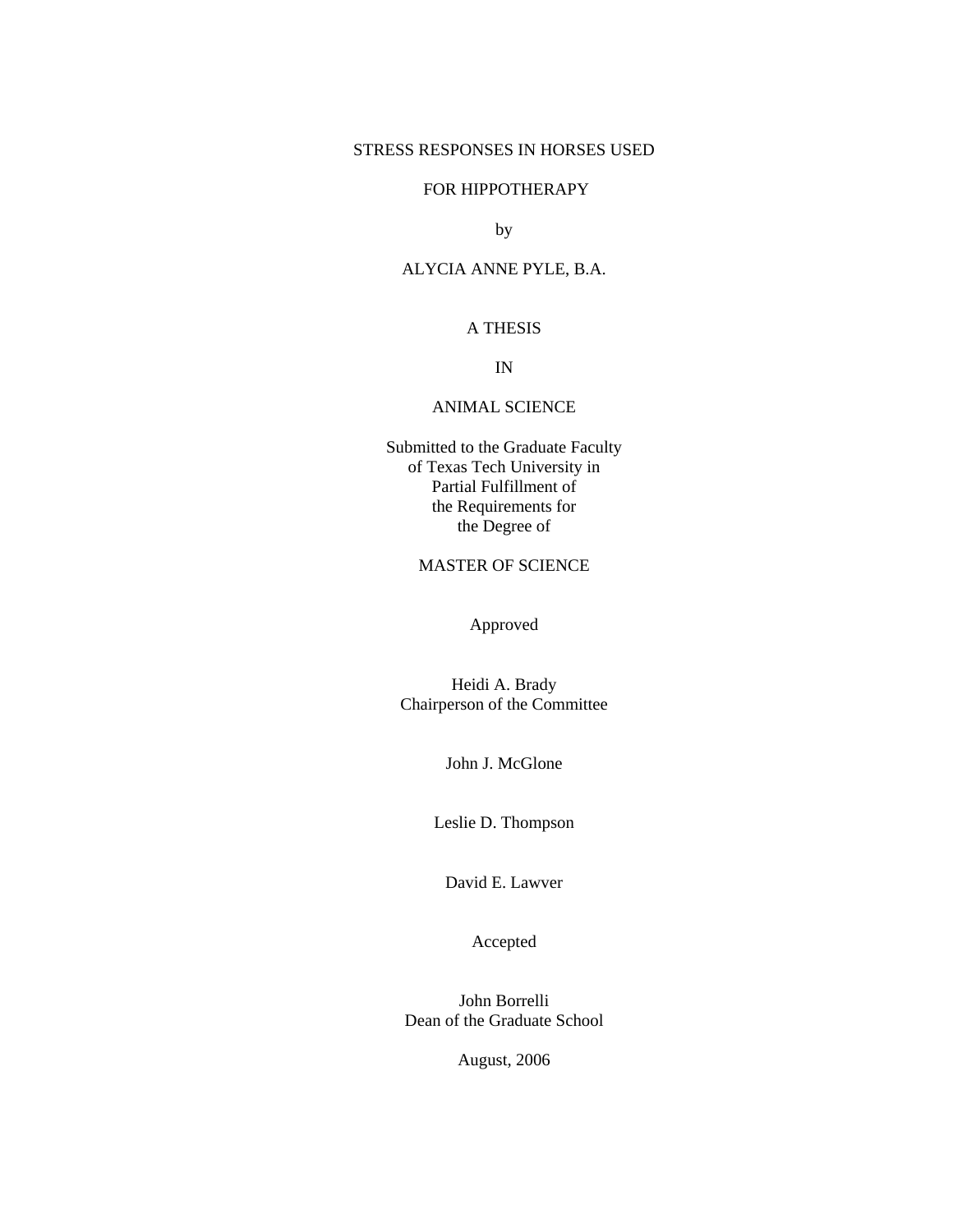# STRESS RESPONSES IN HORSES USED FOR HIPPOTHERAPY

by

ALYCIA ANNE PYLE, B.A.

A THESIS

IN

ANIMAL SCIENCE

Submitted to the Graduate Faculty
of Texas Tech University in
Partial Fulfillment of
the Requirements for
the Degree of

MASTER OF SCIENCE

Approved

Heidi A. Brady
Chairperson of the Committee

John J. McGlone

Leslie D. Thompson

David E. Lawver

Accepted

John Borrelli
Dean of the Graduate School

August, 2006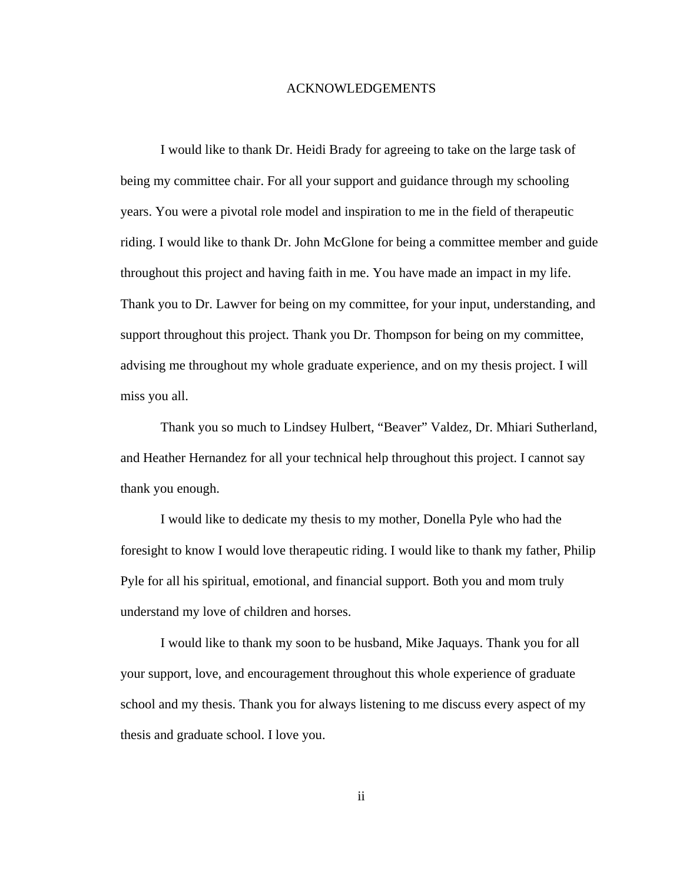# ACKNOWLEDGEMENTS

I would like to thank Dr. Heidi Brady for agreeing to take on the large task of being my committee chair. For all your support and guidance through my schooling years. You were a pivotal role model and inspiration to me in the field of therapeutic riding. I would like to thank Dr. John McGlone for being a committee member and guide throughout this project and having faith in me. You have made an impact in my life. Thank you to Dr. Lawver for being on my committee, for your input, understanding, and support throughout this project. Thank you Dr. Thompson for being on my committee, advising me throughout my whole graduate experience, and on my thesis project. I will miss you all.

Thank you so much to Lindsey Hulbert, "Beaver" Valdez, Dr. Mhiari Sutherland, and Heather Hernandez for all your technical help throughout this project. I cannot say thank you enough.

I would like to dedicate my thesis to my mother, Donella Pyle who had the foresight to know I would love therapeutic riding. I would like to thank my father, Philip Pyle for all his spiritual, emotional, and financial support. Both you and mom truly understand my love of children and horses.

I would like to thank my soon to be husband, Mike Jaquays. Thank you for all your support, love, and encouragement throughout this whole experience of graduate school and my thesis. Thank you for always listening to me discuss every aspect of my thesis and graduate school. I love you.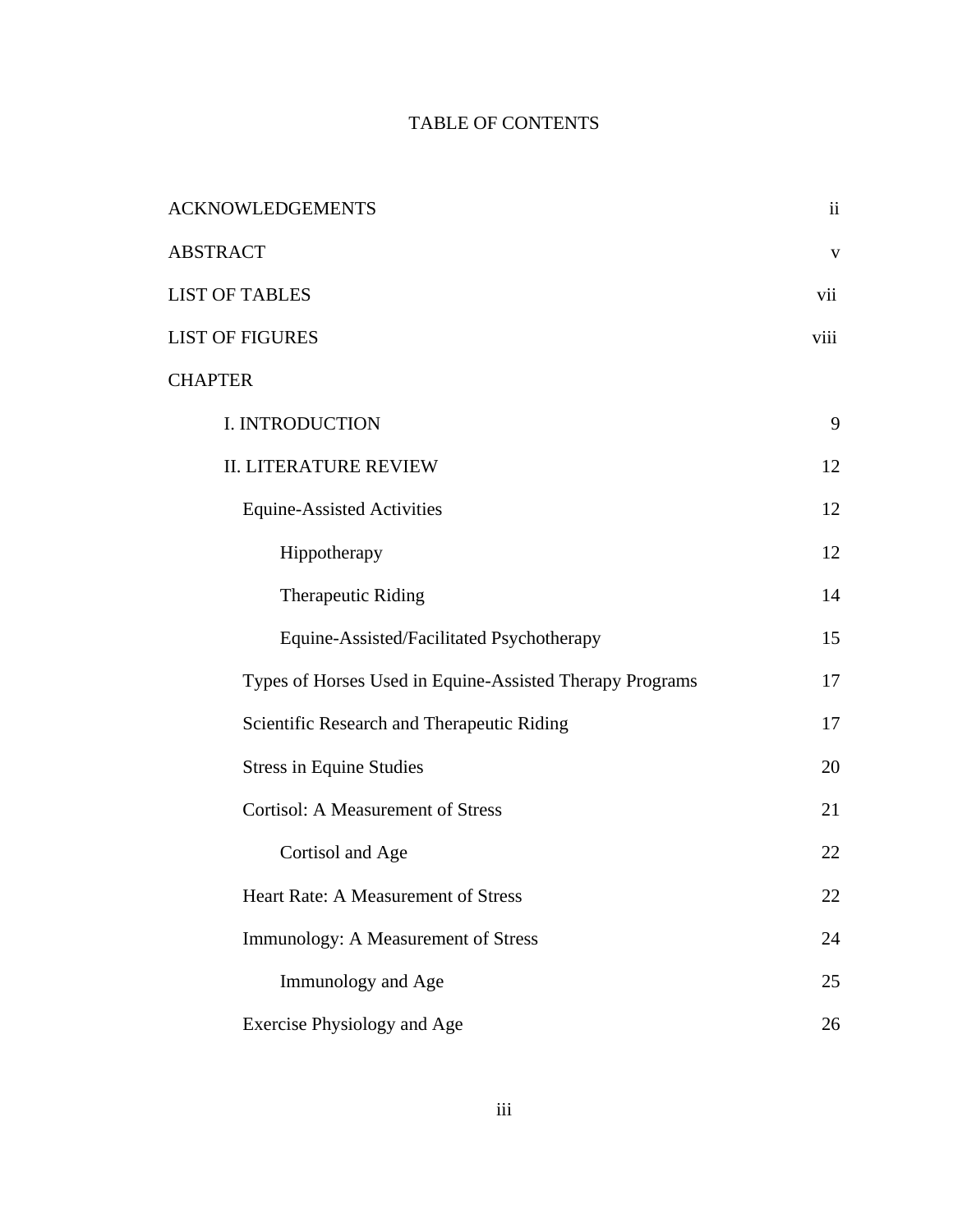# TABLE OF CONTENTS

| | |
|---|---|
| ACKNOWLEDGEMENTS | ii |
| ABSTRACT | v |
| LIST OF TABLES | vii |
| LIST OF FIGURES | viii |
| CHAPTER | |
| I. INTRODUCTION | 9 |
| II. LITERATURE REVIEW | 12 |
| Equine-Assisted Activities | 12 |
| Hippotherapy | 12 |
| Therapeutic Riding | 14 |
| Equine-Assisted/Facilitated Psychotherapy | 15 |
| Types of Horses Used in Equine-Assisted Therapy Programs | 17 |
| Scientific Research and Therapeutic Riding | 17 |
| Stress in Equine Studies | 20 |
| Cortisol: A Measurement of Stress | 21 |
| Cortisol and Age | 22 |
| Heart Rate: A Measurement of Stress | 22 |
| Immunology: A Measurement of Stress | 24 |
| Immunology and Age | 25 |
| Exercise Physiology and Age | 26 |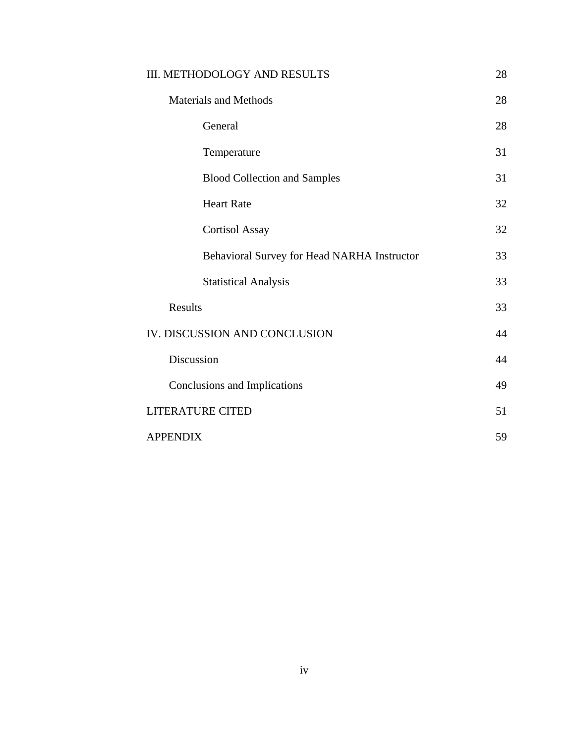| | |
|---|---|
| III. METHODOLOGY AND RESULTS | 28 |
| Materials and Methods | 28 |
| General | 28 |
| Temperature | 31 |
| Blood Collection and Samples | 31 |
| Heart Rate | 32 |
| Cortisol Assay | 32 |
| Behavioral Survey for Head NARHA Instructor | 33 |
| Statistical Analysis | 33 |
| Results | 33 |
| IV. DISCUSSION AND CONCLUSION | 44 |
| Discussion | 44 |
| Conclusions and Implications | 49 |
| LITERATURE CITED | 51 |
| APPENDIX | 59 |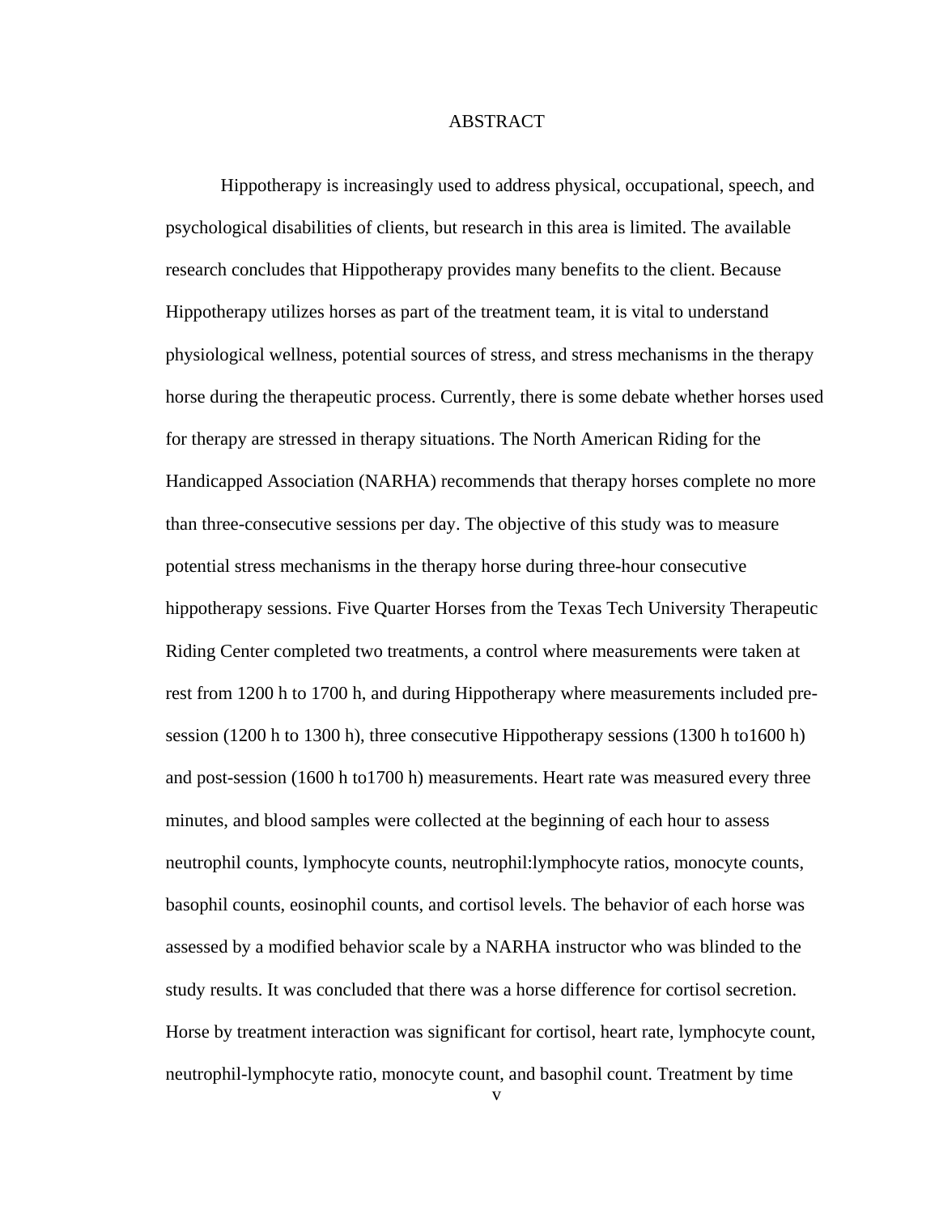# ABSTRACT

Hippotherapy is increasingly used to address physical, occupational, speech, and psychological disabilities of clients, but research in this area is limited. The available research concludes that Hippotherapy provides many benefits to the client. Because Hippotherapy utilizes horses as part of the treatment team, it is vital to understand physiological wellness, potential sources of stress, and stress mechanisms in the therapy horse during the therapeutic process. Currently, there is some debate whether horses used for therapy are stressed in therapy situations. The North American Riding for the Handicapped Association (NARHA) recommends that therapy horses complete no more than three-consecutive sessions per day. The objective of this study was to measure potential stress mechanisms in the therapy horse during three-hour consecutive hippotherapy sessions. Five Quarter Horses from the Texas Tech University Therapeutic Riding Center completed two treatments, a control where measurements were taken at rest from 1200 h to 1700 h, and during Hippotherapy where measurements included pre-session (1200 h to 1300 h), three consecutive Hippotherapy sessions (1300 h to1600 h) and post-session (1600 h to1700 h) measurements. Heart rate was measured every three minutes, and blood samples were collected at the beginning of each hour to assess neutrophil counts, lymphocyte counts, neutrophil:lymphocyte ratios, monocyte counts, basophil counts, eosinophil counts, and cortisol levels. The behavior of each horse was assessed by a modified behavior scale by a NARHA instructor who was blinded to the study results. It was concluded that there was a horse difference for cortisol secretion. Horse by treatment interaction was significant for cortisol, heart rate, lymphocyte count, neutrophil-lymphocyte ratio, monocyte count, and basophil count. Treatment by time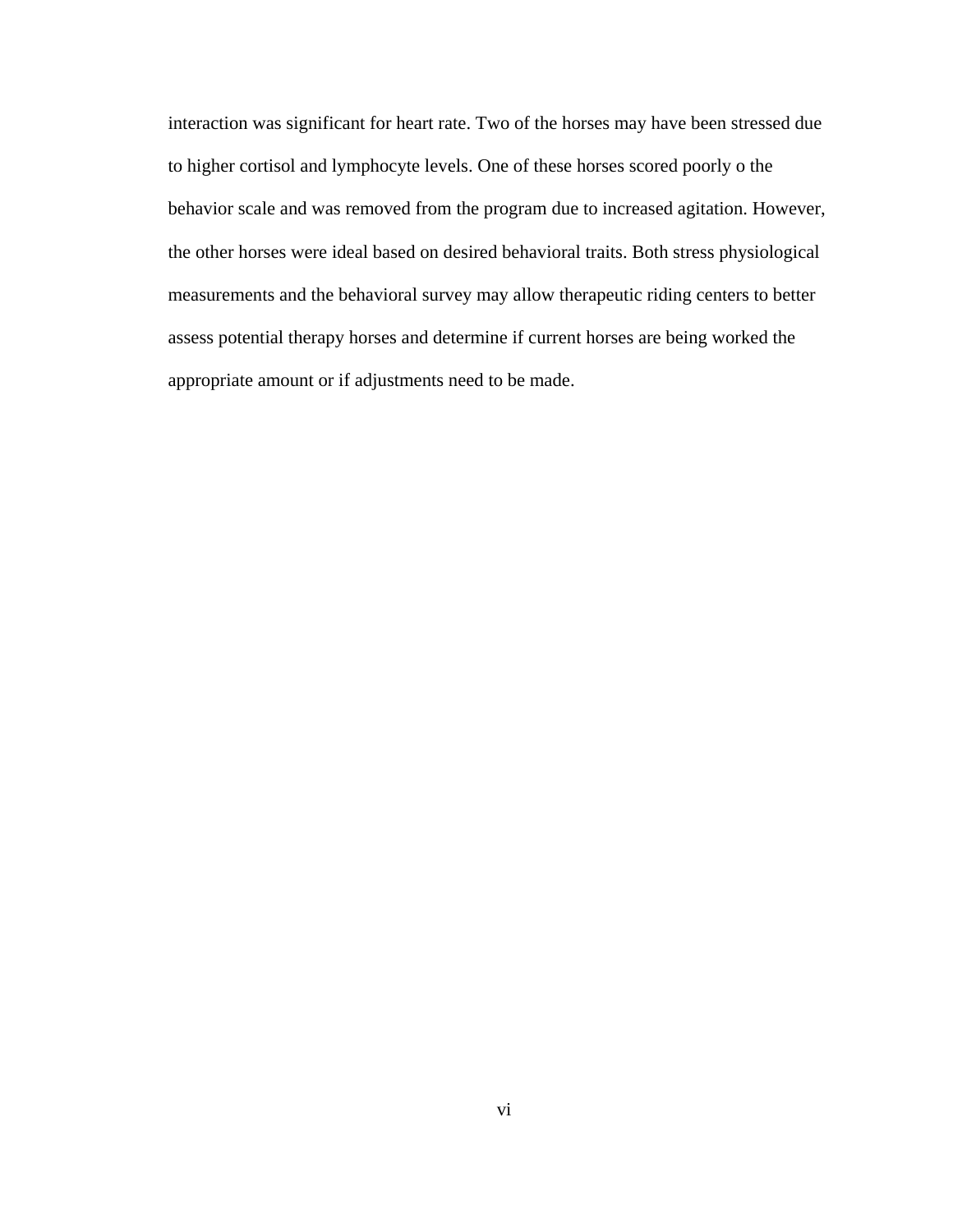interaction was significant for heart rate. Two of the horses may have been stressed due to higher cortisol and lymphocyte levels. One of these horses scored poorly o the behavior scale and was removed from the program due to increased agitation. However, the other horses were ideal based on desired behavioral traits. Both stress physiological measurements and the behavioral survey may allow therapeutic riding centers to better assess potential therapy horses and determine if current horses are being worked the appropriate amount or if adjustments need to be made.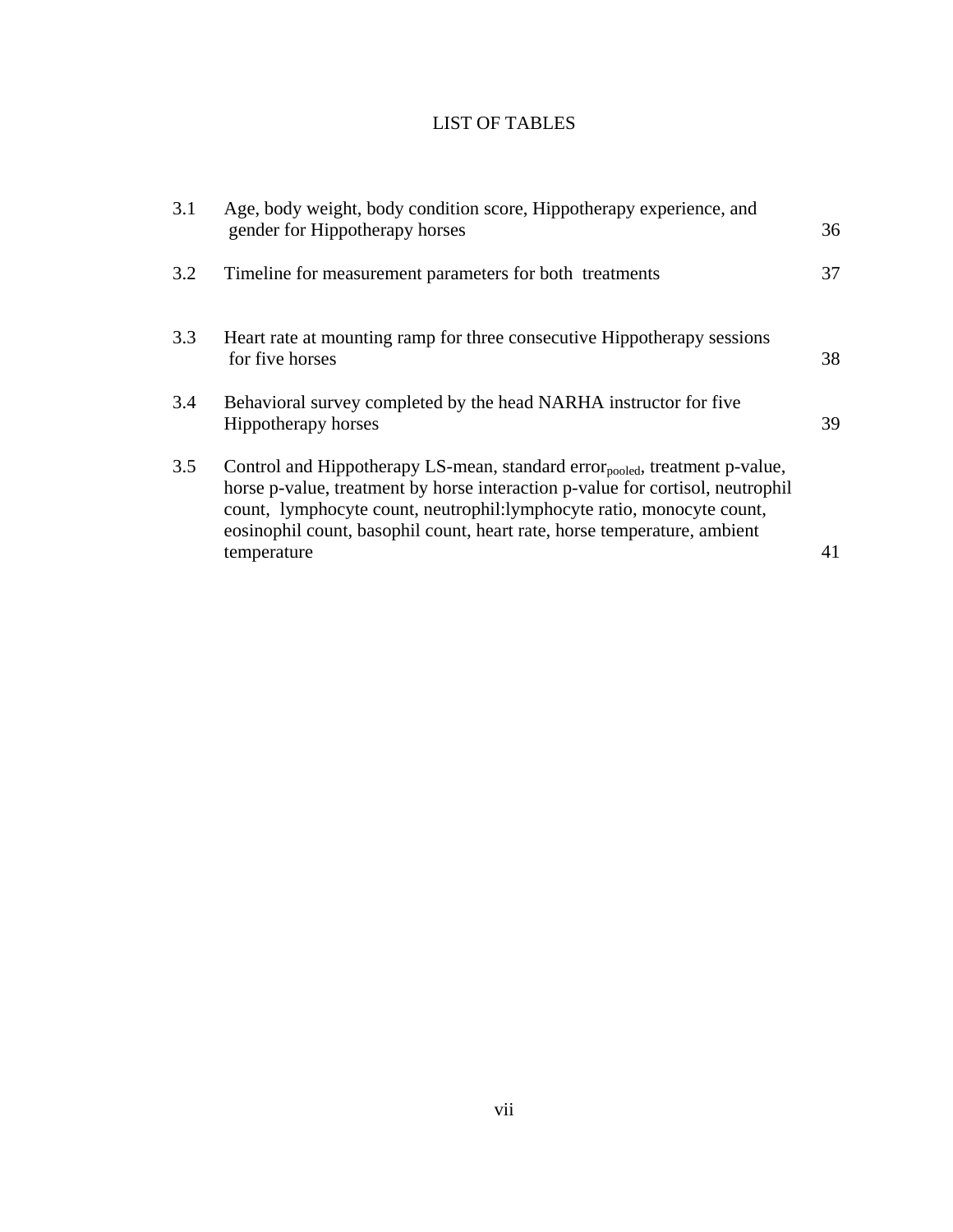# LIST OF TABLES

| | | |
|---|---|---|
| 3.1 | Age, body weight, body condition score, Hippotherapy experience, and gender for Hippotherapy horses | 36 |
| 3.2 | Timeline for measurement parameters for both treatments | 37 |
| 3.3 | Heart rate at mounting ramp for three consecutive Hippotherapy sessions for five horses | 38 |
| 3.4 | Behavioral survey completed by the head NARHA instructor for five Hippotherapy horses | 39 |
| 3.5 | Control and Hippotherapy LS-mean, standard error$_{pooled}$, treatment p-value, horse p-value, treatment by horse interaction p-value for cortisol, neutrophil count, lymphocyte count, neutrophil:lymphocyte ratio, monocyte count, eosinophil count, basophil count, heart rate, horse temperature, ambient temperature | 41 |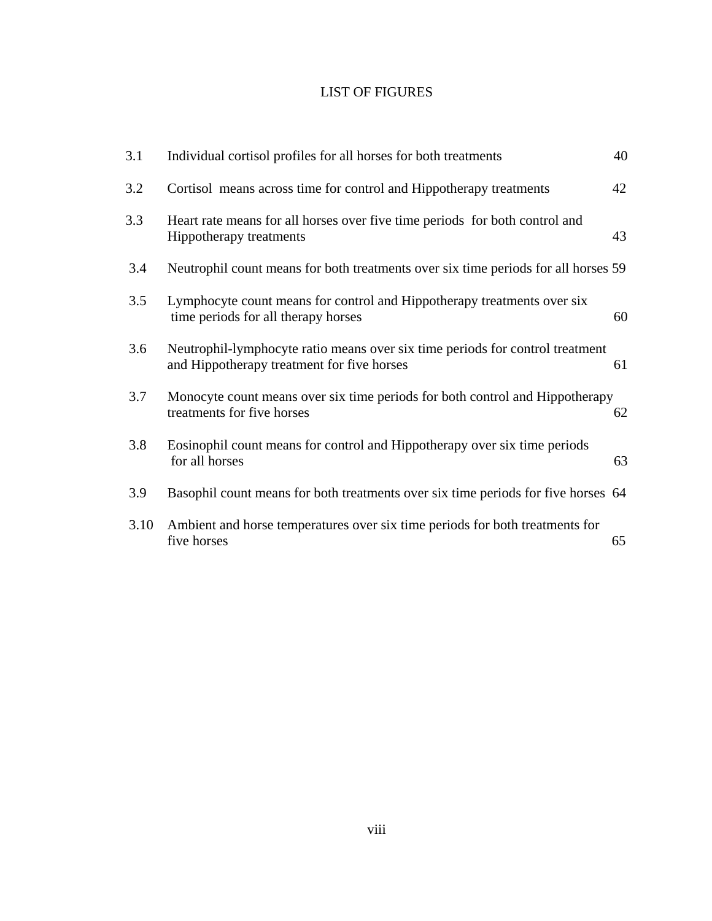# LIST OF FIGURES

| | | |
|---|---|---|
| 3.1 | Individual cortisol profiles for all horses for both treatments | 40 |
| 3.2 | Cortisol means across time for control and Hippotherapy treatments | 42 |
| 3.3 | Heart rate means for all horses over five time periods for both control and Hippotherapy treatments | 43 |
| 3.4 | Neutrophil count means for both treatments over six time periods for all horses | 59 |
| 3.5 | Lymphocyte count means for control and Hippotherapy treatments over six time periods for all therapy horses | 60 |
| 3.6 | Neutrophil-lymphocyte ratio means over six time periods for control treatment and Hippotherapy treatment for five horses | 61 |
| 3.7 | Monocyte count means over six time periods for both control and Hippotherapy treatments for five horses | 62 |
| 3.8 | Eosinophil count means for control and Hippotherapy over six time periods for all horses | 63 |
| 3.9 | Basophil count means for both treatments over six time periods for five horses | 64 |
| 3.10 | Ambient and horse temperatures over six time periods for both treatments for five horses | 65 |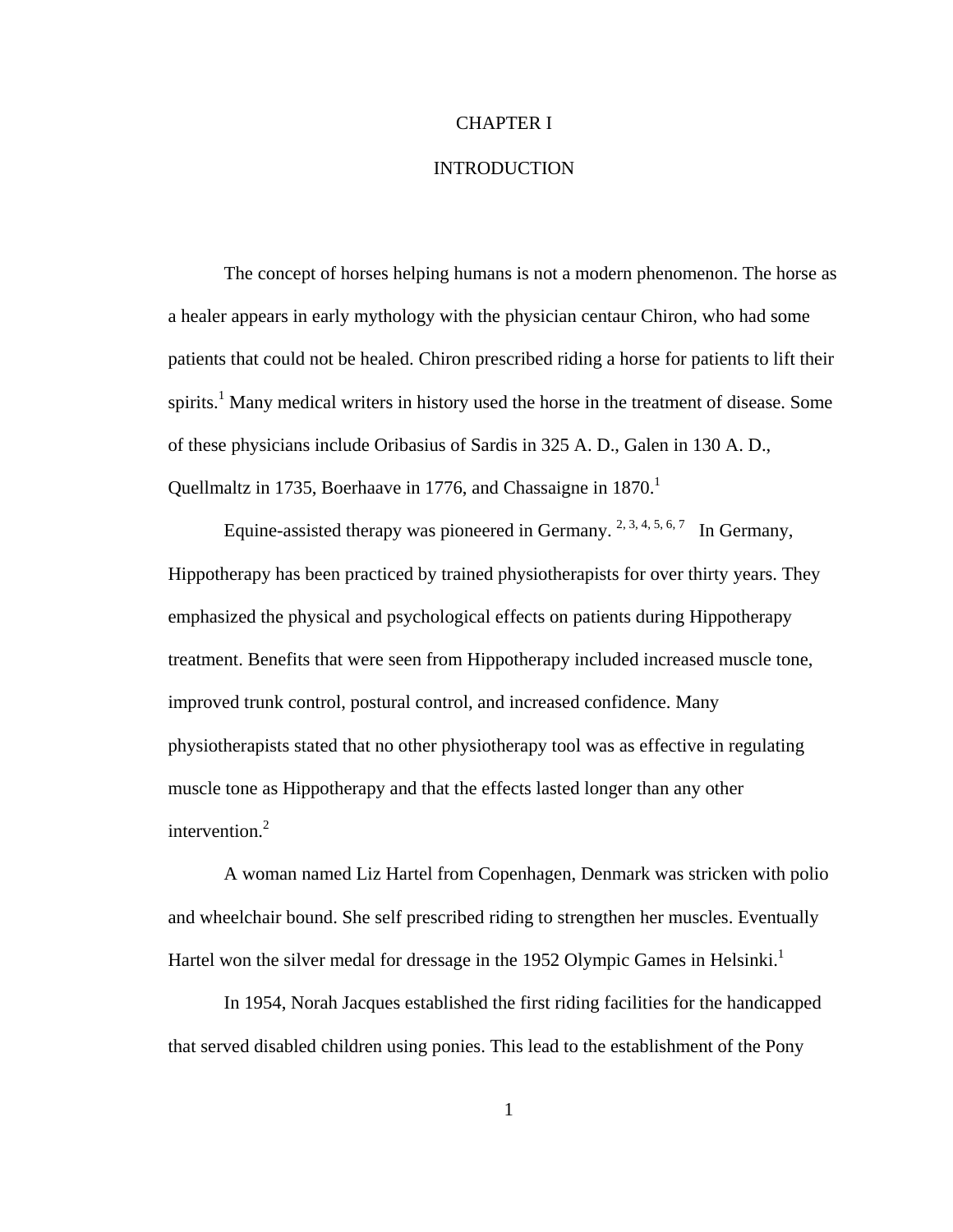# CHAPTER I

# INTRODUCTION

The concept of horses helping humans is not a modern phenomenon. The horse as a healer appears in early mythology with the physician centaur Chiron, who had some patients that could not be healed. Chiron prescribed riding a horse for patients to lift their spirits.[1] Many medical writers in history used the horse in the treatment of disease. Some of these physicians include Oribasius of Sardis in 325 A. D., Galen in 130 A. D., Quellmaltz in 1735, Boerhaave in 1776, and Chassaigne in 1870.[1]

Equine-assisted therapy was pioneered in Germany.[2, 3, 4, 5, 6, 7] In Germany, Hippotherapy has been practiced by trained physiotherapists for over thirty years. They emphasized the physical and psychological effects on patients during Hippotherapy treatment. Benefits that were seen from Hippotherapy included increased muscle tone, improved trunk control, postural control, and increased confidence. Many physiotherapists stated that no other physiotherapy tool was as effective in regulating muscle tone as Hippotherapy and that the effects lasted longer than any other intervention.[2]

A woman named Liz Hartel from Copenhagen, Denmark was stricken with polio and wheelchair bound. She self prescribed riding to strengthen her muscles. Eventually Hartel won the silver medal for dressage in the 1952 Olympic Games in Helsinki.[1]

In 1954, Norah Jacques established the first riding facilities for the handicapped that served disabled children using ponies. This lead to the establishment of the Pony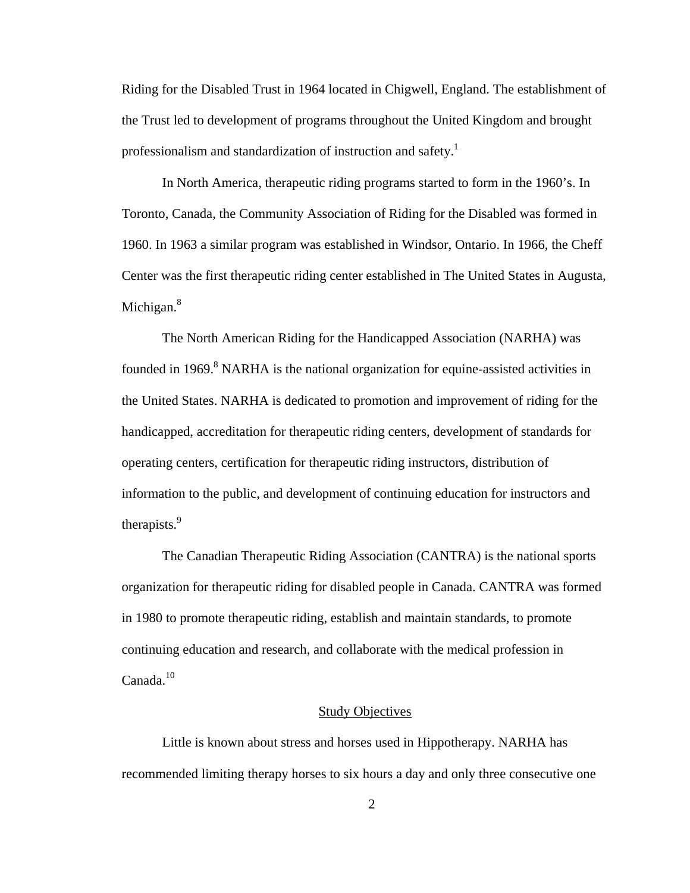Riding for the Disabled Trust in 1964 located in Chigwell, England. The establishment of the Trust led to development of programs throughout the United Kingdom and brought professionalism and standardization of instruction and safety.[1]

In North America, therapeutic riding programs started to form in the 1960's. In Toronto, Canada, the Community Association of Riding for the Disabled was formed in 1960. In 1963 a similar program was established in Windsor, Ontario. In 1966, the Cheff Center was the first therapeutic riding center established in The United States in Augusta, Michigan.[8]

The North American Riding for the Handicapped Association (NARHA) was founded in 1969.[8] NARHA is the national organization for equine-assisted activities in the United States. NARHA is dedicated to promotion and improvement of riding for the handicapped, accreditation for therapeutic riding centers, development of standards for operating centers, certification for therapeutic riding instructors, distribution of information to the public, and development of continuing education for instructors and therapists.[9]

The Canadian Therapeutic Riding Association (CANTRA) is the national sports organization for therapeutic riding for disabled people in Canada. CANTRA was formed in 1980 to promote therapeutic riding, establish and maintain standards, to promote continuing education and research, and collaborate with the medical profession in Canada.[10]

## Study Objectives

Little is known about stress and horses used in Hippotherapy. NARHA has recommended limiting therapy horses to six hours a day and only three consecutive one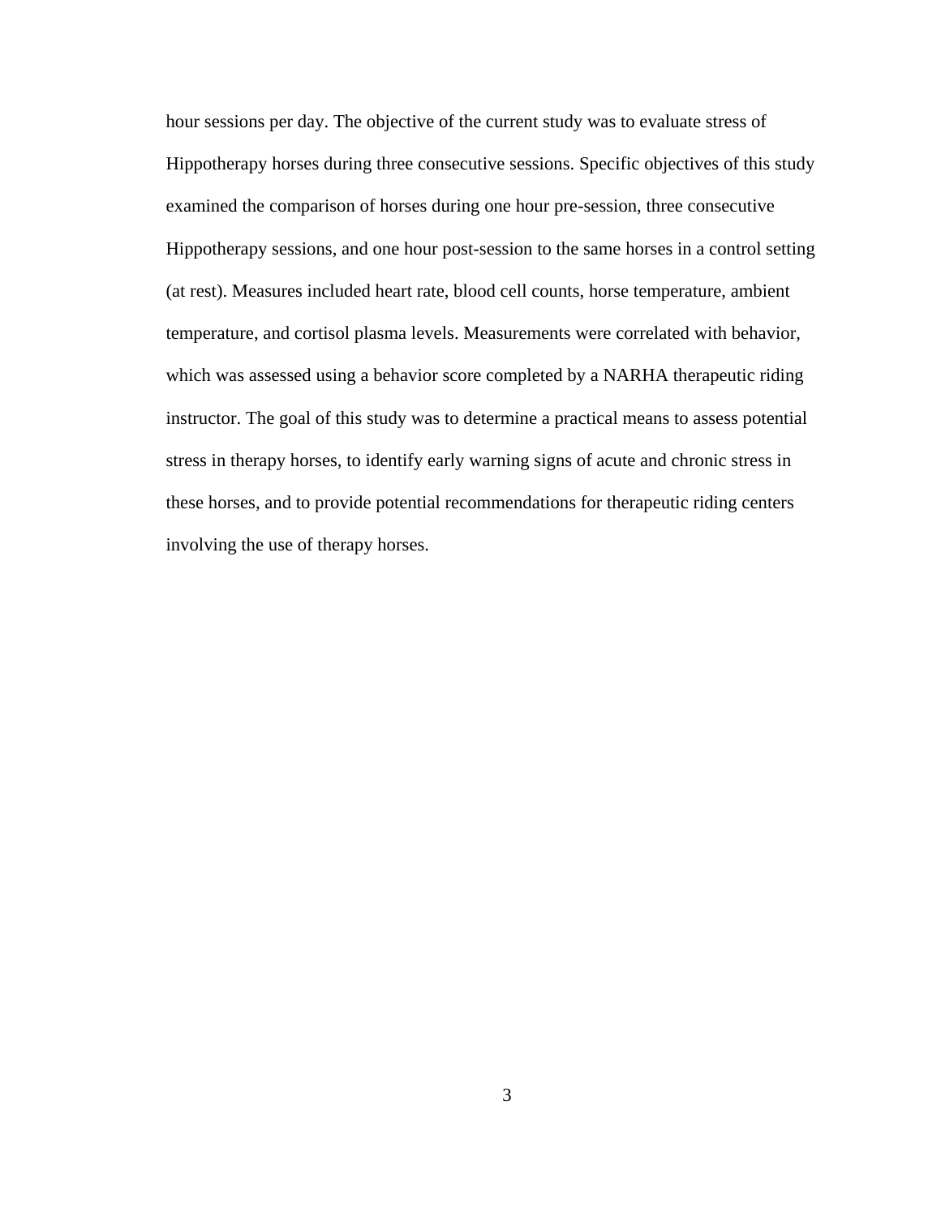hour sessions per day. The objective of the current study was to evaluate stress of Hippotherapy horses during three consecutive sessions. Specific objectives of this study examined the comparison of horses during one hour pre-session, three consecutive Hippotherapy sessions, and one hour post-session to the same horses in a control setting (at rest). Measures included heart rate, blood cell counts, horse temperature, ambient temperature, and cortisol plasma levels. Measurements were correlated with behavior, which was assessed using a behavior score completed by a NARHA therapeutic riding instructor. The goal of this study was to determine a practical means to assess potential stress in therapy horses, to identify early warning signs of acute and chronic stress in these horses, and to provide potential recommendations for therapeutic riding centers involving the use of therapy horses.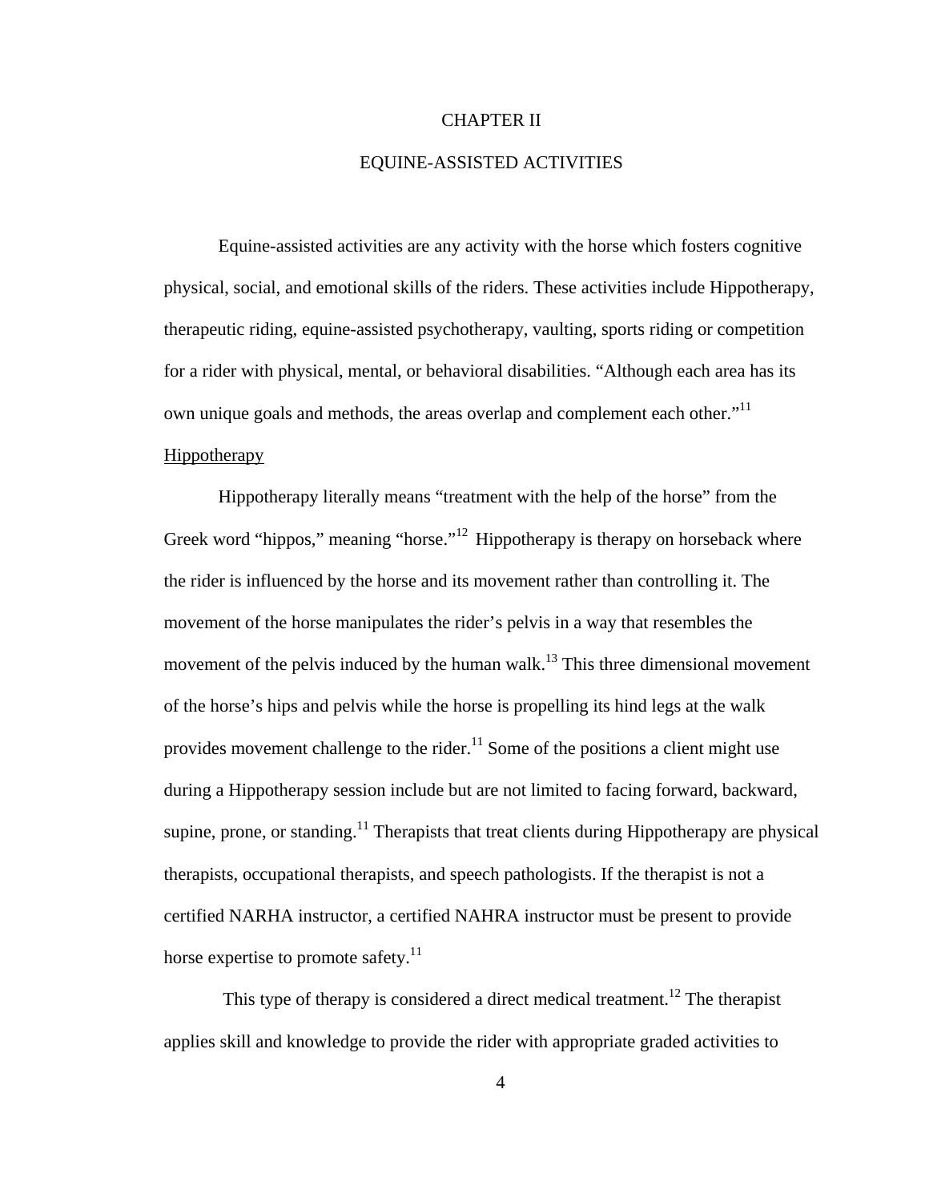# CHAPTER II

# EQUINE-ASSISTED ACTIVITIES

Equine-assisted activities are any activity with the horse which fosters cognitive physical, social, and emotional skills of the riders. These activities include Hippotherapy, therapeutic riding, equine-assisted psychotherapy, vaulting, sports riding or competition for a rider with physical, mental, or behavioral disabilities. "Although each area has its own unique goals and methods, the areas overlap and complement each other."[11]

## Hippotherapy

Hippotherapy literally means "treatment with the help of the horse" from the Greek word "hippos," meaning "horse."[12] Hippotherapy is therapy on horseback where the rider is influenced by the horse and its movement rather than controlling it. The movement of the horse manipulates the rider's pelvis in a way that resembles the movement of the pelvis induced by the human walk.[13] This three dimensional movement of the horse's hips and pelvis while the horse is propelling its hind legs at the walk provides movement challenge to the rider.[11] Some of the positions a client might use during a Hippotherapy session include but are not limited to facing forward, backward, supine, prone, or standing.[11] Therapists that treat clients during Hippotherapy are physical therapists, occupational therapists, and speech pathologists. If the therapist is not a certified NARHA instructor, a certified NAHRA instructor must be present to provide horse expertise to promote safety.[11]

This type of therapy is considered a direct medical treatment.[12] The therapist applies skill and knowledge to provide the rider with appropriate graded activities to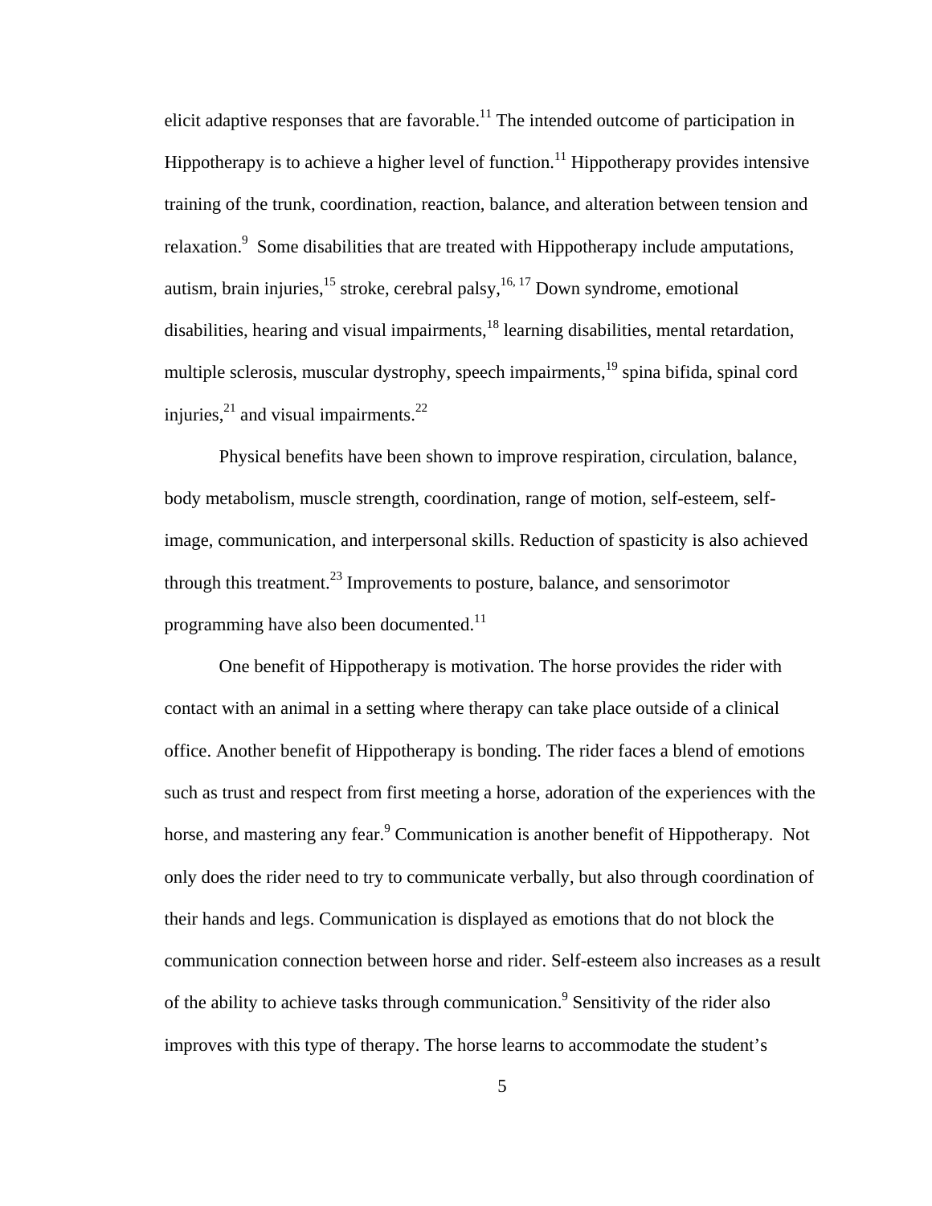elicit adaptive responses that are favorable.[11] The intended outcome of participation in Hippotherapy is to achieve a higher level of function.[11] Hippotherapy provides intensive training of the trunk, coordination, reaction, balance, and alteration between tension and relaxation.[9] Some disabilities that are treated with Hippotherapy include amputations, autism, brain injuries,[15] stroke, cerebral palsy,[16, 17] Down syndrome, emotional disabilities, hearing and visual impairments,[18] learning disabilities, mental retardation, multiple sclerosis, muscular dystrophy, speech impairments,[19] spina bifida, spinal cord injuries,[21] and visual impairments.[22]

Physical benefits have been shown to improve respiration, circulation, balance, body metabolism, muscle strength, coordination, range of motion, self-esteem, self-image, communication, and interpersonal skills. Reduction of spasticity is also achieved through this treatment.[23] Improvements to posture, balance, and sensorimotor programming have also been documented.[11]

One benefit of Hippotherapy is motivation. The horse provides the rider with contact with an animal in a setting where therapy can take place outside of a clinical office. Another benefit of Hippotherapy is bonding. The rider faces a blend of emotions such as trust and respect from first meeting a horse, adoration of the experiences with the horse, and mastering any fear.[9] Communication is another benefit of Hippotherapy. Not only does the rider need to try to communicate verbally, but also through coordination of their hands and legs. Communication is displayed as emotions that do not block the communication connection between horse and rider. Self-esteem also increases as a result of the ability to achieve tasks through communication.[9] Sensitivity of the rider also improves with this type of therapy. The horse learns to accommodate the student's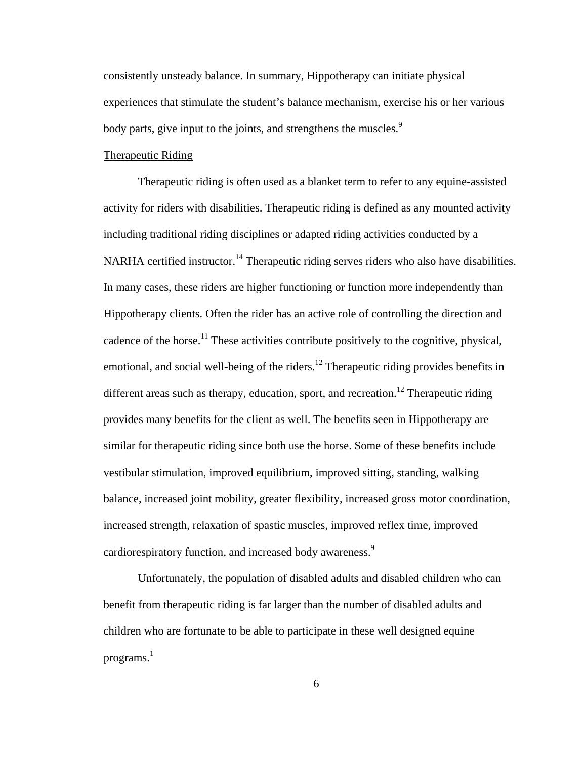consistently unsteady balance. In summary, Hippotherapy can initiate physical experiences that stimulate the student's balance mechanism, exercise his or her various body parts, give input to the joints, and strengthens the muscles.[9]

## Therapeutic Riding

Therapeutic riding is often used as a blanket term to refer to any equine-assisted activity for riders with disabilities. Therapeutic riding is defined as any mounted activity including traditional riding disciplines or adapted riding activities conducted by a NARHA certified instructor.[14] Therapeutic riding serves riders who also have disabilities. In many cases, these riders are higher functioning or function more independently than Hippotherapy clients. Often the rider has an active role of controlling the direction and cadence of the horse.[11] These activities contribute positively to the cognitive, physical, emotional, and social well-being of the riders.[12] Therapeutic riding provides benefits in different areas such as therapy, education, sport, and recreation.[12] Therapeutic riding provides many benefits for the client as well. The benefits seen in Hippotherapy are similar for therapeutic riding since both use the horse. Some of these benefits include vestibular stimulation, improved equilibrium, improved sitting, standing, walking balance, increased joint mobility, greater flexibility, increased gross motor coordination, increased strength, relaxation of spastic muscles, improved reflex time, improved cardiorespiratory function, and increased body awareness.[9]

Unfortunately, the population of disabled adults and disabled children who can benefit from therapeutic riding is far larger than the number of disabled adults and children who are fortunate to be able to participate in these well designed equine programs.[1]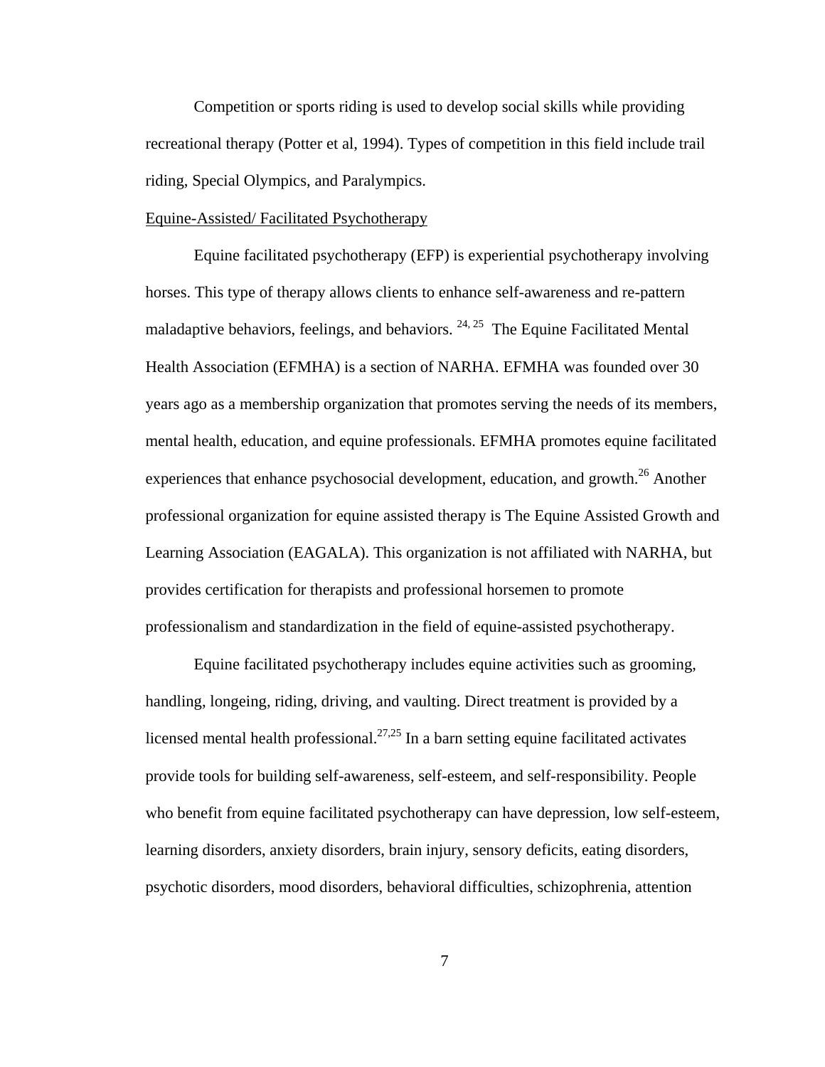Competition or sports riding is used to develop social skills while providing recreational therapy (Potter et al, 1994). Types of competition in this field include trail riding, Special Olympics, and Paralympics.

Equine-Assisted/ Facilitated Psychotherapy

Equine facilitated psychotherapy (EFP) is experiential psychotherapy involving horses. This type of therapy allows clients to enhance self-awareness and re-pattern maladaptive behaviors, feelings, and behaviors. [24, 25] The Equine Facilitated Mental Health Association (EFMHA) is a section of NARHA. EFMHA was founded over 30 years ago as a membership organization that promotes serving the needs of its members, mental health, education, and equine professionals. EFMHA promotes equine facilitated experiences that enhance psychosocial development, education, and growth.[26] Another professional organization for equine assisted therapy is The Equine Assisted Growth and Learning Association (EAGALA). This organization is not affiliated with NARHA, but provides certification for therapists and professional horsemen to promote professionalism and standardization in the field of equine-assisted psychotherapy.

Equine facilitated psychotherapy includes equine activities such as grooming, handling, longeing, riding, driving, and vaulting. Direct treatment is provided by a licensed mental health professional.[27,25] In a barn setting equine facilitated activates provide tools for building self-awareness, self-esteem, and self-responsibility. People who benefit from equine facilitated psychotherapy can have depression, low self-esteem, learning disorders, anxiety disorders, brain injury, sensory deficits, eating disorders, psychotic disorders, mood disorders, behavioral difficulties, schizophrenia, attention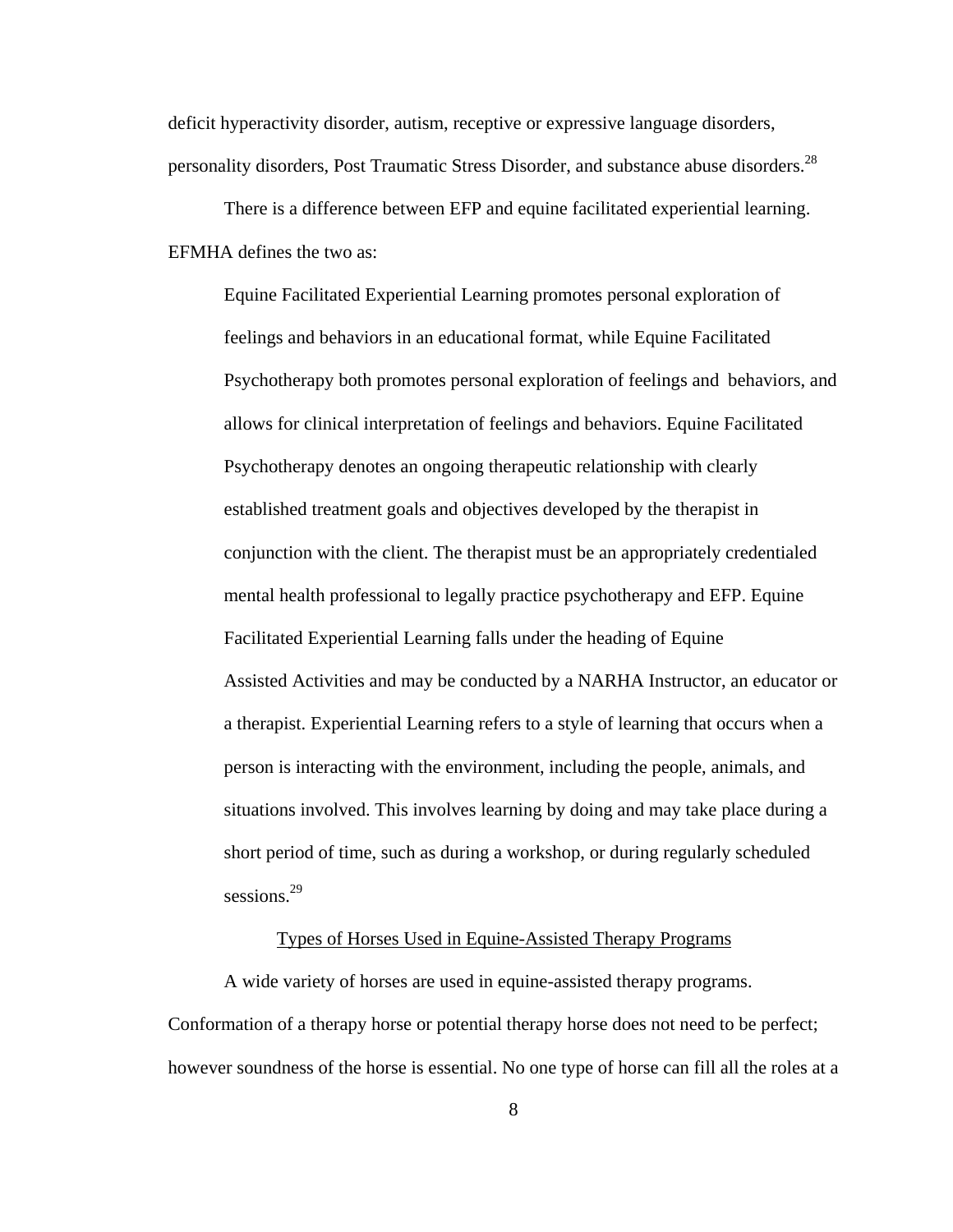deficit hyperactivity disorder, autism, receptive or expressive language disorders, personality disorders, Post Traumatic Stress Disorder, and substance abuse disorders.[28]

There is a difference between EFP and equine facilitated experiential learning. EFMHA defines the two as:

> Equine Facilitated Experiential Learning promotes personal exploration of feelings and behaviors in an educational format, while Equine Facilitated Psychotherapy both promotes personal exploration of feelings and behaviors, and allows for clinical interpretation of feelings and behaviors. Equine Facilitated Psychotherapy denotes an ongoing therapeutic relationship with clearly established treatment goals and objectives developed by the therapist in conjunction with the client. The therapist must be an appropriately credentialed mental health professional to legally practice psychotherapy and EFP. Equine Facilitated Experiential Learning falls under the heading of Equine Assisted Activities and may be conducted by a NARHA Instructor, an educator or a therapist. Experiential Learning refers to a style of learning that occurs when a person is interacting with the environment, including the people, animals, and situations involved. This involves learning by doing and may take place during a short period of time, such as during a workshop, or during regularly scheduled sessions.[29]

## Types of Horses Used in Equine-Assisted Therapy Programs

A wide variety of horses are used in equine-assisted therapy programs. Conformation of a therapy horse or potential therapy horse does not need to be perfect; however soundness of the horse is essential. No one type of horse can fill all the roles at a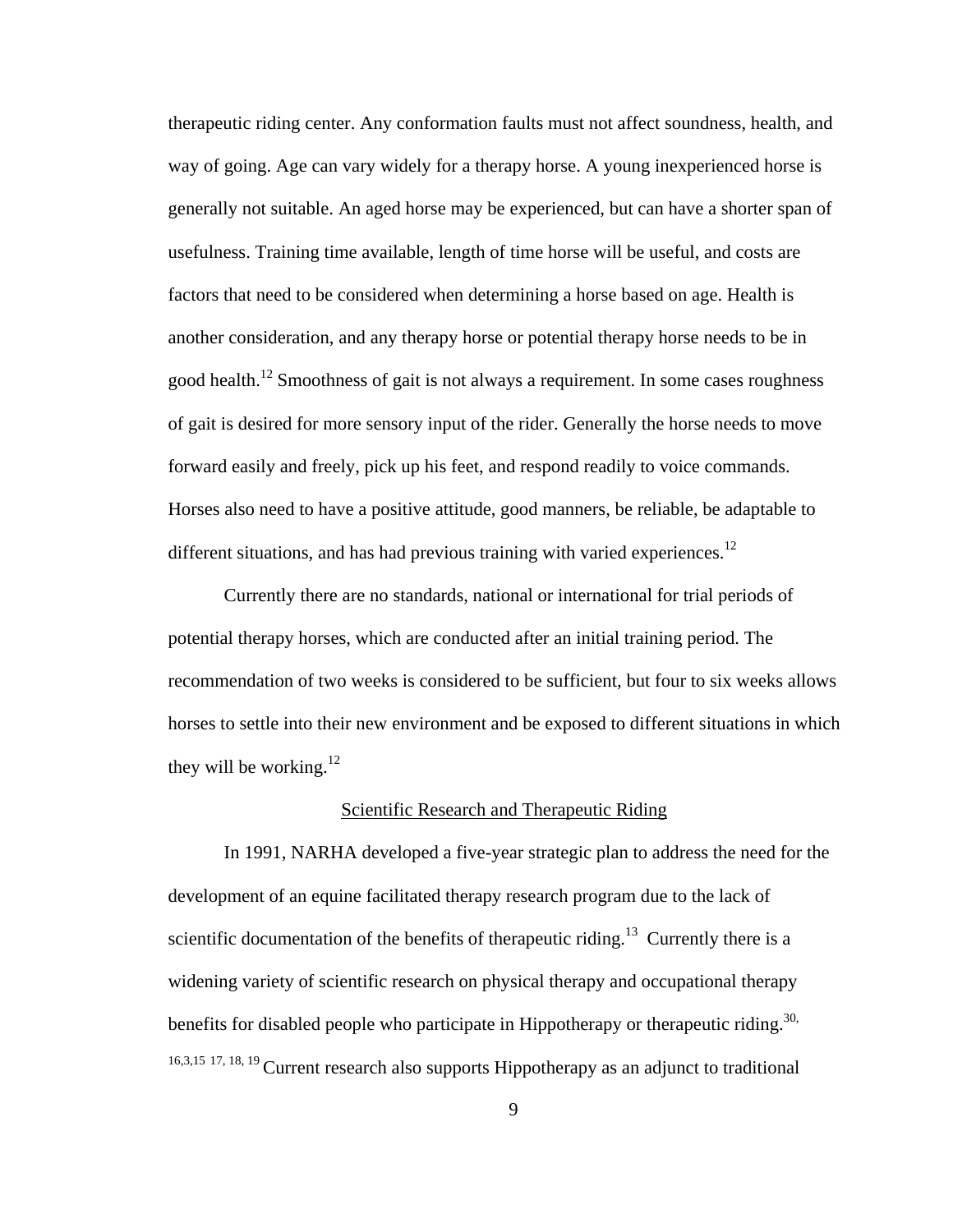therapeutic riding center. Any conformation faults must not affect soundness, health, and way of going. Age can vary widely for a therapy horse. A young inexperienced horse is generally not suitable. An aged horse may be experienced, but can have a shorter span of usefulness. Training time available, length of time horse will be useful, and costs are factors that need to be considered when determining a horse based on age. Health is another consideration, and any therapy horse or potential therapy horse needs to be in good health.[12] Smoothness of gait is not always a requirement. In some cases roughness of gait is desired for more sensory input of the rider. Generally the horse needs to move forward easily and freely, pick up his feet, and respond readily to voice commands. Horses also need to have a positive attitude, good manners, be reliable, be adaptable to different situations, and has had previous training with varied experiences.[12]

Currently there are no standards, national or international for trial periods of potential therapy horses, which are conducted after an initial training period. The recommendation of two weeks is considered to be sufficient, but four to six weeks allows horses to settle into their new environment and be exposed to different situations in which they will be working.[12]

## Scientific Research and Therapeutic Riding

In 1991, NARHA developed a five-year strategic plan to address the need for the development of an equine facilitated therapy research program due to the lack of scientific documentation of the benefits of therapeutic riding.[13] Currently there is a widening variety of scientific research on physical therapy and occupational therapy benefits for disabled people who participate in Hippotherapy or therapeutic riding.[30, 16,3,15 17, 18, 19] Current research also supports Hippotherapy as an adjunct to traditional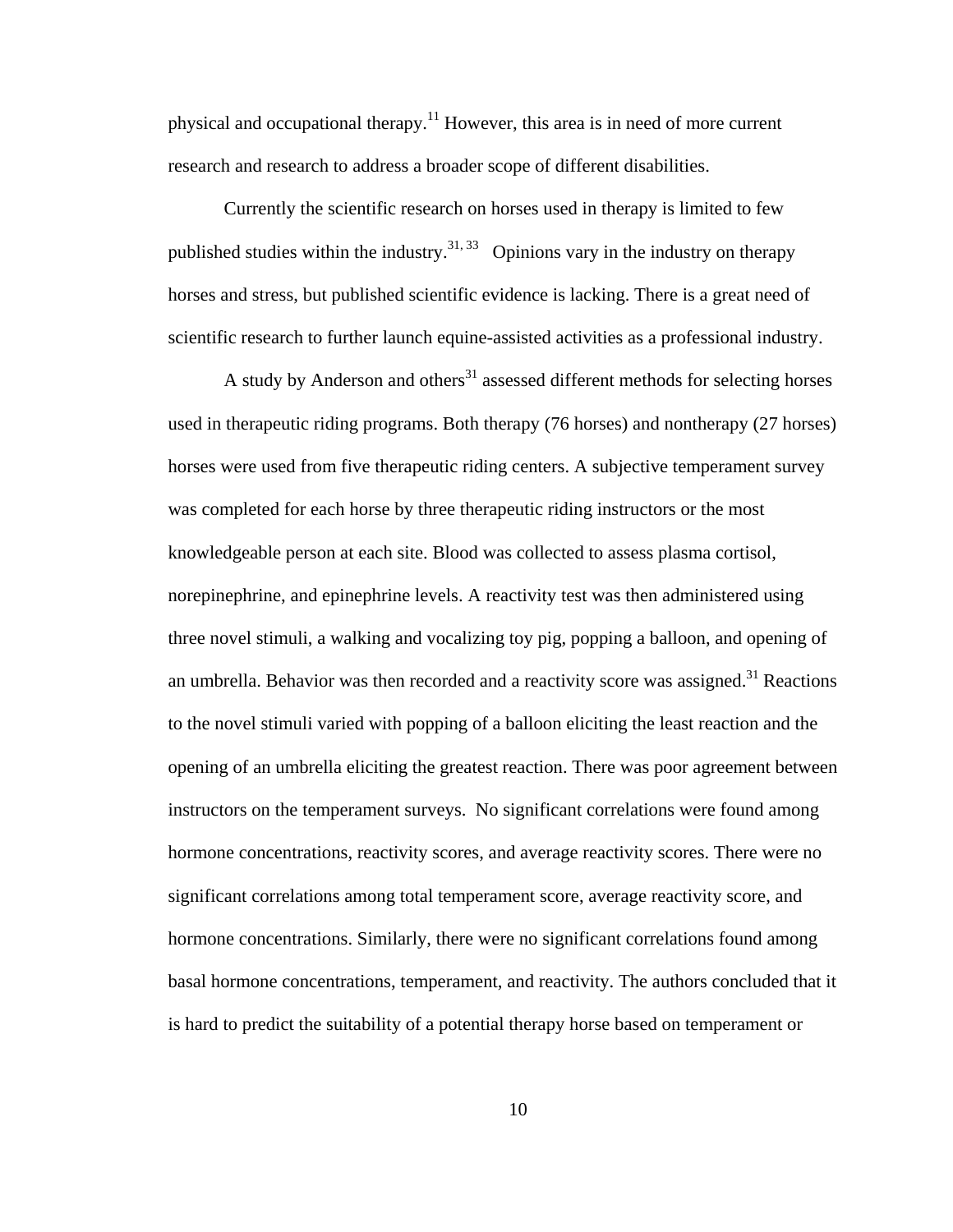physical and occupational therapy.[11] However, this area is in need of more current research and research to address a broader scope of different disabilities.

Currently the scientific research on horses used in therapy is limited to few published studies within the industry.[31, 33] Opinions vary in the industry on therapy horses and stress, but published scientific evidence is lacking. There is a great need of scientific research to further launch equine-assisted activities as a professional industry.

A study by Anderson and others[31] assessed different methods for selecting horses used in therapeutic riding programs. Both therapy (76 horses) and nontherapy (27 horses) horses were used from five therapeutic riding centers. A subjective temperament survey was completed for each horse by three therapeutic riding instructors or the most knowledgeable person at each site. Blood was collected to assess plasma cortisol, norepinephrine, and epinephrine levels. A reactivity test was then administered using three novel stimuli, a walking and vocalizing toy pig, popping a balloon, and opening of an umbrella. Behavior was then recorded and a reactivity score was assigned.[31] Reactions to the novel stimuli varied with popping of a balloon eliciting the least reaction and the opening of an umbrella eliciting the greatest reaction. There was poor agreement between instructors on the temperament surveys. No significant correlations were found among hormone concentrations, reactivity scores, and average reactivity scores. There were no significant correlations among total temperament score, average reactivity score, and hormone concentrations. Similarly, there were no significant correlations found among basal hormone concentrations, temperament, and reactivity. The authors concluded that it is hard to predict the suitability of a potential therapy horse based on temperament or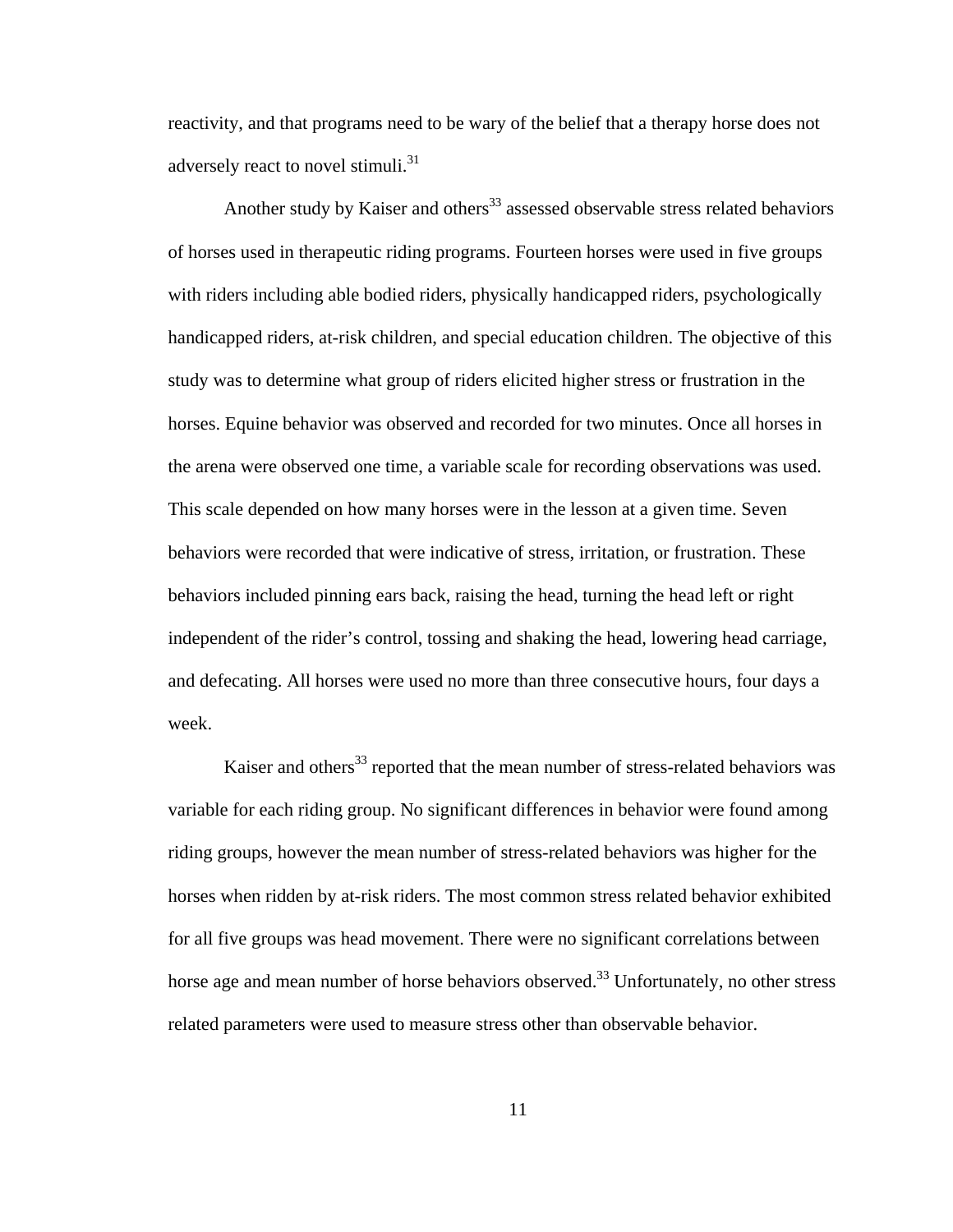reactivity, and that programs need to be wary of the belief that a therapy horse does not adversely react to novel stimuli.[31]

Another study by Kaiser and others[33] assessed observable stress related behaviors of horses used in therapeutic riding programs. Fourteen horses were used in five groups with riders including able bodied riders, physically handicapped riders, psychologically handicapped riders, at-risk children, and special education children. The objective of this study was to determine what group of riders elicited higher stress or frustration in the horses. Equine behavior was observed and recorded for two minutes. Once all horses in the arena were observed one time, a variable scale for recording observations was used. This scale depended on how many horses were in the lesson at a given time. Seven behaviors were recorded that were indicative of stress, irritation, or frustration. These behaviors included pinning ears back, raising the head, turning the head left or right independent of the rider's control, tossing and shaking the head, lowering head carriage, and defecating. All horses were used no more than three consecutive hours, four days a week.

Kaiser and others[33] reported that the mean number of stress-related behaviors was variable for each riding group. No significant differences in behavior were found among riding groups, however the mean number of stress-related behaviors was higher for the horses when ridden by at-risk riders. The most common stress related behavior exhibited for all five groups was head movement. There were no significant correlations between horse age and mean number of horse behaviors observed.[33] Unfortunately, no other stress related parameters were used to measure stress other than observable behavior.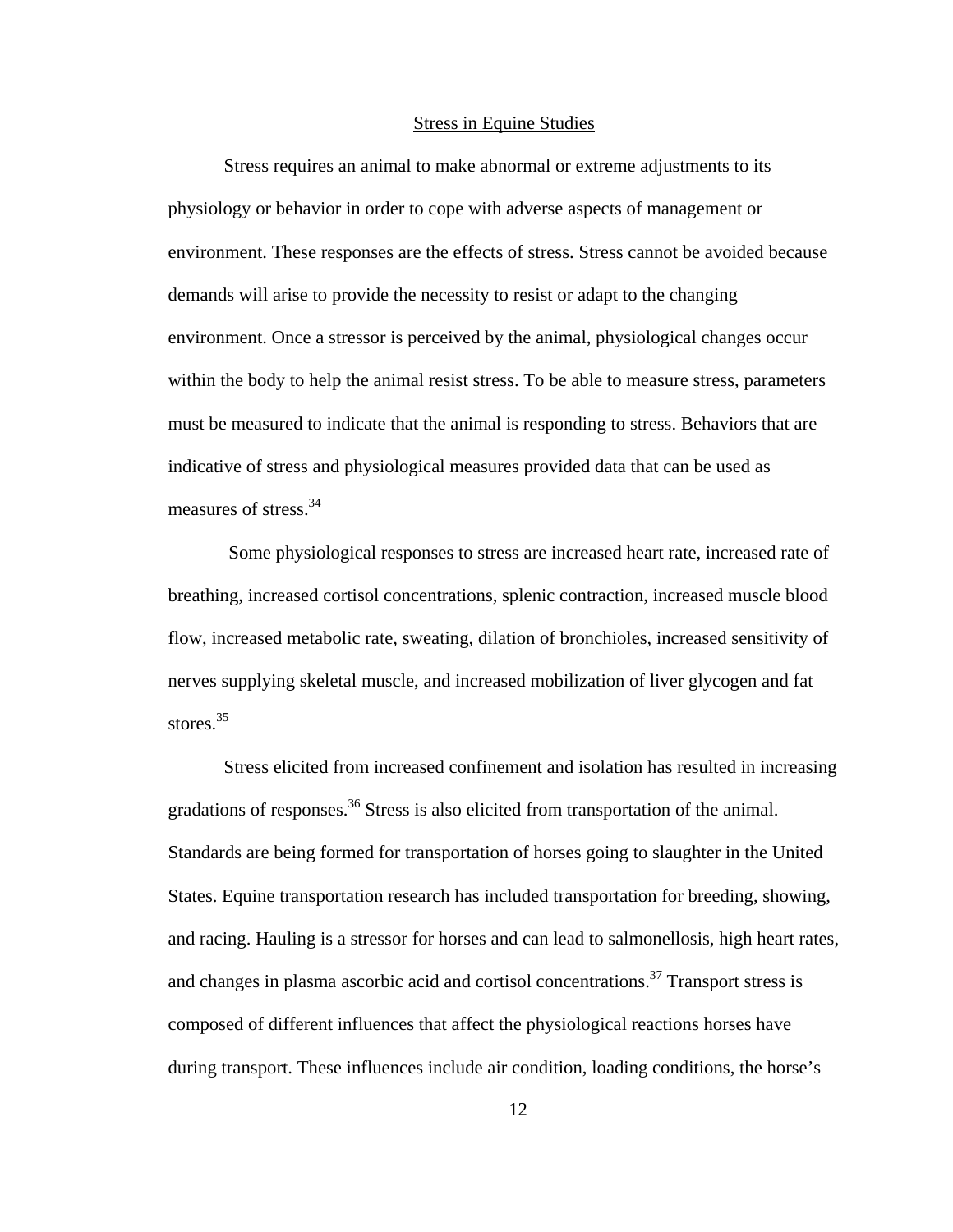## Stress in Equine Studies

Stress requires an animal to make abnormal or extreme adjustments to its physiology or behavior in order to cope with adverse aspects of management or environment. These responses are the effects of stress. Stress cannot be avoided because demands will arise to provide the necessity to resist or adapt to the changing environment. Once a stressor is perceived by the animal, physiological changes occur within the body to help the animal resist stress. To be able to measure stress, parameters must be measured to indicate that the animal is responding to stress. Behaviors that are indicative of stress and physiological measures provided data that can be used as measures of stress.[34]

Some physiological responses to stress are increased heart rate, increased rate of breathing, increased cortisol concentrations, splenic contraction, increased muscle blood flow, increased metabolic rate, sweating, dilation of bronchioles, increased sensitivity of nerves supplying skeletal muscle, and increased mobilization of liver glycogen and fat stores.[35]

Stress elicited from increased confinement and isolation has resulted in increasing gradations of responses.[36] Stress is also elicited from transportation of the animal. Standards are being formed for transportation of horses going to slaughter in the United States. Equine transportation research has included transportation for breeding, showing, and racing. Hauling is a stressor for horses and can lead to salmonellosis, high heart rates, and changes in plasma ascorbic acid and cortisol concentrations.[37] Transport stress is composed of different influences that affect the physiological reactions horses have during transport. These influences include air condition, loading conditions, the horse's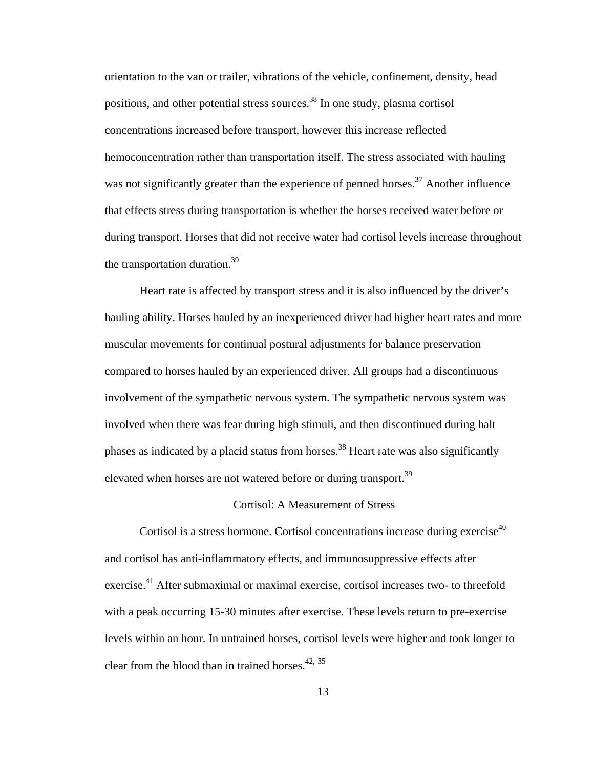orientation to the van or trailer, vibrations of the vehicle, confinement, density, head positions, and other potential stress sources.[38] In one study, plasma cortisol concentrations increased before transport, however this increase reflected hemoconcentration rather than transportation itself. The stress associated with hauling was not significantly greater than the experience of penned horses.[37] Another influence that effects stress during transportation is whether the horses received water before or during transport. Horses that did not receive water had cortisol levels increase throughout the transportation duration.[39]

Heart rate is affected by transport stress and it is also influenced by the driver's hauling ability. Horses hauled by an inexperienced driver had higher heart rates and more muscular movements for continual postural adjustments for balance preservation compared to horses hauled by an experienced driver. All groups had a discontinuous involvement of the sympathetic nervous system. The sympathetic nervous system was involved when there was fear during high stimuli, and then discontinued during halt phases as indicated by a placid status from horses.[38] Heart rate was also significantly elevated when horses are not watered before or during transport.[39]

## Cortisol: A Measurement of Stress

Cortisol is a stress hormone. Cortisol concentrations increase during exercise[40] and cortisol has anti-inflammatory effects, and immunosuppressive effects after exercise.[41] After submaximal or maximal exercise, cortisol increases two- to threefold with a peak occurring 15-30 minutes after exercise. These levels return to pre-exercise levels within an hour. In untrained horses, cortisol levels were higher and took longer to clear from the blood than in trained horses.[42, 35]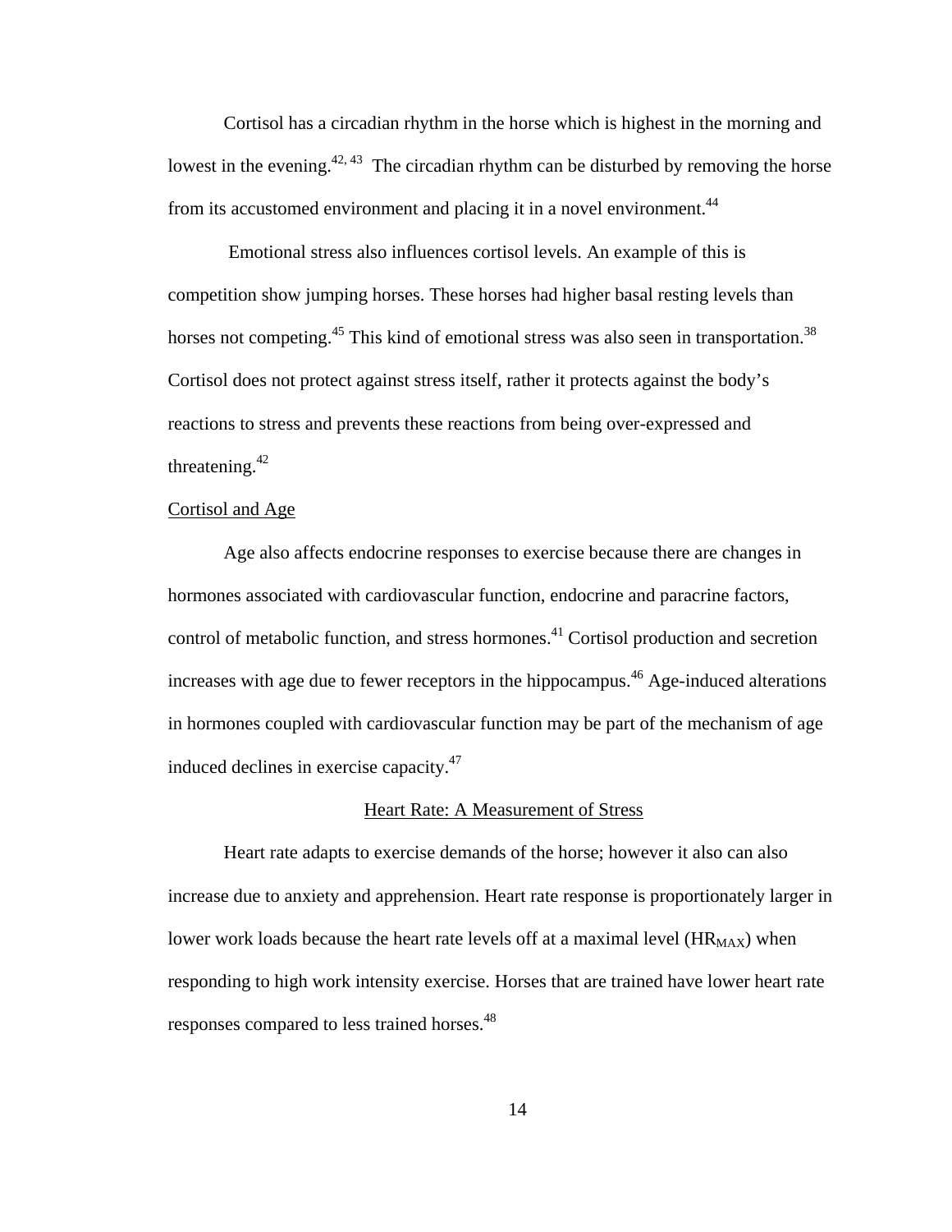Cortisol has a circadian rhythm in the horse which is highest in the morning and lowest in the evening.[42, 43] The circadian rhythm can be disturbed by removing the horse from its accustomed environment and placing it in a novel environment.[44]

Emotional stress also influences cortisol levels. An example of this is competition show jumping horses. These horses had higher basal resting levels than horses not competing.[45] This kind of emotional stress was also seen in transportation.[38] Cortisol does not protect against stress itself, rather it protects against the body's reactions to stress and prevents these reactions from being over-expressed and threatening.[42]

### Cortisol and Age

Age also affects endocrine responses to exercise because there are changes in hormones associated with cardiovascular function, endocrine and paracrine factors, control of metabolic function, and stress hormones.[41] Cortisol production and secretion increases with age due to fewer receptors in the hippocampus.[46] Age-induced alterations in hormones coupled with cardiovascular function may be part of the mechanism of age induced declines in exercise capacity.[47]

## Heart Rate: A Measurement of Stress

Heart rate adapts to exercise demands of the horse; however it also can also increase due to anxiety and apprehension. Heart rate response is proportionately larger in lower work loads because the heart rate levels off at a maximal level ($HR_{MAX}$) when responding to high work intensity exercise. Horses that are trained have lower heart rate responses compared to less trained horses.[48]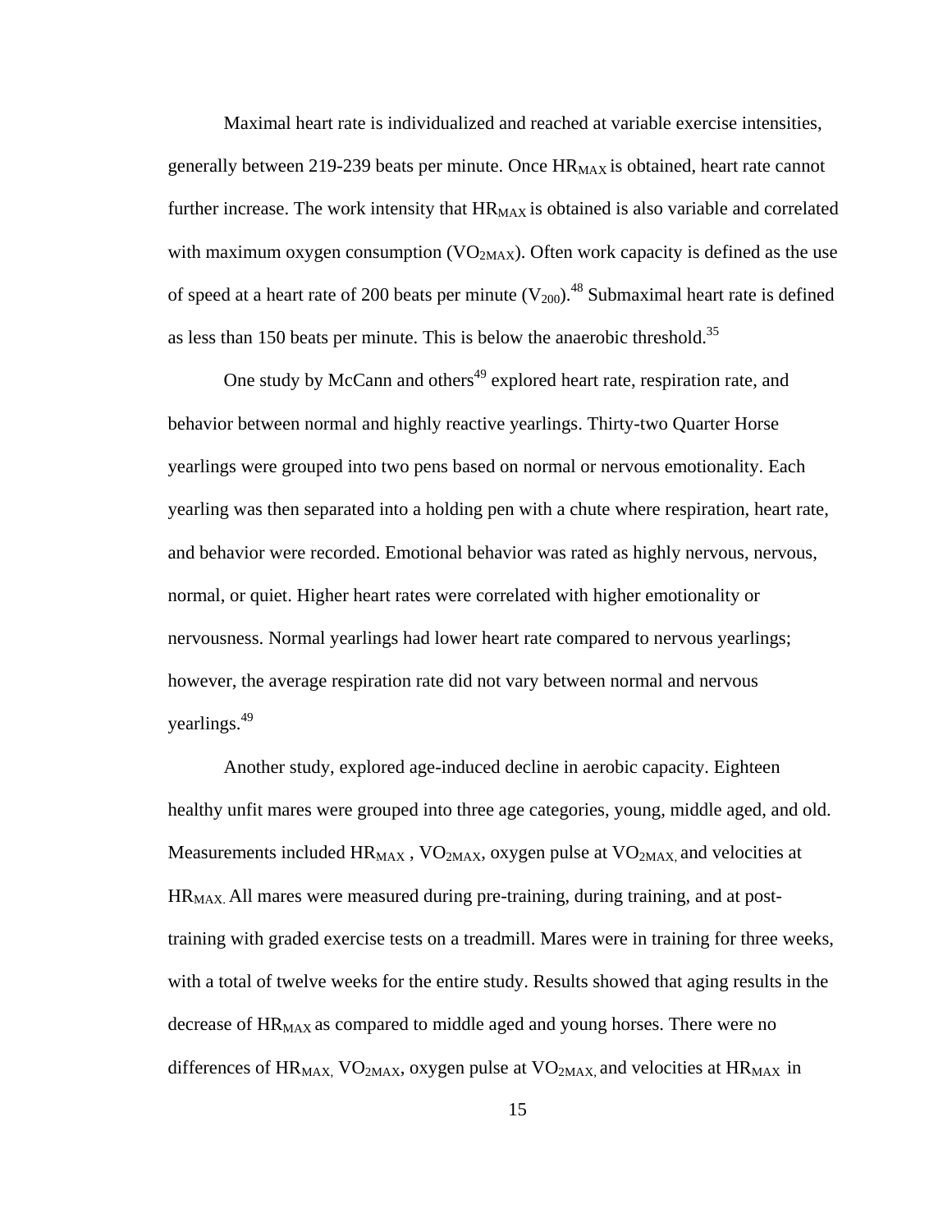Maximal heart rate is individualized and reached at variable exercise intensities, generally between 219-239 beats per minute. Once $HR_{MAX}$ is obtained, heart rate cannot further increase. The work intensity that $HR_{MAX}$ is obtained is also variable and correlated with maximum oxygen consumption ($VO_{2MAX}$). Often work capacity is defined as the use of speed at a heart rate of 200 beats per minute ($V_{200}$).[48] Submaximal heart rate is defined as less than 150 beats per minute. This is below the anaerobic threshold.[35]

One study by McCann and others[49] explored heart rate, respiration rate, and behavior between normal and highly reactive yearlings. Thirty-two Quarter Horse yearlings were grouped into two pens based on normal or nervous emotionality. Each yearling was then separated into a holding pen with a chute where respiration, heart rate, and behavior were recorded. Emotional behavior was rated as highly nervous, nervous, normal, or quiet. Higher heart rates were correlated with higher emotionality or nervousness. Normal yearlings had lower heart rate compared to nervous yearlings; however, the average respiration rate did not vary between normal and nervous yearlings.[49]

Another study, explored age-induced decline in aerobic capacity. Eighteen healthy unfit mares were grouped into three age categories, young, middle aged, and old. Measurements included $HR_{MAX}$ , $VO_{2MAX}$, oxygen pulse at $VO_{2MAX,}$ and velocities at $HR_{MAX.}$ All mares were measured during pre-training, during training, and at post-training with graded exercise tests on a treadmill. Mares were in training for three weeks, with a total of twelve weeks for the entire study. Results showed that aging results in the decrease of $HR_{MAX}$ as compared to middle aged and young horses. There were no differences of $HR_{MAX,}$ $VO_{2MAX}$, oxygen pulse at $VO_{2MAX,}$ and velocities at $HR_{MAX}$ in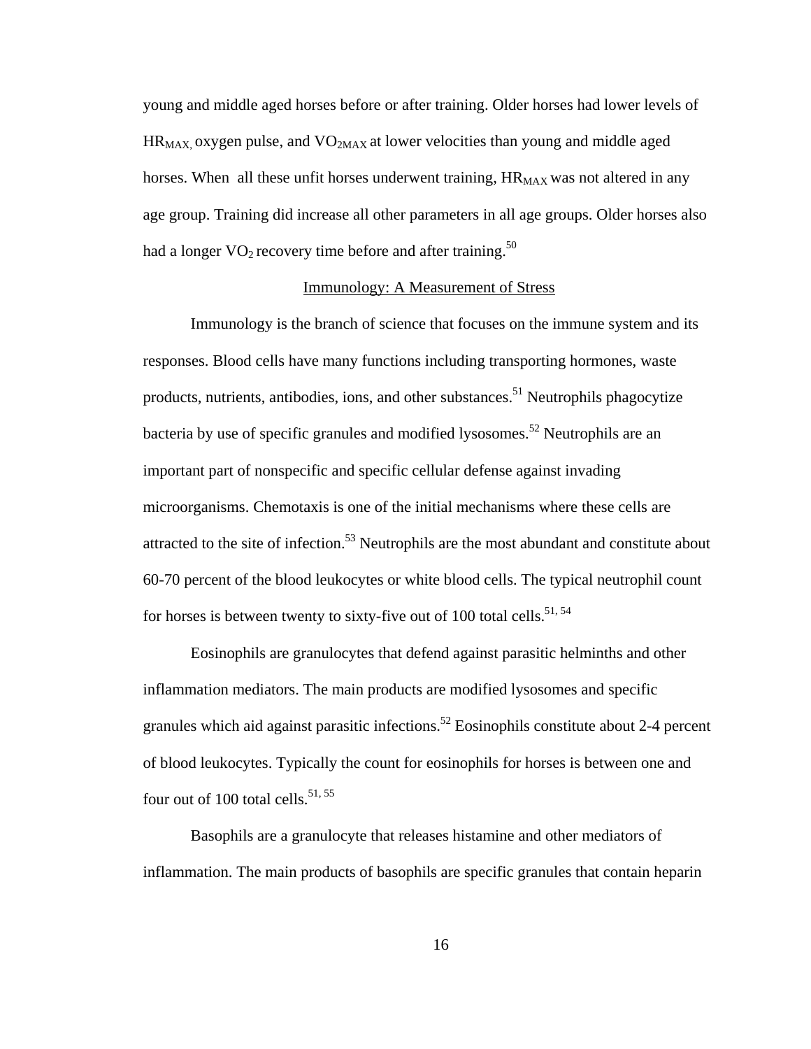young and middle aged horses before or after training. Older horses had lower levels of $HR_{MAX}$, oxygen pulse, and $VO_{2MAX}$ at lower velocities than young and middle aged horses. When all these unfit horses underwent training, $HR_{MAX}$ was not altered in any age group. Training did increase all other parameters in all age groups. Older horses also had a longer $VO_2$ recovery time before and after training.[50]

## Immunology: A Measurement of Stress

Immunology is the branch of science that focuses on the immune system and its responses. Blood cells have many functions including transporting hormones, waste products, nutrients, antibodies, ions, and other substances.[51] Neutrophils phagocytize bacteria by use of specific granules and modified lysosomes.[52] Neutrophils are an important part of nonspecific and specific cellular defense against invading microorganisms. Chemotaxis is one of the initial mechanisms where these cells are attracted to the site of infection.[53] Neutrophils are the most abundant and constitute about 60-70 percent of the blood leukocytes or white blood cells. The typical neutrophil count for horses is between twenty to sixty-five out of 100 total cells.[51, 54]

Eosinophils are granulocytes that defend against parasitic helminths and other inflammation mediators. The main products are modified lysosomes and specific granules which aid against parasitic infections.[52] Eosinophils constitute about 2-4 percent of blood leukocytes. Typically the count for eosinophils for horses is between one and four out of 100 total cells.[51, 55]

Basophils are a granulocyte that releases histamine and other mediators of inflammation. The main products of basophils are specific granules that contain heparin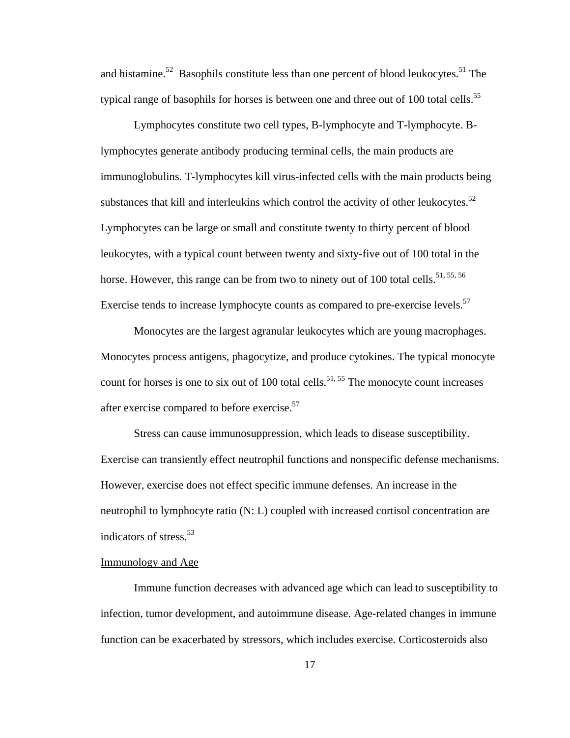and histamine.[52] Basophils constitute less than one percent of blood leukocytes.[51] The typical range of basophils for horses is between one and three out of 100 total cells.[55]

Lymphocytes constitute two cell types, B-lymphocyte and T-lymphocyte. B-lymphocytes generate antibody producing terminal cells, the main products are immunoglobulins. T-lymphocytes kill virus-infected cells with the main products being substances that kill and interleukins which control the activity of other leukocytes.[52] Lymphocytes can be large or small and constitute twenty to thirty percent of blood leukocytes, with a typical count between twenty and sixty-five out of 100 total in the horse. However, this range can be from two to ninety out of 100 total cells.[51, 55, 56] Exercise tends to increase lymphocyte counts as compared to pre-exercise levels.[57]

Monocytes are the largest agranular leukocytes which are young macrophages. Monocytes process antigens, phagocytize, and produce cytokines. The typical monocyte count for horses is one to six out of 100 total cells.[51, 55] The monocyte count increases after exercise compared to before exercise.[57]

Stress can cause immunosuppression, which leads to disease susceptibility. Exercise can transiently effect neutrophil functions and nonspecific defense mechanisms. However, exercise does not effect specific immune defenses. An increase in the neutrophil to lymphocyte ratio (N: L) coupled with increased cortisol concentration are indicators of stress.[53]

<u>Immunology and Age</u>

Immune function decreases with advanced age which can lead to susceptibility to infection, tumor development, and autoimmune disease. Age-related changes in immune function can be exacerbated by stressors, which includes exercise. Corticosteroids also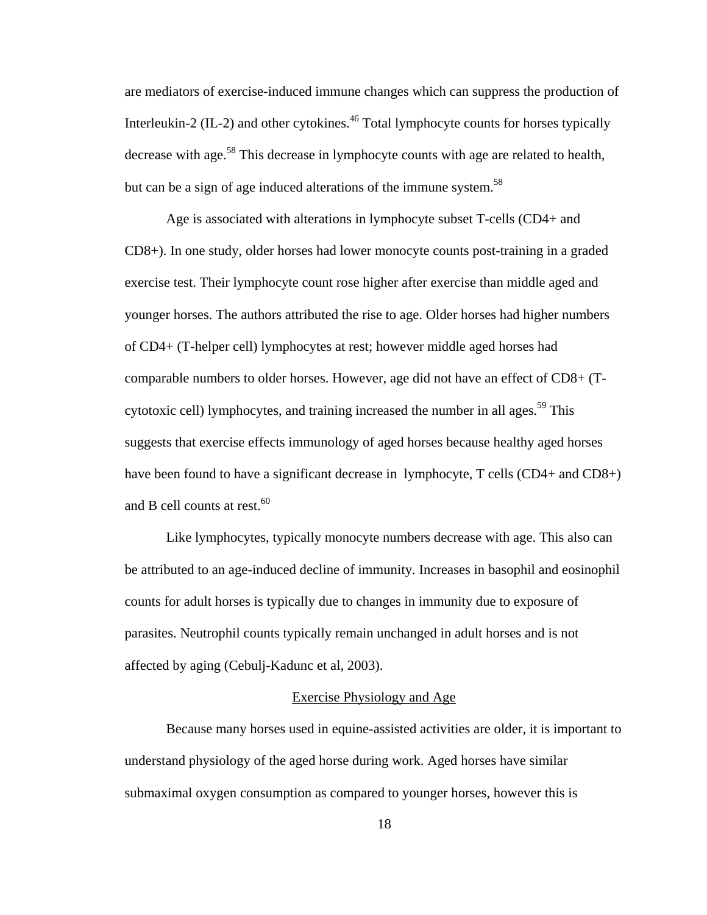are mediators of exercise-induced immune changes which can suppress the production of Interleukin-2 (IL-2) and other cytokines.[46] Total lymphocyte counts for horses typically decrease with age.[58] This decrease in lymphocyte counts with age are related to health, but can be a sign of age induced alterations of the immune system.[58]

Age is associated with alterations in lymphocyte subset T-cells (CD4+ and CD8+). In one study, older horses had lower monocyte counts post-training in a graded exercise test. Their lymphocyte count rose higher after exercise than middle aged and younger horses. The authors attributed the rise to age. Older horses had higher numbers of CD4+ (T-helper cell) lymphocytes at rest; however middle aged horses had comparable numbers to older horses. However, age did not have an effect of CD8+ (T-cytotoxic cell) lymphocytes, and training increased the number in all ages.[59] This suggests that exercise effects immunology of aged horses because healthy aged horses have been found to have a significant decrease in lymphocyte, T cells (CD4+ and CD8+) and B cell counts at rest.[60]

Like lymphocytes, typically monocyte numbers decrease with age. This also can be attributed to an age-induced decline of immunity. Increases in basophil and eosinophil counts for adult horses is typically due to changes in immunity due to exposure of parasites. Neutrophil counts typically remain unchanged in adult horses and is not affected by aging (Cebulj-Kadunc et al, 2003).

## Exercise Physiology and Age

Because many horses used in equine-assisted activities are older, it is important to understand physiology of the aged horse during work. Aged horses have similar submaximal oxygen consumption as compared to younger horses, however this is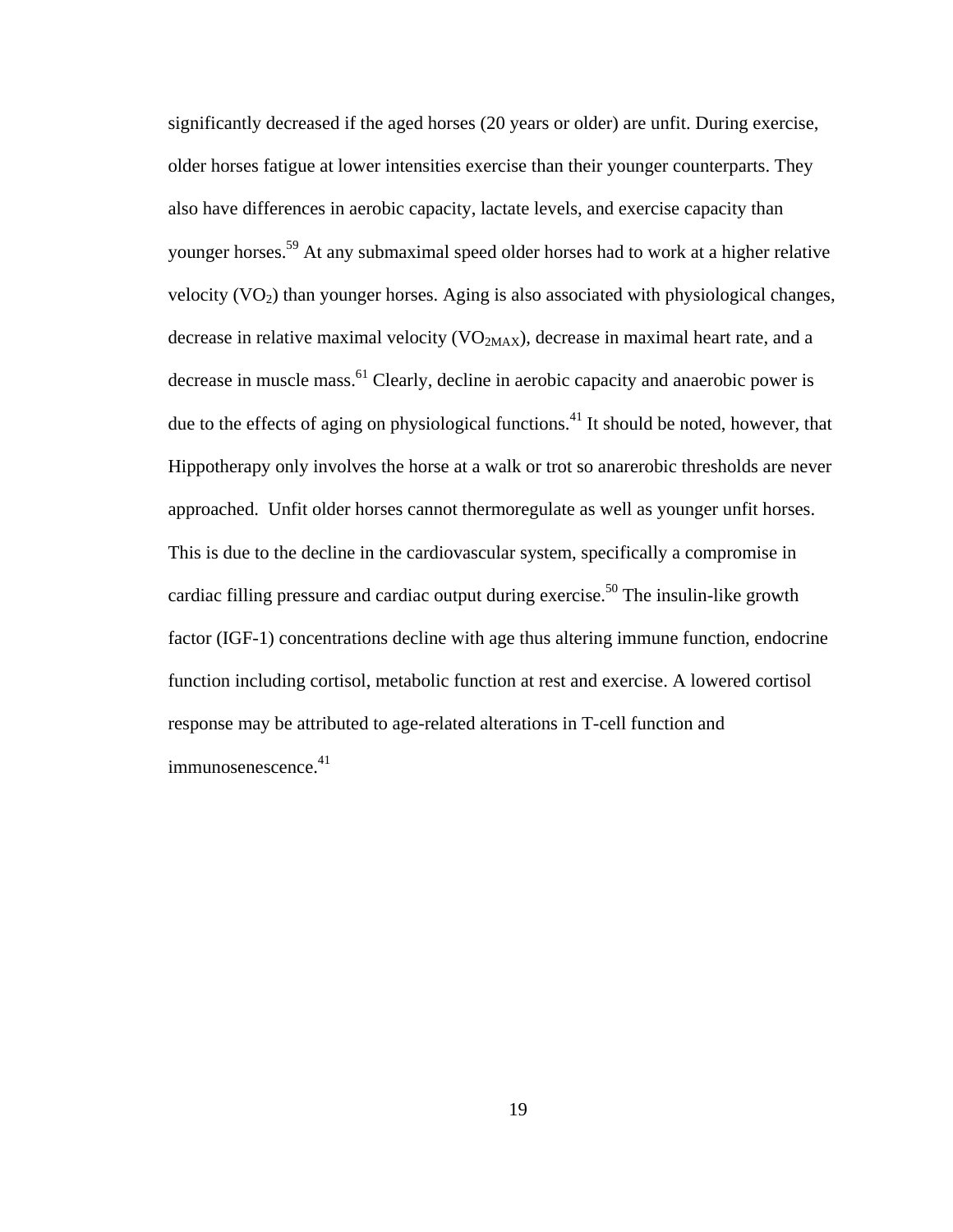significantly decreased if the aged horses (20 years or older) are unfit. During exercise, older horses fatigue at lower intensities exercise than their younger counterparts. They also have differences in aerobic capacity, lactate levels, and exercise capacity than younger horses.[59] At any submaximal speed older horses had to work at a higher relative velocity ($VO_2$) than younger horses. Aging is also associated with physiological changes, decrease in relative maximal velocity ($VO_{2MAX}$), decrease in maximal heart rate, and a decrease in muscle mass.[61] Clearly, decline in aerobic capacity and anaerobic power is due to the effects of aging on physiological functions.[41] It should be noted, however, that Hippotherapy only involves the horse at a walk or trot so anarerobic thresholds are never approached. Unfit older horses cannot thermoregulate as well as younger unfit horses. This is due to the decline in the cardiovascular system, specifically a compromise in cardiac filling pressure and cardiac output during exercise.[50] The insulin-like growth factor (IGF-1) concentrations decline with age thus altering immune function, endocrine function including cortisol, metabolic function at rest and exercise. A lowered cortisol response may be attributed to age-related alterations in T-cell function and immunosenescence.[41]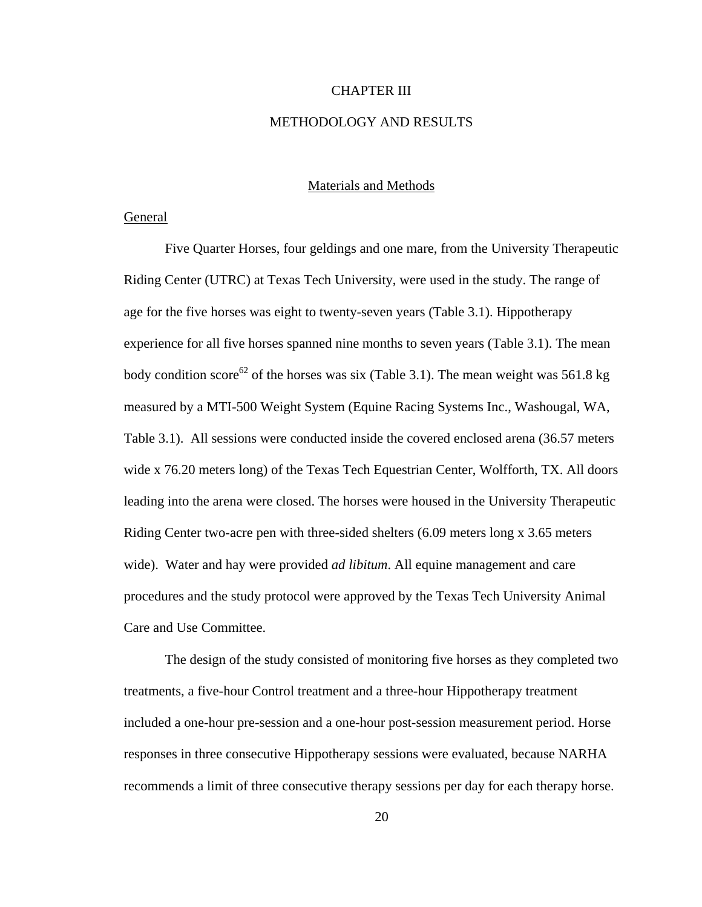# CHAPTER III

# METHODOLOGY AND RESULTS

## Materials and Methods

### General

Five Quarter Horses, four geldings and one mare, from the University Therapeutic Riding Center (UTRC) at Texas Tech University, were used in the study. The range of age for the five horses was eight to twenty-seven years (Table 3.1). Hippotherapy experience for all five horses spanned nine months to seven years (Table 3.1). The mean body condition score[62] of the horses was six (Table 3.1). The mean weight was 561.8 kg measured by a MTI-500 Weight System (Equine Racing Systems Inc., Washougal, WA, Table 3.1). All sessions were conducted inside the covered enclosed arena (36.57 meters wide x 76.20 meters long) of the Texas Tech Equestrian Center, Wolfforth, TX. All doors leading into the arena were closed. The horses were housed in the University Therapeutic Riding Center two-acre pen with three-sided shelters (6.09 meters long x 3.65 meters wide). Water and hay were provided *ad libitum*. All equine management and care procedures and the study protocol were approved by the Texas Tech University Animal Care and Use Committee.

The design of the study consisted of monitoring five horses as they completed two treatments, a five-hour Control treatment and a three-hour Hippotherapy treatment included a one-hour pre-session and a one-hour post-session measurement period. Horse responses in three consecutive Hippotherapy sessions were evaluated, because NARHA recommends a limit of three consecutive therapy sessions per day for each therapy horse.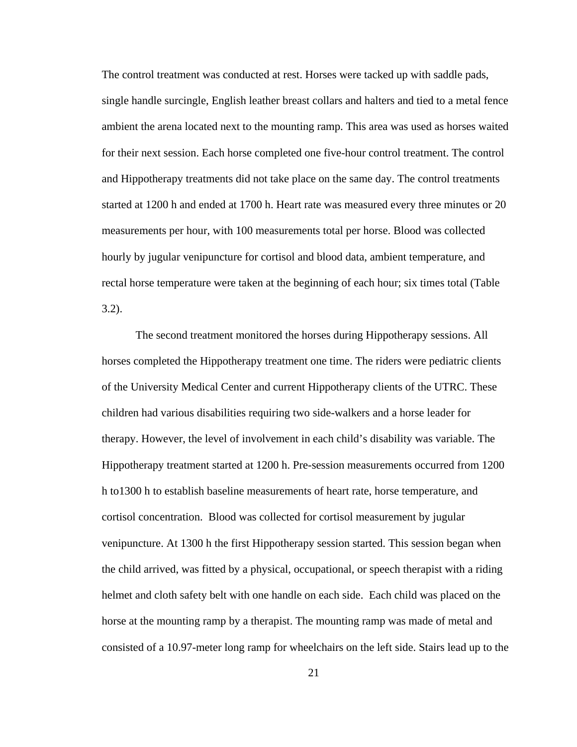The control treatment was conducted at rest. Horses were tacked up with saddle pads, single handle surcingle, English leather breast collars and halters and tied to a metal fence ambient the arena located next to the mounting ramp. This area was used as horses waited for their next session. Each horse completed one five-hour control treatment. The control and Hippotherapy treatments did not take place on the same day. The control treatments started at 1200 h and ended at 1700 h. Heart rate was measured every three minutes or 20 measurements per hour, with 100 measurements total per horse. Blood was collected hourly by jugular venipuncture for cortisol and blood data, ambient temperature, and rectal horse temperature were taken at the beginning of each hour; six times total (Table 3.2).

The second treatment monitored the horses during Hippotherapy sessions. All horses completed the Hippotherapy treatment one time. The riders were pediatric clients of the University Medical Center and current Hippotherapy clients of the UTRC. These children had various disabilities requiring two side-walkers and a horse leader for therapy. However, the level of involvement in each child's disability was variable. The Hippotherapy treatment started at 1200 h. Pre-session measurements occurred from 1200 h to1300 h to establish baseline measurements of heart rate, horse temperature, and cortisol concentration. Blood was collected for cortisol measurement by jugular venipuncture. At 1300 h the first Hippotherapy session started. This session began when the child arrived, was fitted by a physical, occupational, or speech therapist with a riding helmet and cloth safety belt with one handle on each side. Each child was placed on the horse at the mounting ramp by a therapist. The mounting ramp was made of metal and consisted of a 10.97-meter long ramp for wheelchairs on the left side. Stairs lead up to the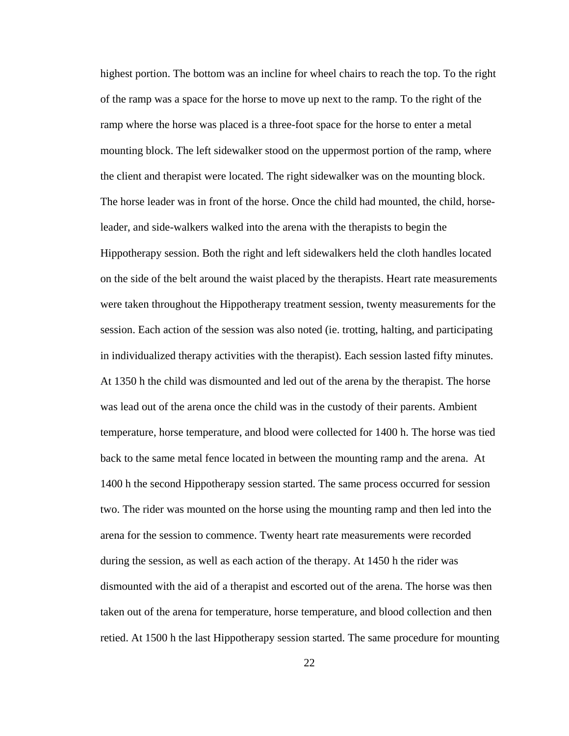highest portion. The bottom was an incline for wheel chairs to reach the top. To the right of the ramp was a space for the horse to move up next to the ramp. To the right of the ramp where the horse was placed is a three-foot space for the horse to enter a metal mounting block. The left sidewalker stood on the uppermost portion of the ramp, where the client and therapist were located. The right sidewalker was on the mounting block. The horse leader was in front of the horse. Once the child had mounted, the child, horse-leader, and side-walkers walked into the arena with the therapists to begin the Hippotherapy session. Both the right and left sidewalkers held the cloth handles located on the side of the belt around the waist placed by the therapists. Heart rate measurements were taken throughout the Hippotherapy treatment session, twenty measurements for the session. Each action of the session was also noted (ie. trotting, halting, and participating in individualized therapy activities with the therapist). Each session lasted fifty minutes. At 1350 h the child was dismounted and led out of the arena by the therapist. The horse was lead out of the arena once the child was in the custody of their parents. Ambient temperature, horse temperature, and blood were collected for 1400 h. The horse was tied back to the same metal fence located in between the mounting ramp and the arena.  At 1400 h the second Hippotherapy session started. The same process occurred for session two. The rider was mounted on the horse using the mounting ramp and then led into the arena for the session to commence. Twenty heart rate measurements were recorded during the session, as well as each action of the therapy. At 1450 h the rider was dismounted with the aid of a therapist and escorted out of the arena. The horse was then taken out of the arena for temperature, horse temperature, and blood collection and then retied. At 1500 h the last Hippotherapy session started. The same procedure for mounting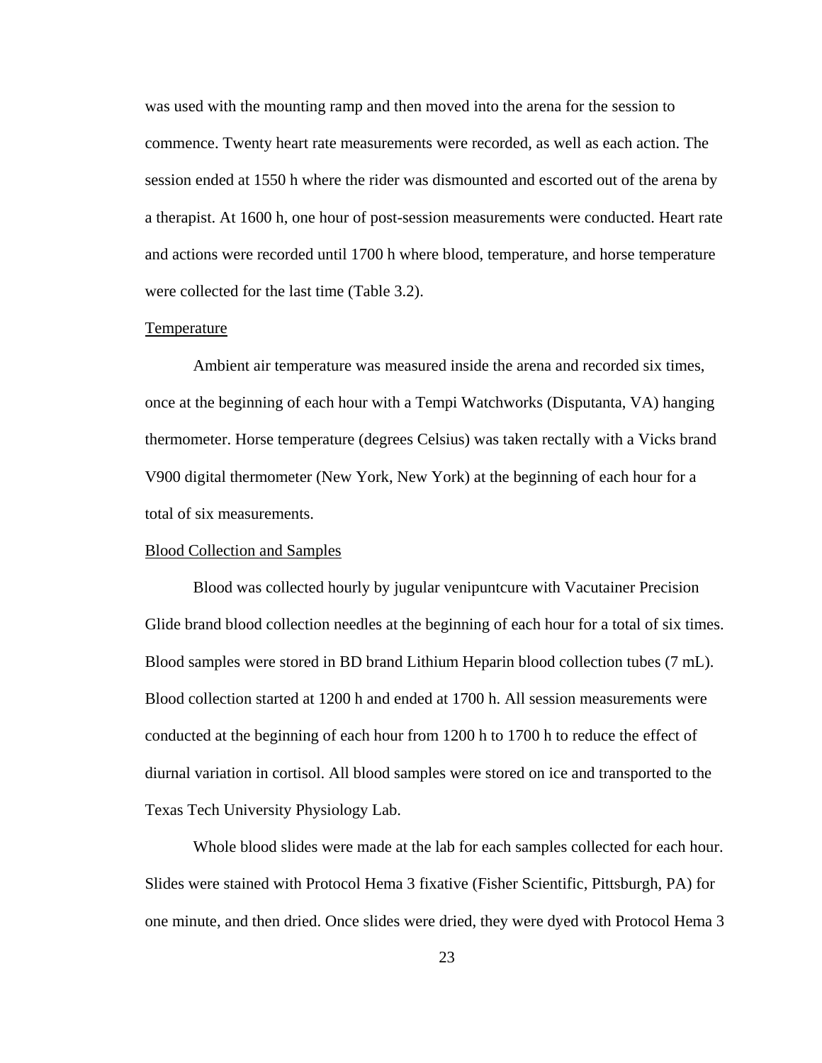was used with the mounting ramp and then moved into the arena for the session to commence. Twenty heart rate measurements were recorded, as well as each action. The session ended at 1550 h where the rider was dismounted and escorted out of the arena by a therapist. At 1600 h, one hour of post-session measurements were conducted. Heart rate and actions were recorded until 1700 h where blood, temperature, and horse temperature were collected for the last time (Table 3.2).

<u>Temperature</u>

Ambient air temperature was measured inside the arena and recorded six times, once at the beginning of each hour with a Tempi Watchworks (Disputanta, VA) hanging thermometer. Horse temperature (degrees Celsius) was taken rectally with a Vicks brand V900 digital thermometer (New York, New York) at the beginning of each hour for a total of six measurements.

<u>Blood Collection and Samples</u>

Blood was collected hourly by jugular veniputncure with Vacutainer Precision Glide brand blood collection needles at the beginning of each hour for a total of six times. Blood samples were stored in BD brand Lithium Heparin blood collection tubes (7 mL). Blood collection started at 1200 h and ended at 1700 h. All session measurements were conducted at the beginning of each hour from 1200 h to 1700 h to reduce the effect of diurnal variation in cortisol. All blood samples were stored on ice and transported to the Texas Tech University Physiology Lab.

Whole blood slides were made at the lab for each samples collected for each hour. Slides were stained with Protocol Hema 3 fixative (Fisher Scientific, Pittsburgh, PA) for one minute, and then dried. Once slides were dried, they were dyed with Protocol Hema 3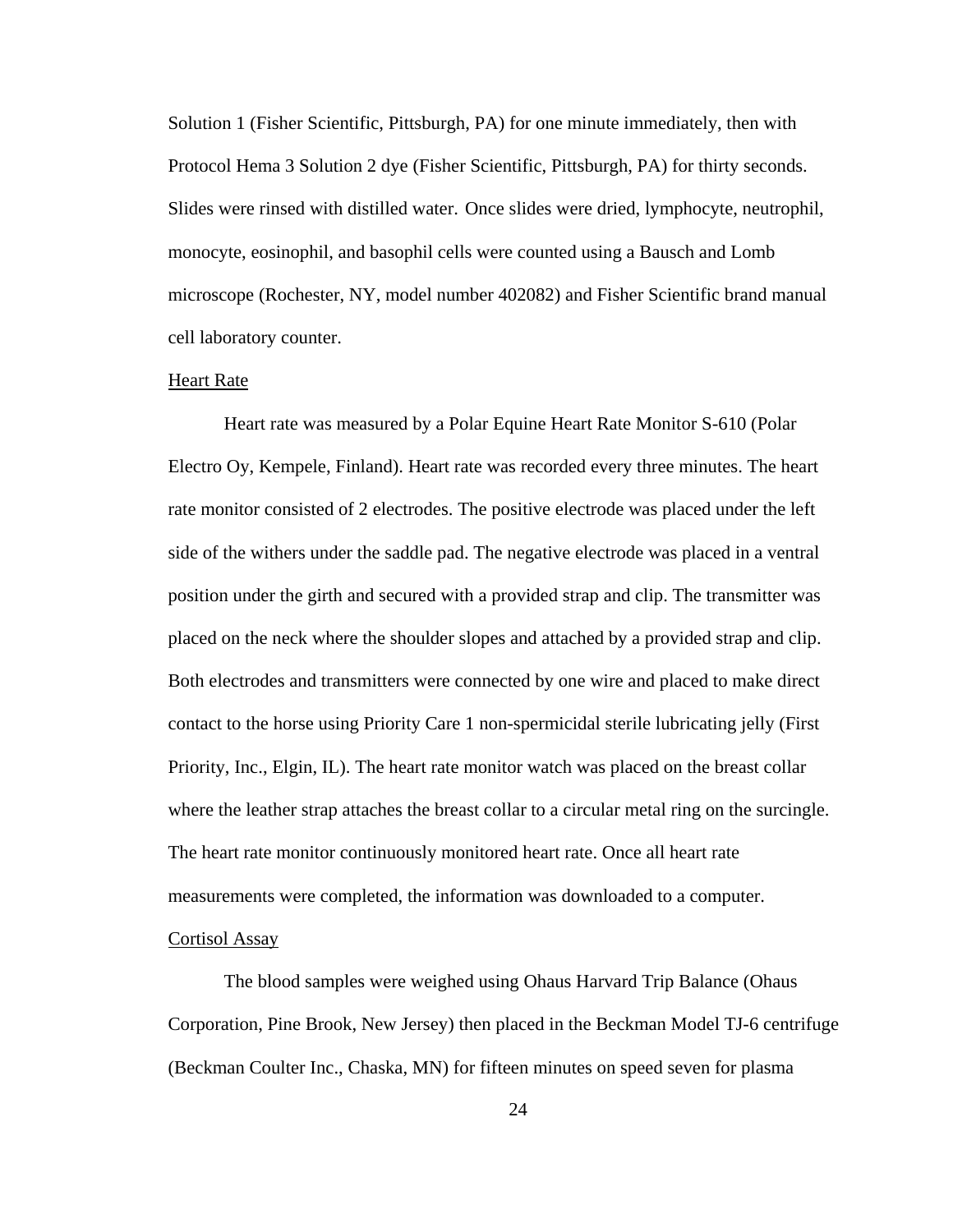Solution 1 (Fisher Scientific, Pittsburgh, PA) for one minute immediately, then with Protocol Hema 3 Solution 2 dye (Fisher Scientific, Pittsburgh, PA) for thirty seconds. Slides were rinsed with distilled water. Once slides were dried, lymphocyte, neutrophil, monocyte, eosinophil, and basophil cells were counted using a Bausch and Lomb microscope (Rochester, NY, model number 402082) and Fisher Scientific brand manual cell laboratory counter.

### Heart Rate

Heart rate was measured by a Polar Equine Heart Rate Monitor S-610 (Polar Electro Oy, Kempele, Finland). Heart rate was recorded every three minutes. The heart rate monitor consisted of 2 electrodes. The positive electrode was placed under the left side of the withers under the saddle pad. The negative electrode was placed in a ventral position under the girth and secured with a provided strap and clip. The transmitter was placed on the neck where the shoulder slopes and attached by a provided strap and clip. Both electrodes and transmitters were connected by one wire and placed to make direct contact to the horse using Priority Care 1 non-spermicidal sterile lubricating jelly (First Priority, Inc., Elgin, IL). The heart rate monitor watch was placed on the breast collar where the leather strap attaches the breast collar to a circular metal ring on the surcingle. The heart rate monitor continuously monitored heart rate. Once all heart rate measurements were completed, the information was downloaded to a computer.

### Cortisol Assay

The blood samples were weighed using Ohaus Harvard Trip Balance (Ohaus Corporation, Pine Brook, New Jersey) then placed in the Beckman Model TJ-6 centrifuge (Beckman Coulter Inc., Chaska, MN) for fifteen minutes on speed seven for plasma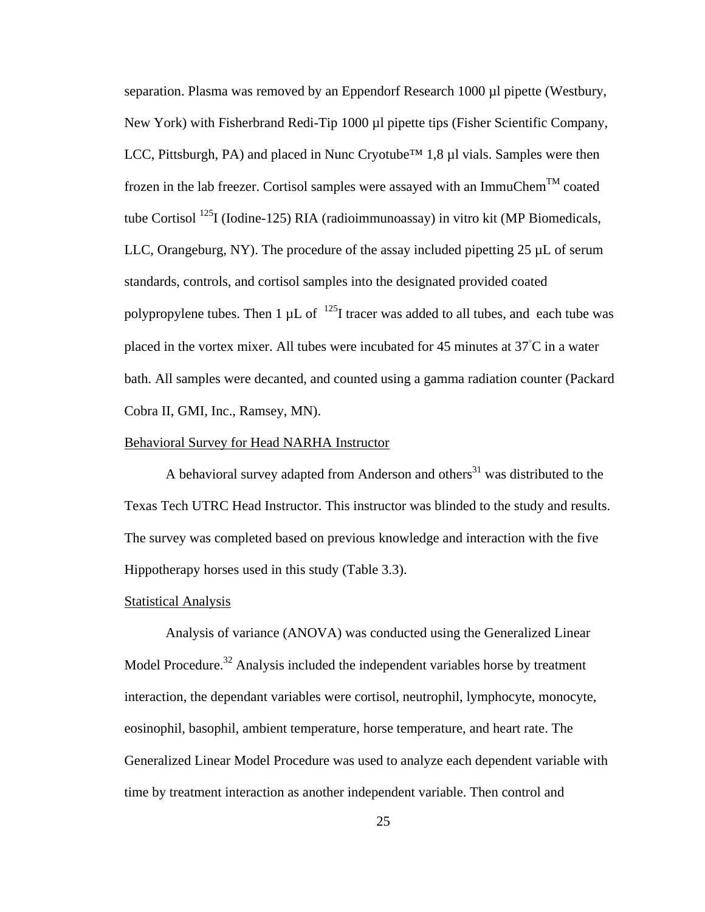separation. Plasma was removed by an Eppendorf Research 1000 µl pipette (Westbury, New York) with Fisherbrand Redi-Tip 1000 µl pipette tips (Fisher Scientific Company, LCC, Pittsburgh, PA) and placed in Nunc Cryotube™ 1,8 µl vials. Samples were then frozen in the lab freezer. Cortisol samples were assayed with an ImmuChem™ coated tube Cortisol $^{125}$I (Iodine-125) RIA (radioimmunoassay) in vitro kit (MP Biomedicals, LLC, Orangeburg, NY). The procedure of the assay included pipetting 25 µL of serum standards, controls, and cortisol samples into the designated provided coated polypropylene tubes. Then 1 µL of $^{125}$I tracer was added to all tubes, and each tube was placed in the vortex mixer. All tubes were incubated for 45 minutes at 37°C in a water bath. All samples were decanted, and counted using a gamma radiation counter (Packard Cobra II, GMI, Inc., Ramsey, MN).

### Behavioral Survey for Head NARHA Instructor

A behavioral survey adapted from Anderson and others[31] was distributed to the Texas Tech UTRC Head Instructor. This instructor was blinded to the study and results. The survey was completed based on previous knowledge and interaction with the five Hippotherapy horses used in this study (Table 3.3).

### Statistical Analysis

Analysis of variance (ANOVA) was conducted using the Generalized Linear Model Procedure.[32] Analysis included the independent variables horse by treatment interaction, the dependant variables were cortisol, neutrophil, lymphocyte, monocyte, eosinophil, basophil, ambient temperature, horse temperature, and heart rate. The Generalized Linear Model Procedure was used to analyze each dependent variable with time by treatment interaction as another independent variable. Then control and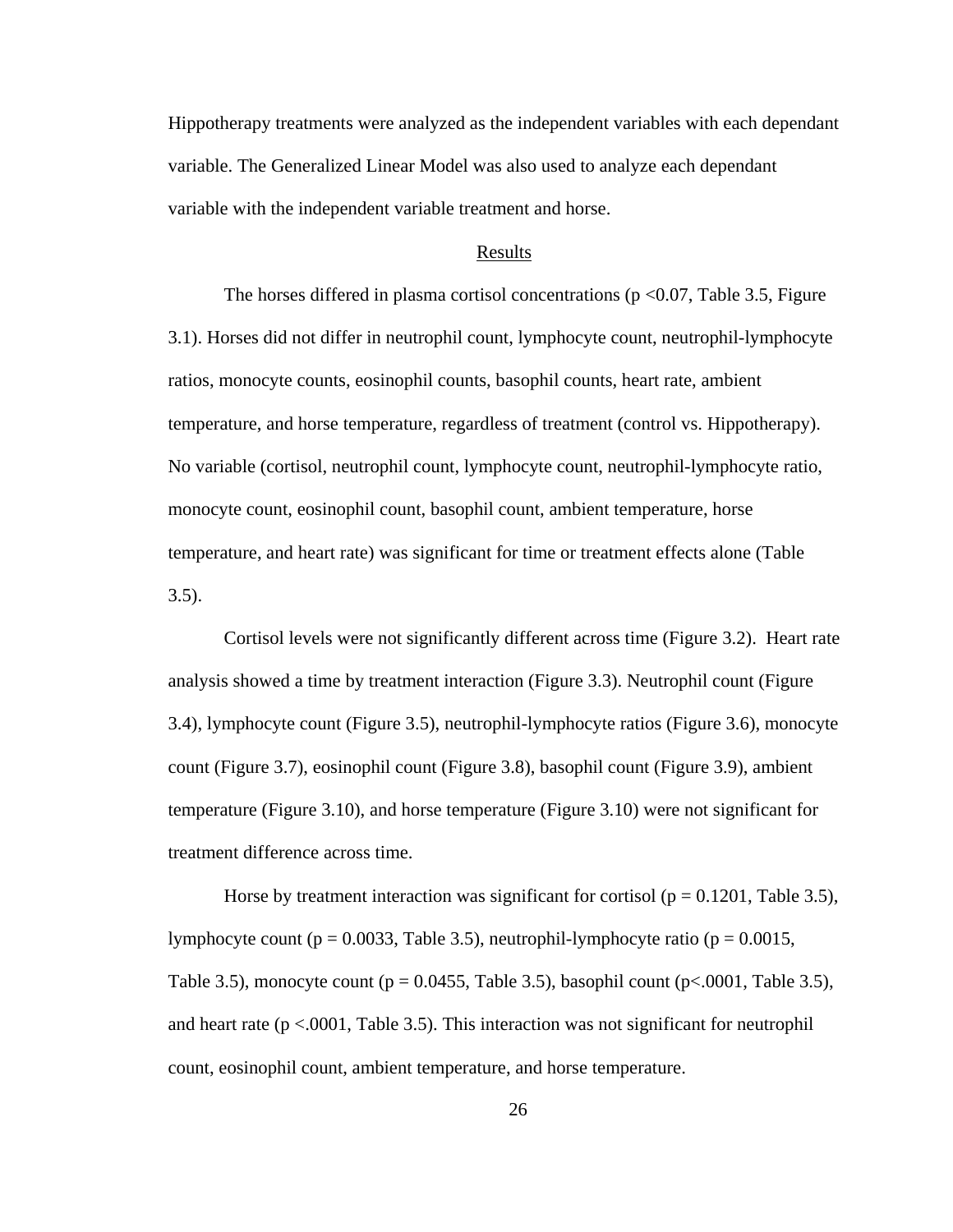Hippotherapy treatments were analyzed as the independent variables with each dependant variable. The Generalized Linear Model was also used to analyze each dependant variable with the independent variable treatment and horse.

## Results

The horses differed in plasma cortisol concentrations ($p < 0.07$, Table 3.5, Figure 3.1). Horses did not differ in neutrophil count, lymphocyte count, neutrophil-lymphocyte ratios, monocyte counts, eosinophil counts, basophil counts, heart rate, ambient temperature, and horse temperature, regardless of treatment (control vs. Hippotherapy). No variable (cortisol, neutrophil count, lymphocyte count, neutrophil-lymphocyte ratio, monocyte count, eosinophil count, basophil count, ambient temperature, horse temperature, and heart rate) was significant for time or treatment effects alone (Table 3.5).

Cortisol levels were not significantly different across time (Figure 3.2). Heart rate analysis showed a time by treatment interaction (Figure 3.3). Neutrophil count (Figure 3.4), lymphocyte count (Figure 3.5), neutrophil-lymphocyte ratios (Figure 3.6), monocyte count (Figure 3.7), eosinophil count (Figure 3.8), basophil count (Figure 3.9), ambient temperature (Figure 3.10), and horse temperature (Figure 3.10) were not significant for treatment difference across time.

Horse by treatment interaction was significant for cortisol ($p = 0.1201$, Table 3.5), lymphocyte count ($p = 0.0033$, Table 3.5), neutrophil-lymphocyte ratio ($p = 0.0015$, Table 3.5), monocyte count ($p = 0.0455$, Table 3.5), basophil count ($p < .0001$, Table 3.5), and heart rate ($p < .0001$, Table 3.5). This interaction was not significant for neutrophil count, eosinophil count, ambient temperature, and horse temperature.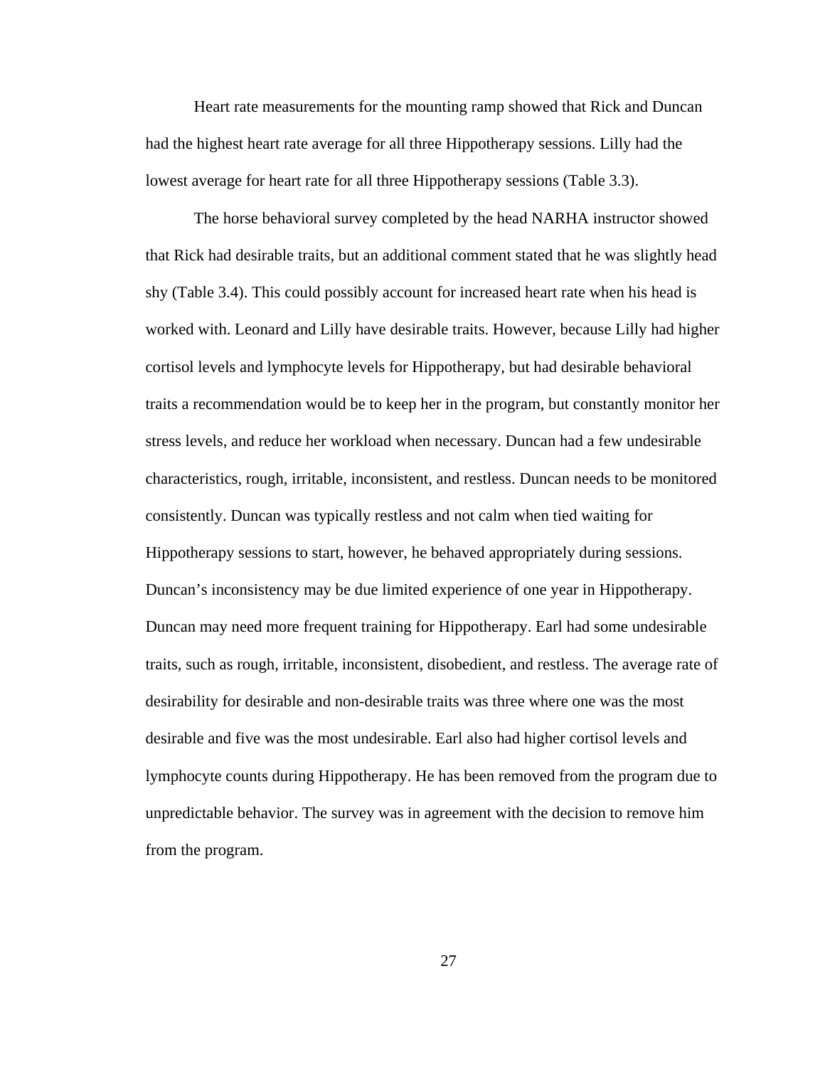Heart rate measurements for the mounting ramp showed that Rick and Duncan had the highest heart rate average for all three Hippotherapy sessions. Lilly had the lowest average for heart rate for all three Hippotherapy sessions (Table 3.3).

The horse behavioral survey completed by the head NARHA instructor showed that Rick had desirable traits, but an additional comment stated that he was slightly head shy (Table 3.4). This could possibly account for increased heart rate when his head is worked with. Leonard and Lilly have desirable traits. However, because Lilly had higher cortisol levels and lymphocyte levels for Hippotherapy, but had desirable behavioral traits a recommendation would be to keep her in the program, but constantly monitor her stress levels, and reduce her workload when necessary. Duncan had a few undesirable characteristics, rough, irritable, inconsistent, and restless. Duncan needs to be monitored consistently. Duncan was typically restless and not calm when tied waiting for Hippotherapy sessions to start, however, he behaved appropriately during sessions. Duncan's inconsistency may be due limited experience of one year in Hippotherapy. Duncan may need more frequent training for Hippotherapy. Earl had some undesirable traits, such as rough, irritable, inconsistent, disobedient, and restless. The average rate of desirability for desirable and non-desirable traits was three where one was the most desirable and five was the most undesirable. Earl also had higher cortisol levels and lymphocyte counts during Hippotherapy. He has been removed from the program due to unpredictable behavior. The survey was in agreement with the decision to remove him from the program.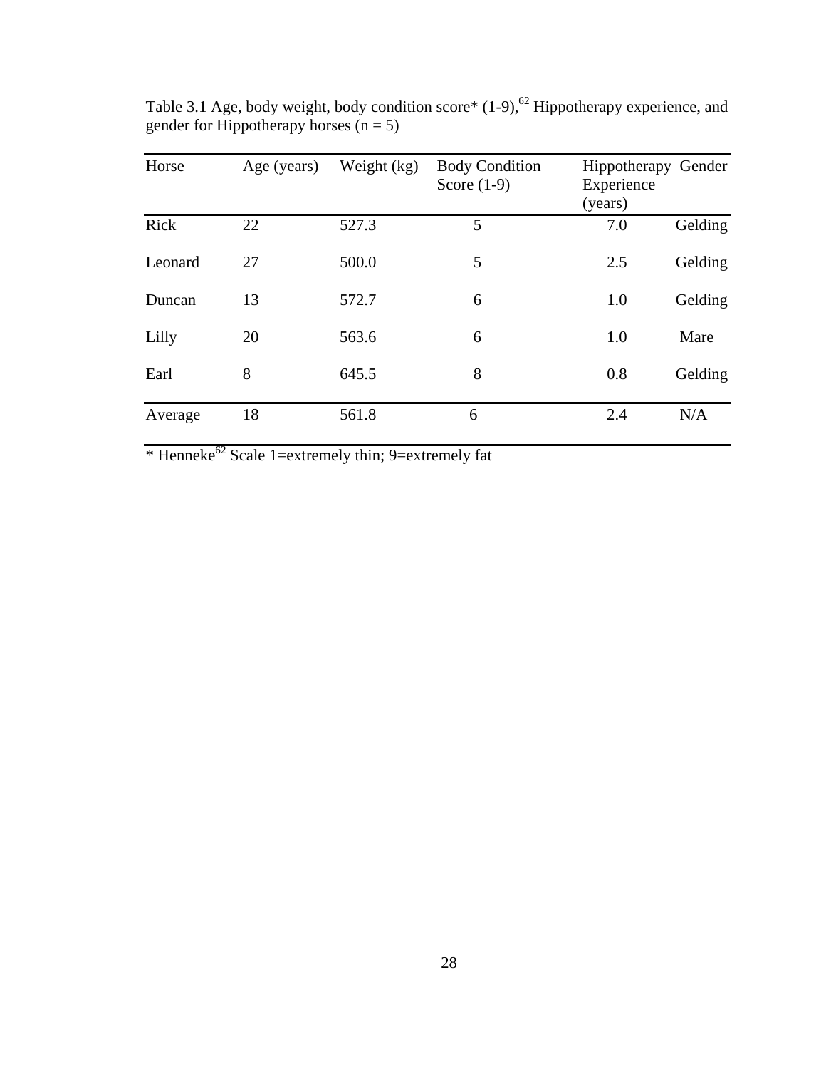Table 3.1 Age, body weight, body condition score* (1-9),[62] Hippotherapy experience, and gender for Hippotherapy horses (n = 5)

| Horse | Age (years) | Weight (kg) | Body Condition Score (1-9) | Hippotherapy Experience (years) | Gender |
|---|---|---|---|---|---|
| Rick | 22 | 527.3 | 5 | 7.0 | Gelding |
| Leonard | 27 | 500.0 | 5 | 2.5 | Gelding |
| Duncan | 13 | 572.7 | 6 | 1.0 | Gelding |
| Lilly | 20 | 563.6 | 6 | 1.0 | Mare |
| Earl | 8 | 645.5 | 8 | 0.8 | Gelding |
| Average | 18 | 561.8 | 6 | 2.4 | N/A |

* Henneke[62] Scale 1=extremely thin; 9=extremely fat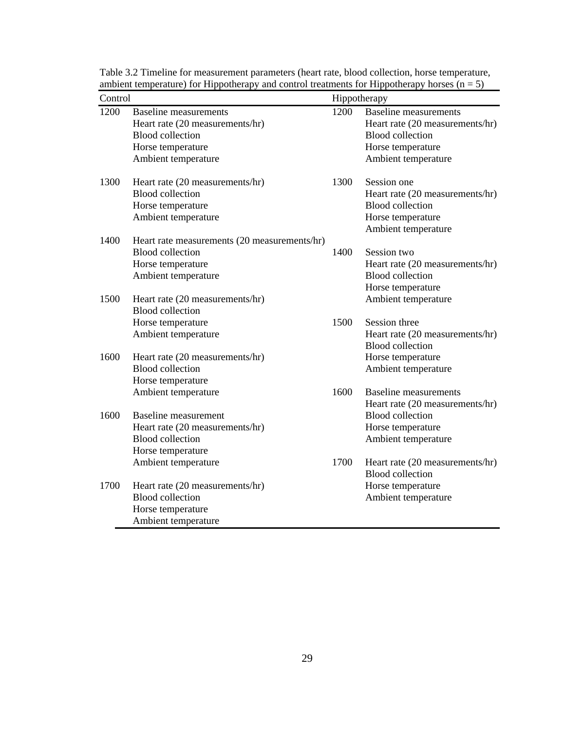Table 3.2 Timeline for measurement parameters (heart rate, blood collection, horse temperature, ambient temperature) for Hippotherapy and control treatments for Hippotherapy horses (n = 5)

| Control | | Hippotherapy | |
|---|---|---|---|
| 1200 | Baseline measurements<br>Heart rate (20 measurements/hr)<br>Blood collection<br>Horse temperature<br>Ambient temperature | 1200 | Baseline measurements<br>Heart rate (20 measurements/hr)<br>Blood collection<br>Horse temperature<br>Ambient temperature |
| 1300 | Heart rate (20 measurements/hr)<br>Blood collection<br>Horse temperature<br>Ambient temperature | 1300 | Session one<br>Heart rate (20 measurements/hr)<br>Blood collection<br>Horse temperature<br>Ambient temperature |
| 1400 | Heart rate measurements (20 measurements/hr)<br>Blood collection<br>Horse temperature<br>Ambient temperature | 1400 | Session two<br>Heart rate (20 measurements/hr)<br>Blood collection<br>Horse temperature<br>Ambient temperature |
| 1500 | Heart rate (20 measurements/hr)<br>Blood collection<br>Horse temperature<br>Ambient temperature | 1500 | Session three<br>Heart rate (20 measurements/hr)<br>Blood collection<br>Horse temperature<br>Ambient temperature |
| 1600 | Heart rate (20 measurements/hr)<br>Blood collection<br>Horse temperature<br>Ambient temperature | 1600 | Baseline measurements<br>Heart rate (20 measurements/hr)<br>Blood collection<br>Horse temperature<br>Ambient temperature |
| 1600 | Baseline measurement<br>Heart rate (20 measurements/hr)<br>Blood collection<br>Horse temperature<br>Ambient temperature | 1700 | Heart rate (20 measurements/hr)<br>Blood collection<br>Horse temperature<br>Ambient temperature |
| 1700 | Heart rate (20 measurements/hr)<br>Blood collection<br>Horse temperature<br>Ambient temperature | | |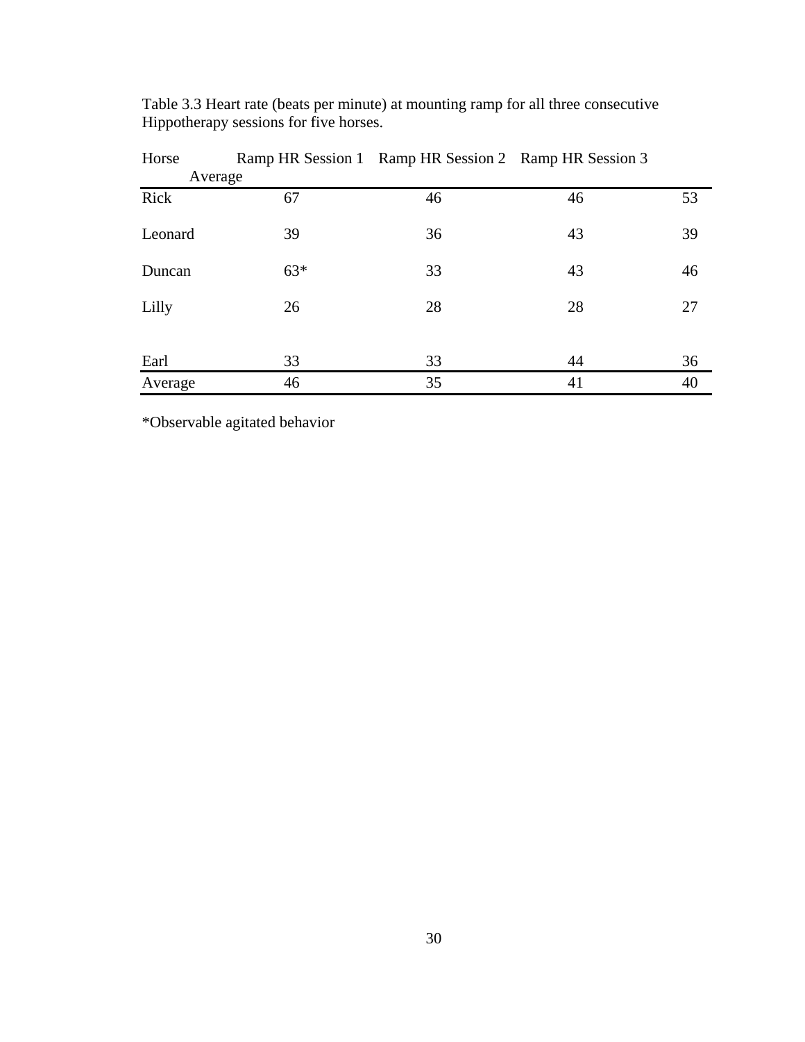Table 3.3 Heart rate (beats per minute) at mounting ramp for all three consecutive Hippotherapy sessions for five horses.

| Horse | Ramp HR Session 1 | Ramp HR Session 2 | Ramp HR Session 3 | Average |
|---|---|---|---|---|
| Rick | 67 | 46 | 46 | 53 |
| Leonard | 39 | 36 | 43 | 39 |
| Duncan | 63* | 33 | 43 | 46 |
| Lilly | 26 | 28 | 28 | 27 |
| Earl | 33 | 33 | 44 | 36 |
| Average | 46 | 35 | 41 | 40 |

*Observable agitated behavior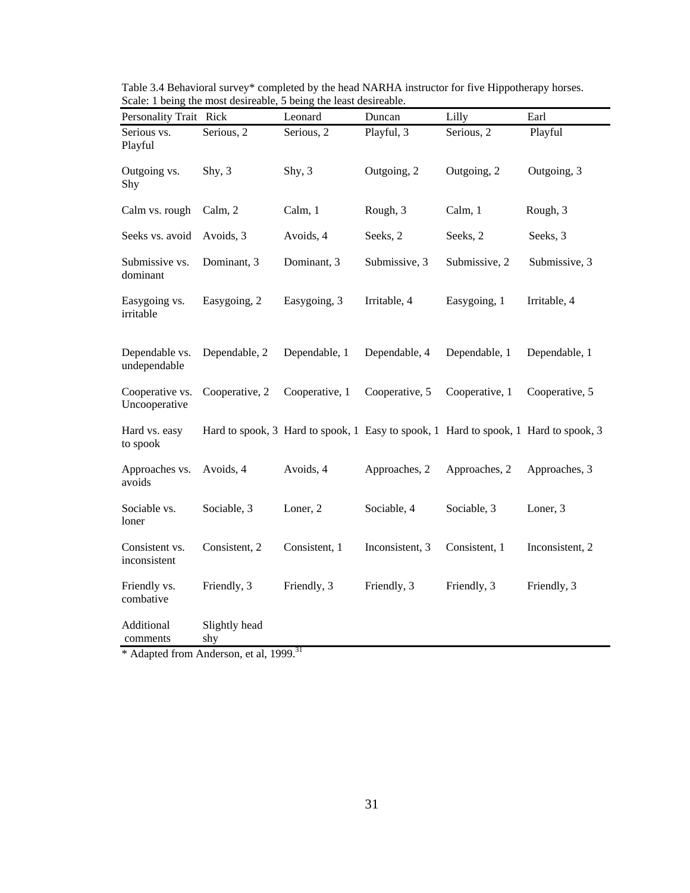Table 3.4 Behavioral survey* completed by the head NARHA instructor for five Hippotherapy horses. Scale: 1 being the most desireable, 5 being the least desireable.

| Personality Trait | Rick | Leonard | Duncan | Lilly | Earl |
|---|---|---|---|---|---|
| Serious vs. Playful | Serious, 2 | Serious, 2 | Playful, 3 | Serious, 2 | Playful |
| Outgoing vs. Shy | Shy, 3 | Shy, 3 | Outgoing, 2 | Outgoing, 2 | Outgoing, 3 |
| Calm vs. rough | Calm, 2 | Calm, 1 | Rough, 3 | Calm, 1 | Rough, 3 |
| Seeks vs. avoid | Avoids, 3 | Avoids, 4 | Seeks, 2 | Seeks, 2 | Seeks, 3 |
| Submissive vs. dominant | Dominant, 3 | Dominant, 3 | Submissive, 3 | Submissive, 2 | Submissive, 3 |
| Easygoing vs. irritable | Easygoing, 2 | Easygoing, 3 | Irritable, 4 | Easygoing, 1 | Irritable, 4 |
| Dependable vs. undependable | Dependable, 2 | Dependable, 1 | Dependable, 4 | Dependable, 1 | Dependable, 1 |
| Cooperative vs. Uncooperative | Cooperative, 2 | Cooperative, 1 | Cooperative, 5 | Cooperative, 1 | Cooperative, 5 |
| Hard vs. easy to spook | Hard to spook, 3 | Hard to spook, 1 | Easy to spook, 1 | Hard to spook, 1 | Hard to spook, 3 |
| Approaches vs. avoids | Avoids, 4 | Avoids, 4 | Approaches, 2 | Approaches, 2 | Approaches, 3 |
| Sociable vs. loner | Sociable, 3 | Loner, 2 | Sociable, 4 | Sociable, 3 | Loner, 3 |
| Consistent vs. inconsistent | Consistent, 2 | Consistent, 1 | Inconsistent, 3 | Consistent, 1 | Inconsistent, 2 |
| Friendly vs. combative | Friendly, 3 | Friendly, 3 | Friendly, 3 | Friendly, 3 | Friendly, 3 |
| Additional comments | Slightly head shy | | | | |

* Adapted from Anderson, et al, 1999.[31]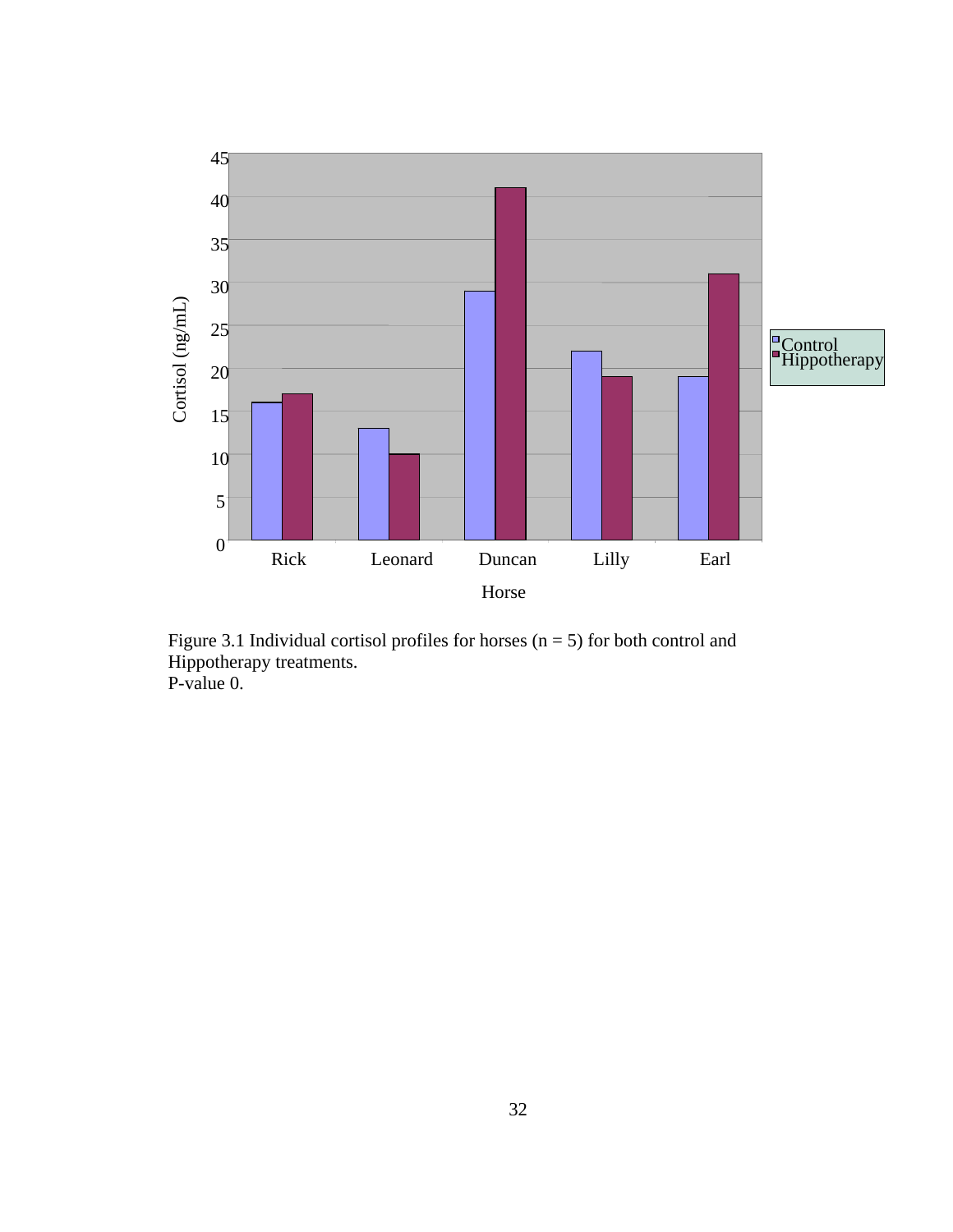Figure 3.1 Individual cortisol profiles for horses (n = 5) for both control and Hippotherapy treatments.
P-value 0.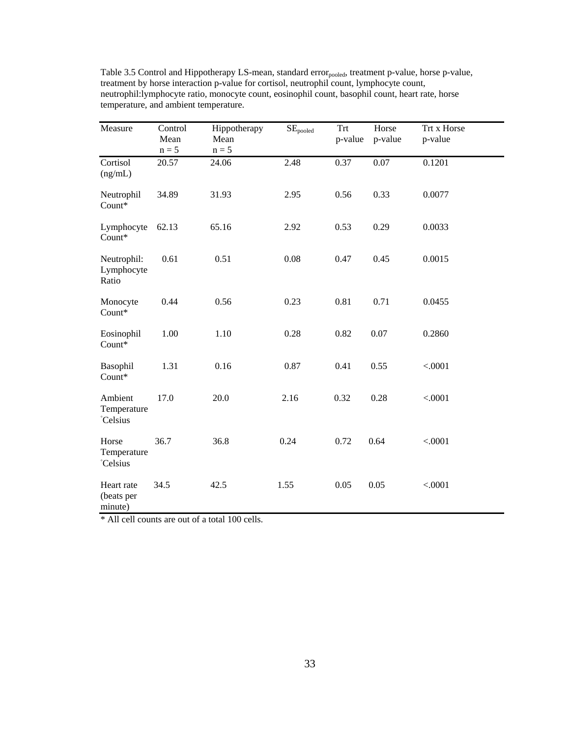Table 3.5 Control and Hippotherapy LS-mean, standard error$_{pooled}$, treatment p-value, horse p-value, treatment by horse interaction p-value for cortisol, neutrophil count, lymphocyte count, neutrophil:lymphocyte ratio, monocyte count, eosinophil count, basophil count, heart rate, horse temperature, and ambient temperature.

| Measure | Control Mean n = 5 | Hippotherapy Mean n = 5 | $SE_{pooled}$ | Trt p-value | Horse p-value | Trt x Horse p-value |
|---|---|---|---|---|---|---|
| Cortisol (ng/mL) | 20.57 | 24.06 | 2.48 | 0.37 | 0.07 | 0.1201 |
| Neutrophil Count* | 34.89 | 31.93 | 2.95 | 0.56 | 0.33 | 0.0077 |
| Lymphocyte Count* | 62.13 | 65.16 | 2.92 | 0.53 | 0.29 | 0.0033 |
| Neutrophil: Lymphocyte Ratio | 0.61 | 0.51 | 0.08 | 0.47 | 0.45 | 0.0015 |
| Monocyte Count* | 0.44 | 0.56 | 0.23 | 0.81 | 0.71 | 0.0455 |
| Eosinophil Count* | 1.00 | 1.10 | 0.28 | 0.82 | 0.07 | 0.2860 |
| Basophil Count* | 1.31 | 0.16 | 0.87 | 0.41 | 0.55 | <.0001 |
| Ambient Temperature °Celsius | 17.0 | 20.0 | 2.16 | 0.32 | 0.28 | <.0001 |
| Horse Temperature °Celsius | 36.7 | 36.8 | 0.24 | 0.72 | 0.64 | <.0001 |
| Heart rate (beats per minute) | 34.5 | 42.5 | 1.55 | 0.05 | 0.05 | <.0001 |

* All cell counts are out of a total 100 cells.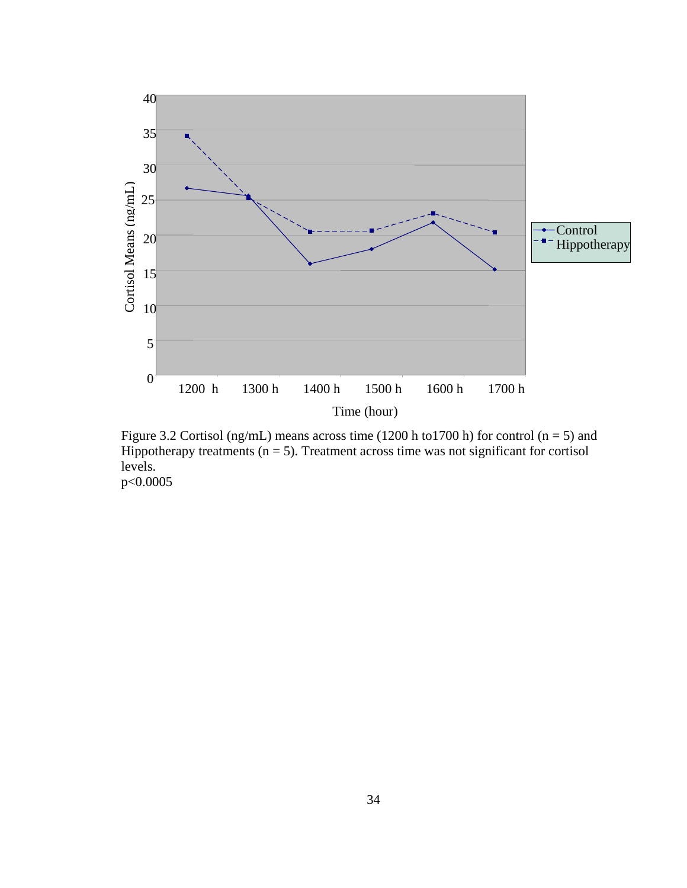Figure 3.2 Cortisol (ng/mL) means across time (1200 h to1700 h) for control (n = 5) and Hippotherapy treatments (n = 5). Treatment across time was not significant for cortisol levels.
$p<0.0005$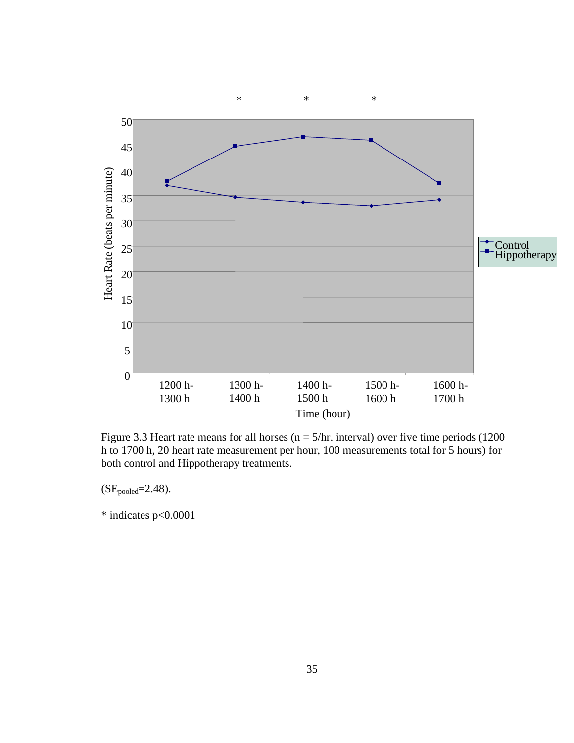Figure 3.3 Heart rate means for all horses (n = 5/hr. interval) over five time periods (1200 h to 1700 h, 20 heart rate measurement per hour, 100 measurements total for 5 hours) for both control and Hippotherapy treatments.

($SE_{pooled}$=2.48).

* indicates $p<0.0001$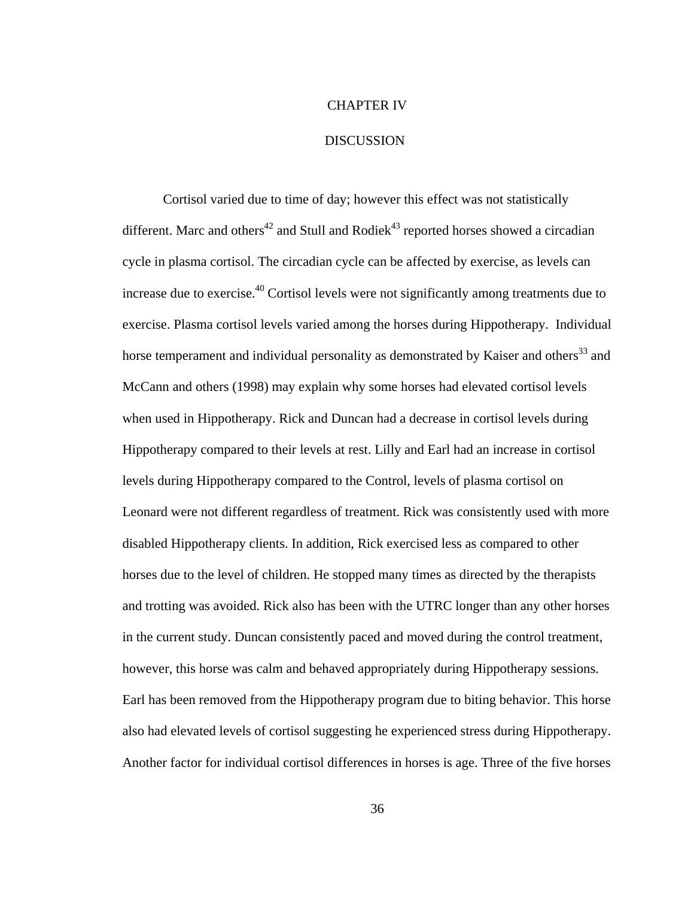# CHAPTER IV

# DISCUSSION

Cortisol varied due to time of day; however this effect was not statistically different. Marc and others[42] and Stull and Rodiek[43] reported horses showed a circadian cycle in plasma cortisol. The circadian cycle can be affected by exercise, as levels can increase due to exercise.[40] Cortisol levels were not significantly among treatments due to exercise. Plasma cortisol levels varied among the horses during Hippotherapy. Individual horse temperament and individual personality as demonstrated by Kaiser and others[33] and McCann and others (1998) may explain why some horses had elevated cortisol levels when used in Hippotherapy. Rick and Duncan had a decrease in cortisol levels during Hippotherapy compared to their levels at rest. Lilly and Earl had an increase in cortisol levels during Hippotherapy compared to the Control, levels of plasma cortisol on Leonard were not different regardless of treatment. Rick was consistently used with more disabled Hippotherapy clients. In addition, Rick exercised less as compared to other horses due to the level of children. He stopped many times as directed by the therapists and trotting was avoided. Rick also has been with the UTRC longer than any other horses in the current study. Duncan consistently paced and moved during the control treatment, however, this horse was calm and behaved appropriately during Hippotherapy sessions. Earl has been removed from the Hippotherapy program due to biting behavior. This horse also had elevated levels of cortisol suggesting he experienced stress during Hippotherapy. Another factor for individual cortisol differences in horses is age. Three of the five horses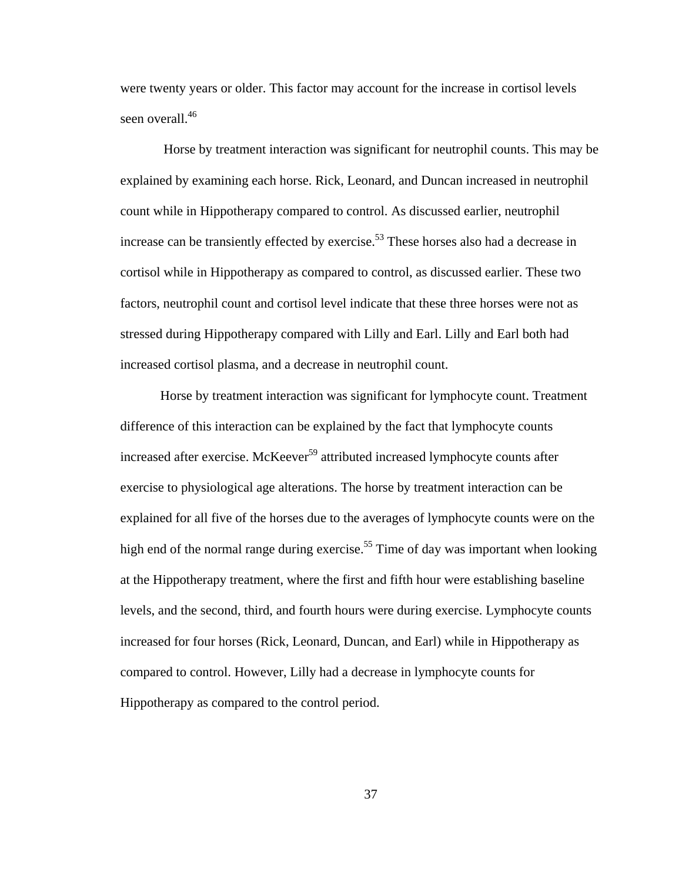were twenty years or older. This factor may account for the increase in cortisol levels seen overall.[46]

Horse by treatment interaction was significant for neutrophil counts. This may be explained by examining each horse. Rick, Leonard, and Duncan increased in neutrophil count while in Hippotherapy compared to control. As discussed earlier, neutrophil increase can be transiently effected by exercise.[53] These horses also had a decrease in cortisol while in Hippotherapy as compared to control, as discussed earlier. These two factors, neutrophil count and cortisol level indicate that these three horses were not as stressed during Hippotherapy compared with Lilly and Earl. Lilly and Earl both had increased cortisol plasma, and a decrease in neutrophil count.

Horse by treatment interaction was significant for lymphocyte count. Treatment difference of this interaction can be explained by the fact that lymphocyte counts increased after exercise. McKeever[59] attributed increased lymphocyte counts after exercise to physiological age alterations. The horse by treatment interaction can be explained for all five of the horses due to the averages of lymphocyte counts were on the high end of the normal range during exercise.[55] Time of day was important when looking at the Hippotherapy treatment, where the first and fifth hour were establishing baseline levels, and the second, third, and fourth hours were during exercise. Lymphocyte counts increased for four horses (Rick, Leonard, Duncan, and Earl) while in Hippotherapy as compared to control. However, Lilly had a decrease in lymphocyte counts for Hippotherapy as compared to the control period.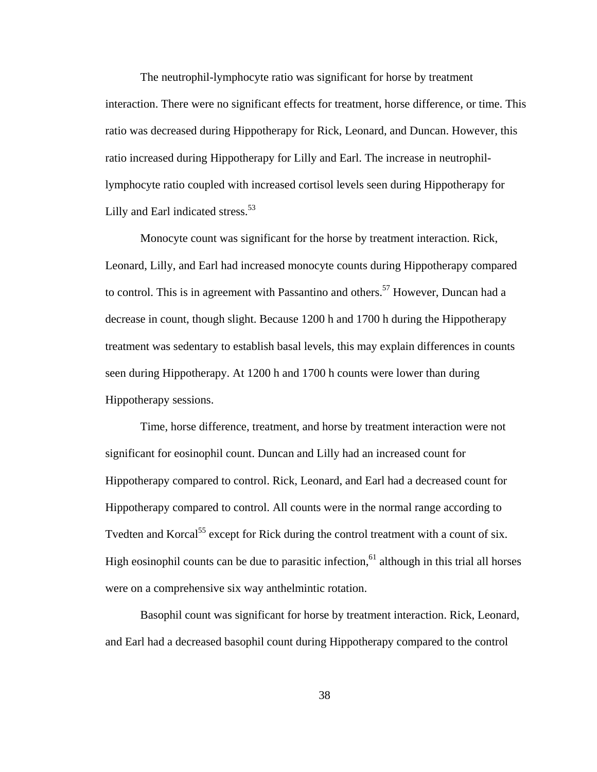The neutrophil-lymphocyte ratio was significant for horse by treatment interaction. There were no significant effects for treatment, horse difference, or time. This ratio was decreased during Hippotherapy for Rick, Leonard, and Duncan. However, this ratio increased during Hippotherapy for Lilly and Earl. The increase in neutrophil-lymphocyte ratio coupled with increased cortisol levels seen during Hippotherapy for Lilly and Earl indicated stress.[53]

Monocyte count was significant for the horse by treatment interaction. Rick, Leonard, Lilly, and Earl had increased monocyte counts during Hippotherapy compared to control. This is in agreement with Passantino and others.[57] However, Duncan had a decrease in count, though slight. Because 1200 h and 1700 h during the Hippotherapy treatment was sedentary to establish basal levels, this may explain differences in counts seen during Hippotherapy. At 1200 h and 1700 h counts were lower than during Hippotherapy sessions.

Time, horse difference, treatment, and horse by treatment interaction were not significant for eosinophil count. Duncan and Lilly had an increased count for Hippotherapy compared to control. Rick, Leonard, and Earl had a decreased count for Hippotherapy compared to control. All counts were in the normal range according to Tvedten and Korcal[55] except for Rick during the control treatment with a count of six. High eosinophil counts can be due to parasitic infection,[61] although in this trial all horses were on a comprehensive six way anthelmintic rotation.

Basophil count was significant for horse by treatment interaction. Rick, Leonard, and Earl had a decreased basophil count during Hippotherapy compared to the control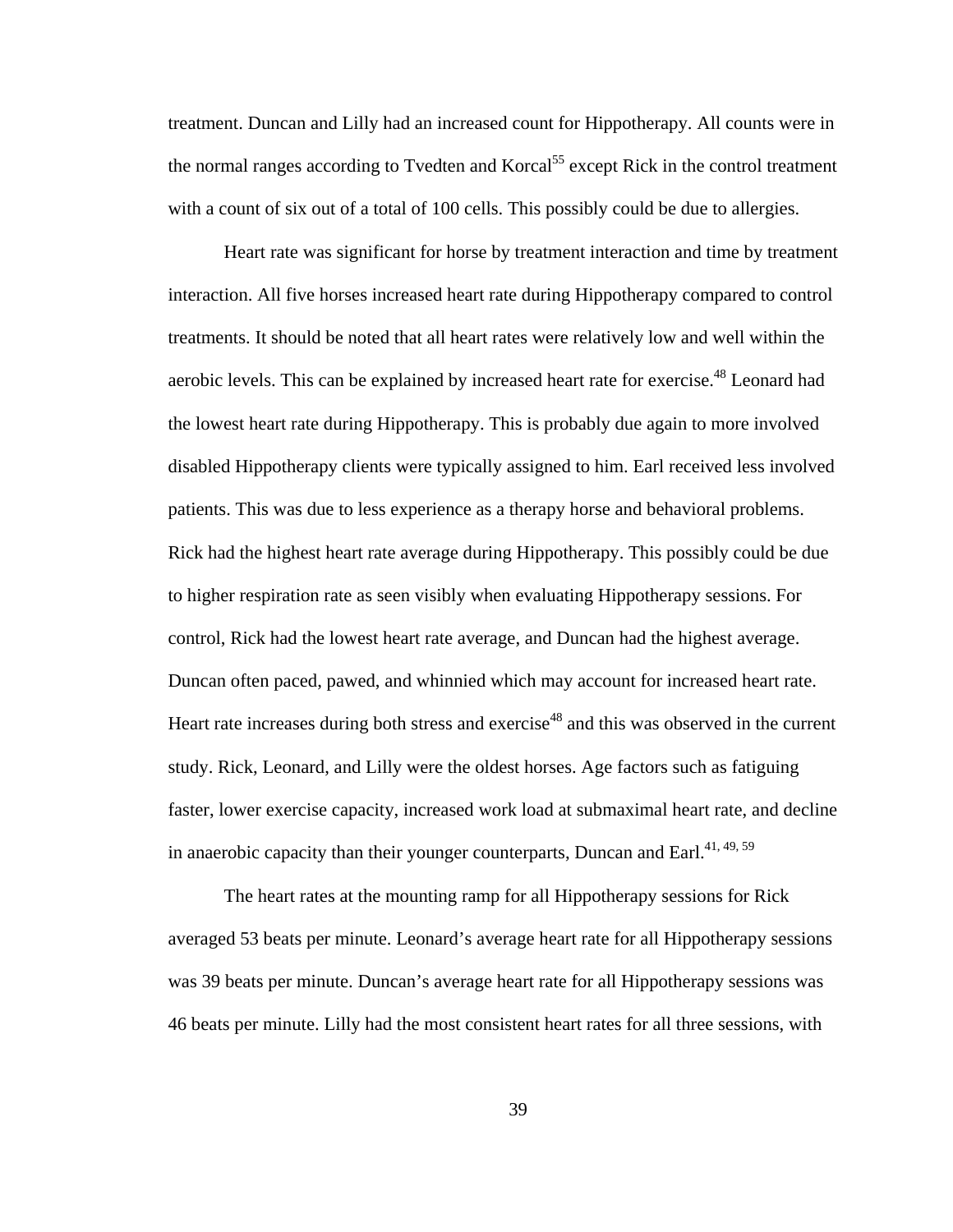treatment. Duncan and Lilly had an increased count for Hippotherapy. All counts were in the normal ranges according to Tvedten and Korcal[55] except Rick in the control treatment with a count of six out of a total of 100 cells. This possibly could be due to allergies.

Heart rate was significant for horse by treatment interaction and time by treatment interaction. All five horses increased heart rate during Hippotherapy compared to control treatments. It should be noted that all heart rates were relatively low and well within the aerobic levels. This can be explained by increased heart rate for exercise.[48] Leonard had the lowest heart rate during Hippotherapy. This is probably due again to more involved disabled Hippotherapy clients were typically assigned to him. Earl received less involved patients. This was due to less experience as a therapy horse and behavioral problems. Rick had the highest heart rate average during Hippotherapy. This possibly could be due to higher respiration rate as seen visibly when evaluating Hippotherapy sessions. For control, Rick had the lowest heart rate average, and Duncan had the highest average. Duncan often paced, pawed, and whinnied which may account for increased heart rate. Heart rate increases during both stress and exercise[48] and this was observed in the current study. Rick, Leonard, and Lilly were the oldest horses. Age factors such as fatiguing faster, lower exercise capacity, increased work load at submaximal heart rate, and decline in anaerobic capacity than their younger counterparts, Duncan and Earl.[41, 49, 59]

The heart rates at the mounting ramp for all Hippotherapy sessions for Rick averaged 53 beats per minute. Leonard's average heart rate for all Hippotherapy sessions was 39 beats per minute. Duncan's average heart rate for all Hippotherapy sessions was 46 beats per minute. Lilly had the most consistent heart rates for all three sessions, with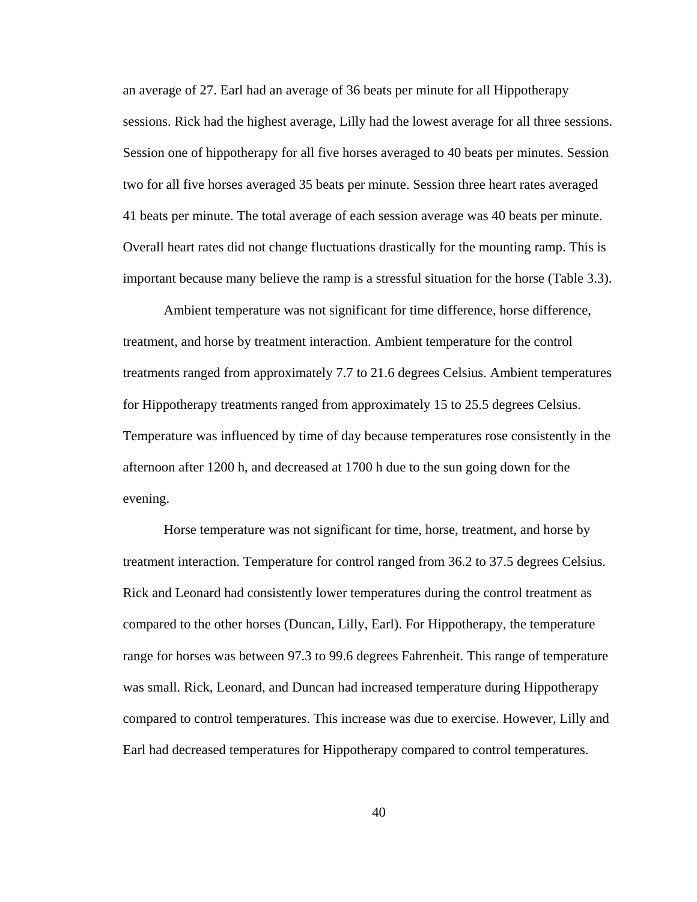an average of 27. Earl had an average of 36 beats per minute for all Hippotherapy sessions. Rick had the highest average, Lilly had the lowest average for all three sessions. Session one of hippotherapy for all five horses averaged to 40 beats per minutes. Session two for all five horses averaged 35 beats per minute. Session three heart rates averaged 41 beats per minute. The total average of each session average was 40 beats per minute. Overall heart rates did not change fluctuations drastically for the mounting ramp. This is important because many believe the ramp is a stressful situation for the horse (Table 3.3).

Ambient temperature was not significant for time difference, horse difference, treatment, and horse by treatment interaction. Ambient temperature for the control treatments ranged from approximately 7.7 to 21.6 degrees Celsius. Ambient temperatures for Hippotherapy treatments ranged from approximately 15 to 25.5 degrees Celsius. Temperature was influenced by time of day because temperatures rose consistently in the afternoon after 1200 h, and decreased at 1700 h due to the sun going down for the evening.

Horse temperature was not significant for time, horse, treatment, and horse by treatment interaction. Temperature for control ranged from 36.2 to 37.5 degrees Celsius. Rick and Leonard had consistently lower temperatures during the control treatment as compared to the other horses (Duncan, Lilly, Earl). For Hippotherapy, the temperature range for horses was between 97.3 to 99.6 degrees Fahrenheit. This range of temperature was small. Rick, Leonard, and Duncan had increased temperature during Hippotherapy compared to control temperatures. This increase was due to exercise. However, Lilly and Earl had decreased temperatures for Hippotherapy compared to control temperatures.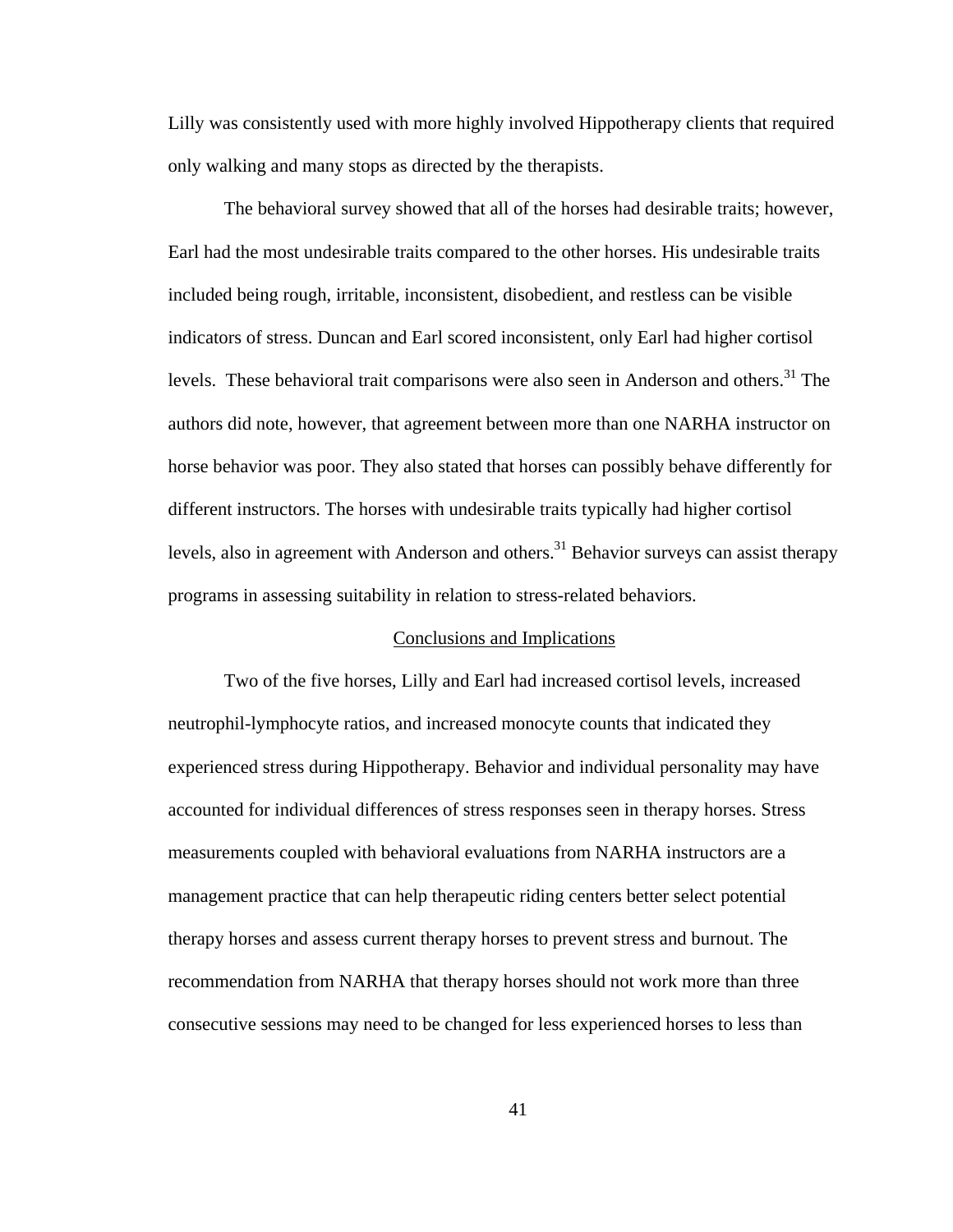Lilly was consistently used with more highly involved Hippotherapy clients that required only walking and many stops as directed by the therapists.

The behavioral survey showed that all of the horses had desirable traits; however, Earl had the most undesirable traits compared to the other horses. His undesirable traits included being rough, irritable, inconsistent, disobedient, and restless can be visible indicators of stress. Duncan and Earl scored inconsistent, only Earl had higher cortisol levels. These behavioral trait comparisons were also seen in Anderson and others.[31] The authors did note, however, that agreement between more than one NARHA instructor on horse behavior was poor. They also stated that horses can possibly behave differently for different instructors. The horses with undesirable traits typically had higher cortisol levels, also in agreement with Anderson and others.[31] Behavior surveys can assist therapy programs in assessing suitability in relation to stress-related behaviors.

## Conclusions and Implications

Two of the five horses, Lilly and Earl had increased cortisol levels, increased neutrophil-lymphocyte ratios, and increased monocyte counts that indicated they experienced stress during Hippotherapy. Behavior and individual personality may have accounted for individual differences of stress responses seen in therapy horses. Stress measurements coupled with behavioral evaluations from NARHA instructors are a management practice that can help therapeutic riding centers better select potential therapy horses and assess current therapy horses to prevent stress and burnout. The recommendation from NARHA that therapy horses should not work more than three consecutive sessions may need to be changed for less experienced horses to less than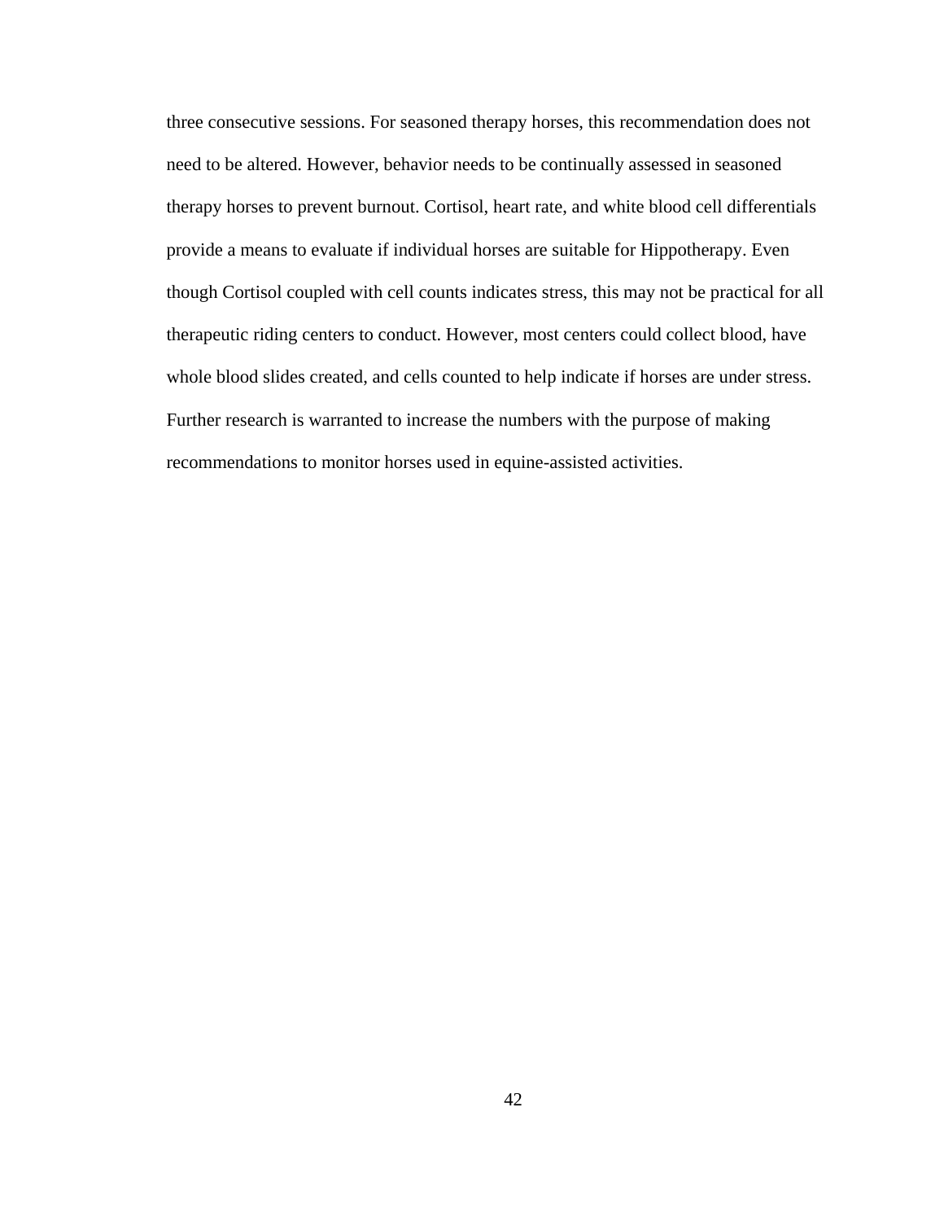three consecutive sessions. For seasoned therapy horses, this recommendation does not need to be altered. However, behavior needs to be continually assessed in seasoned therapy horses to prevent burnout. Cortisol, heart rate, and white blood cell differentials provide a means to evaluate if individual horses are suitable for Hippotherapy. Even though Cortisol coupled with cell counts indicates stress, this may not be practical for all therapeutic riding centers to conduct. However, most centers could collect blood, have whole blood slides created, and cells counted to help indicate if horses are under stress. Further research is warranted to increase the numbers with the purpose of making recommendations to monitor horses used in equine-assisted activities.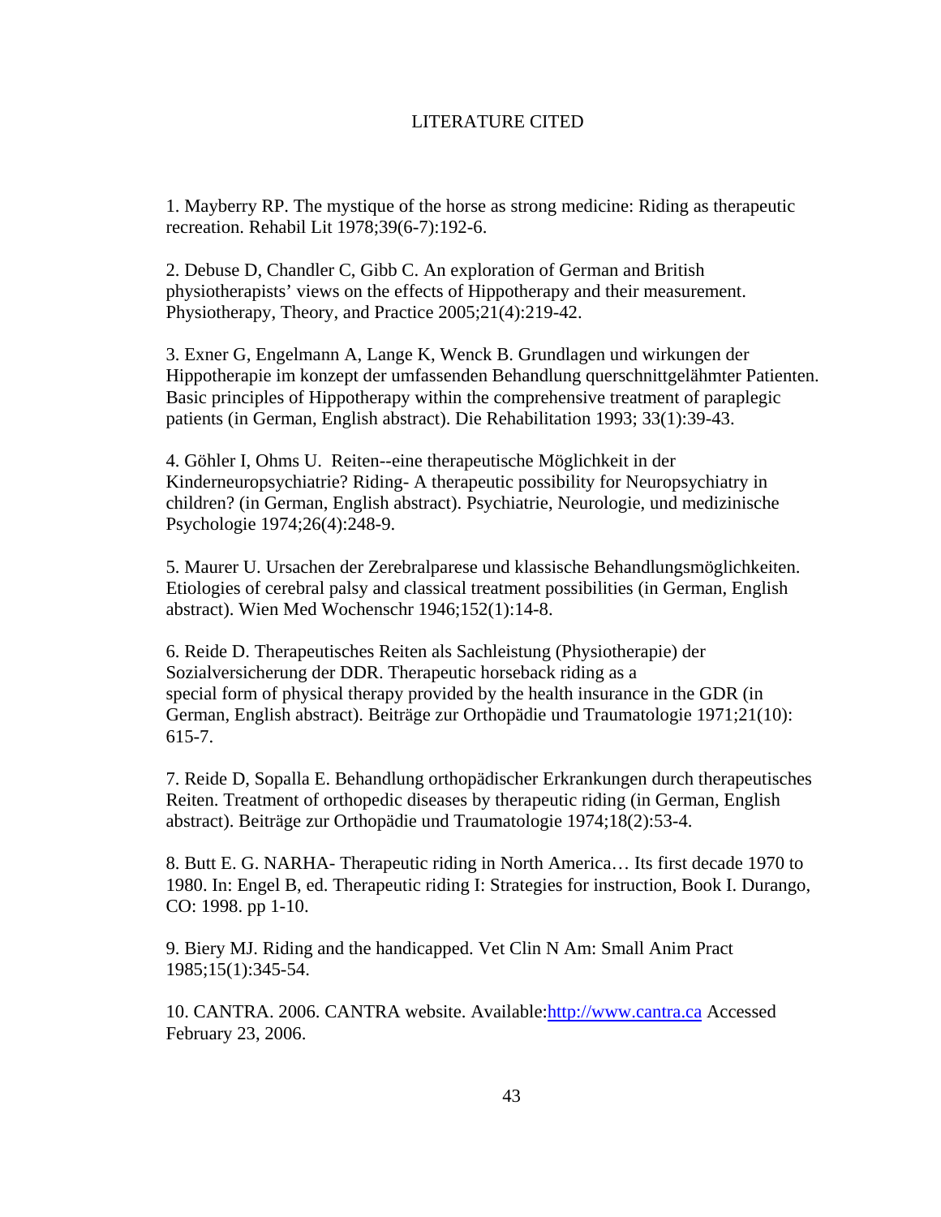# LITERATURE CITED

1. Mayberry RP. The mystique of the horse as strong medicine: Riding as therapeutic recreation. Rehabil Lit 1978;39(6-7):192-6.

2. Debuse D, Chandler C, Gibb C. An exploration of German and British physiotherapists' views on the effects of Hippotherapy and their measurement. Physiotherapy, Theory, and Practice 2005;21(4):219-42.

3. Exner G, Engelmann A, Lange K, Wenck B. Grundlagen und wirkungen der Hippotherapie im konzept der umfassenden Behandlung querschnittgelähmter Patienten. Basic principles of Hippotherapy within the comprehensive treatment of paraplegic patients (in German, English abstract). Die Rehabilitation 1993; 33(1):39-43.

4. Göhler I, Ohms U. Reiten--eine therapeutische Möglichkeit in der Kinderneuropsychiatrie? Riding- A therapeutic possibility for Neuropsychiatry in children? (in German, English abstract). Psychiatrie, Neurologie, und medizinische Psychologie 1974;26(4):248-9.

5. Maurer U. Ursachen der Zerebralparese und klassische Behandlungsmöglichkeiten. Etiologies of cerebral palsy and classical treatment possibilities (in German, English abstract). Wien Med Wochenschr 1946;152(1):14-8.

6. Reide D. Therapeutisches Reiten als Sachleistung (Physiotherapie) der Sozialversicherung der DDR. Therapeutic horseback riding as a special form of physical therapy provided by the health insurance in the GDR (in German, English abstract). Beiträge zur Orthopädie und Traumatologie 1971;21(10): 615-7.

7. Reide D, Sopalla E. Behandlung orthopädischer Erkrankungen durch therapeutisches Reiten. Treatment of orthopedic diseases by therapeutic riding (in German, English abstract). Beiträge zur Orthopädie und Traumatologie 1974;18(2):53-4.

8. Butt E. G. NARHA- Therapeutic riding in North America… Its first decade 1970 to 1980. In: Engel B, ed. Therapeutic riding I: Strategies for instruction, Book I. Durango, CO: 1998. pp 1-10.

9. Biery MJ. Riding and the handicapped. Vet Clin N Am: Small Anim Pract 1985;15(1):345-54.

10. CANTRA. 2006. CANTRA website. Available:http://www.cantra.ca Accessed February 23, 2006.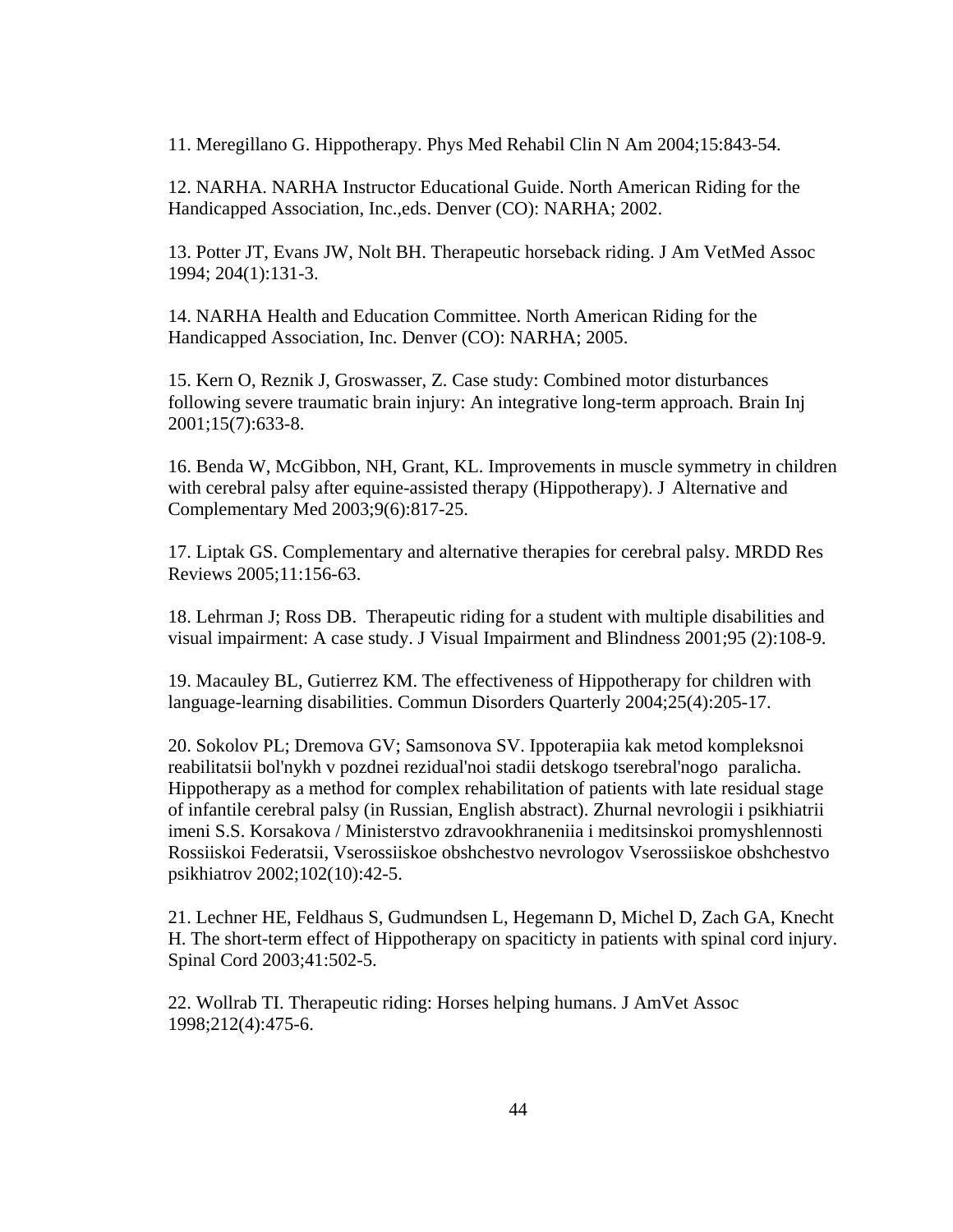11. Meregillano G. Hippotherapy. Phys Med Rehabil Clin N Am 2004;15:843-54.

12. NARHA. NARHA Instructor Educational Guide. North American Riding for the Handicapped Association, Inc.,eds. Denver (CO): NARHA; 2002.

13. Potter JT, Evans JW, Nolt BH. Therapeutic horseback riding. J Am VetMed Assoc 1994; 204(1):131-3.

14. NARHA Health and Education Committee. North American Riding for the Handicapped Association, Inc. Denver (CO): NARHA; 2005.

15. Kern O, Reznik J, Groswasser, Z. Case study: Combined motor disturbances following severe traumatic brain injury: An integrative long-term approach. Brain Inj 2001;15(7):633-8.

16. Benda W, McGibbon, NH, Grant, KL. Improvements in muscle symmetry in children with cerebral palsy after equine-assisted therapy (Hippotherapy). J Alternative and Complementary Med 2003;9(6):817-25.

17. Liptak GS. Complementary and alternative therapies for cerebral palsy. MRDD Res Reviews 2005;11:156-63.

18. Lehrman J; Ross DB. Therapeutic riding for a student with multiple disabilities and visual impairment: A case study. J Visual Impairment and Blindness 2001;95 (2):108-9.

19. Macauley BL, Gutierrez KM. The effectiveness of Hippotherapy for children with language-learning disabilities. Commun Disorders Quarterly 2004;25(4):205-17.

20. Sokolov PL; Dremova GV; Samsonova SV. Ippoterapiia kak metod kompleksnoi reabilitatsii bol'nykh v pozdnei rezidual'noi stadii detskogo tserebral'nogo paralicha. Hippotherapy as a method for complex rehabilitation of patients with late residual stage of infantile cerebral palsy (in Russian, English abstract). Zhurnal nevrologii i psikhiatrii imeni S.S. Korsakova / Ministerstvo zdravookhraneniia i meditsinskoi promyshlennosti Rossiiskoi Federatsii, Vserossiiskoe obshchestvo nevrologov Vserossiiskoe obshchestvo psikhiatrov 2002;102(10):42-5.

21. Lechner HE, Feldhaus S, Gudmundsen L, Hegemann D, Michel D, Zach GA, Knecht H. The short-term effect of Hippotherapy on spaciticty in patients with spinal cord injury. Spinal Cord 2003;41:502-5.

22. Wollrab TI. Therapeutic riding: Horses helping humans. J AmVet Assoc 1998;212(4):475-6.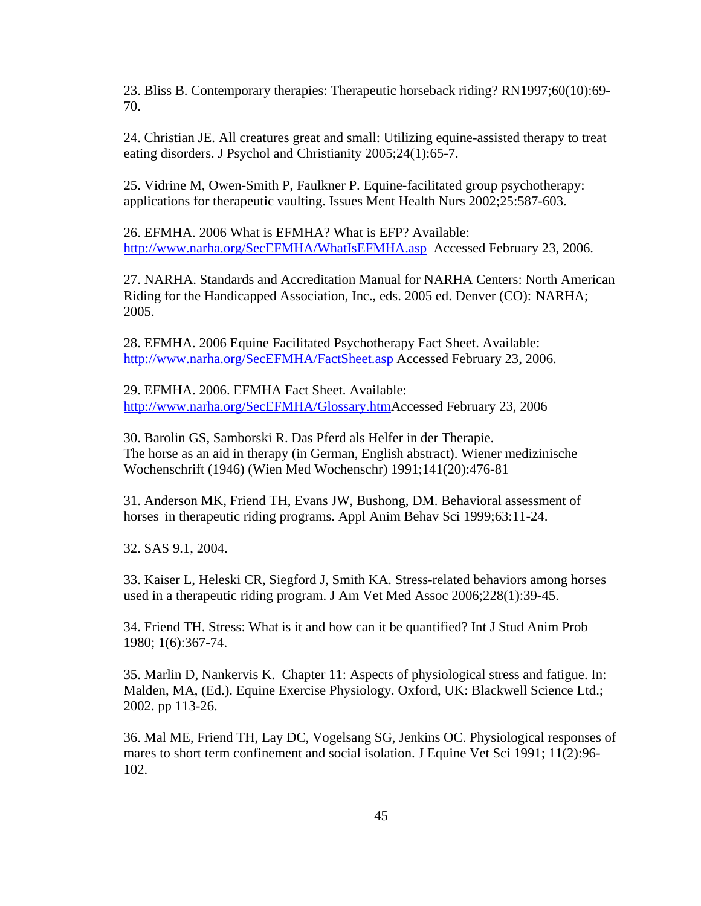23. Bliss B. Contemporary therapies: Therapeutic horseback riding? RN1997;60(10):69-70.

24. Christian JE. All creatures great and small: Utilizing equine-assisted therapy to treat eating disorders. J Psychol and Christianity 2005;24(1):65-7.

25. Vidrine M, Owen-Smith P, Faulkner P. Equine-facilitated group psychotherapy: applications for therapeutic vaulting. Issues Ment Health Nurs 2002;25:587-603.

26. EFMHA. 2006 What is EFMHA? What is EFP? Available: http://www.narha.org/SecEFMHA/WhatIsEFMHA.asp Accessed February 23, 2006.

27. NARHA. Standards and Accreditation Manual for NARHA Centers: North American Riding for the Handicapped Association, Inc., eds. 2005 ed. Denver (CO): NARHA; 2005.

28. EFMHA. 2006 Equine Facilitated Psychotherapy Fact Sheet. Available: http://www.narha.org/SecEFMHA/FactSheet.asp Accessed February 23, 2006.

29. EFMHA. 2006. EFMHA Fact Sheet. Available: http://www.narha.org/SecEFMHA/Glossary.htmAccessed February 23, 2006

30. Barolin GS, Samborski R. Das Pferd als Helfer in der Therapie. The horse as an aid in therapy (in German, English abstract). Wiener medizinische Wochenschrift (1946) (Wien Med Wochenschr) 1991;141(20):476-81

31. Anderson MK, Friend TH, Evans JW, Bushong, DM. Behavioral assessment of horses in therapeutic riding programs. Appl Anim Behav Sci 1999;63:11-24.

32. SAS 9.1, 2004.

33. Kaiser L, Heleski CR, Siegford J, Smith KA. Stress-related behaviors among horses used in a therapeutic riding program. J Am Vet Med Assoc 2006;228(1):39-45.

34. Friend TH. Stress: What is it and how can it be quantified? Int J Stud Anim Prob 1980; 1(6):367-74.

35. Marlin D, Nankervis K. Chapter 11: Aspects of physiological stress and fatigue. In: Malden, MA, (Ed.). Equine Exercise Physiology. Oxford, UK: Blackwell Science Ltd.; 2002. pp 113-26.

36. Mal ME, Friend TH, Lay DC, Vogelsang SG, Jenkins OC. Physiological responses of mares to short term confinement and social isolation. J Equine Vet Sci 1991; 11(2):96-102.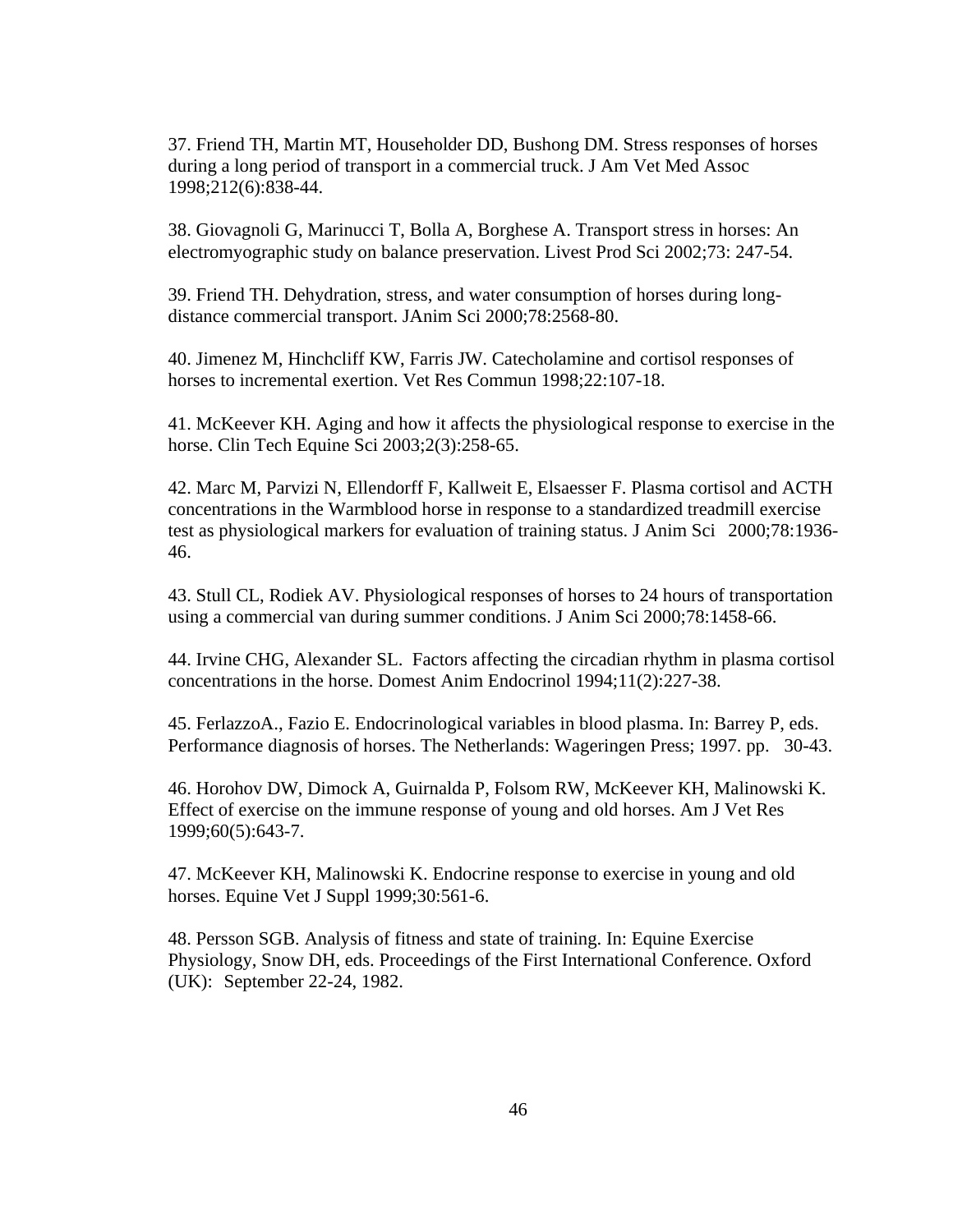37. Friend TH, Martin MT, Householder DD, Bushong DM. Stress responses of horses during a long period of transport in a commercial truck. J Am Vet Med Assoc 1998;212(6):838-44.

38. Giovagnoli G, Marinucci T, Bolla A, Borghese A. Transport stress in horses: An electromyographic study on balance preservation. Livest Prod Sci 2002;73: 247-54.

39. Friend TH. Dehydration, stress, and water consumption of horses during long-distance commercial transport. JAnim Sci 2000;78:2568-80.

40. Jimenez M, Hinchcliff KW, Farris JW. Catecholamine and cortisol responses of horses to incremental exertion. Vet Res Commun 1998;22:107-18.

41. McKeever KH. Aging and how it affects the physiological response to exercise in the horse. Clin Tech Equine Sci 2003;2(3):258-65.

42. Marc M, Parvizi N, Ellendorff F, Kallweit E, Elsaesser F. Plasma cortisol and ACTH concentrations in the Warmblood horse in response to a standardized treadmill exercise test as physiological markers for evaluation of training status. J Anim Sci 2000;78:1936-46.

43. Stull CL, Rodiek AV. Physiological responses of horses to 24 hours of transportation using a commercial van during summer conditions. J Anim Sci 2000;78:1458-66.

44. Irvine CHG, Alexander SL. Factors affecting the circadian rhythm in plasma cortisol concentrations in the horse. Domest Anim Endocrinol 1994;11(2):227-38.

45. FerlazzoA., Fazio E. Endocrinological variables in blood plasma. In: Barrey P, eds. Performance diagnosis of horses. The Netherlands: Wageringen Press; 1997. pp. 30-43.

46. Horohov DW, Dimock A, Guirnalda P, Folsom RW, McKeever KH, Malinowski K. Effect of exercise on the immune response of young and old horses. Am J Vet Res 1999;60(5):643-7.

47. McKeever KH, Malinowski K. Endocrine response to exercise in young and old horses. Equine Vet J Suppl 1999;30:561-6.

48. Persson SGB. Analysis of fitness and state of training. In: Equine Exercise Physiology, Snow DH, eds. Proceedings of the First International Conference. Oxford (UK): September 22-24, 1982.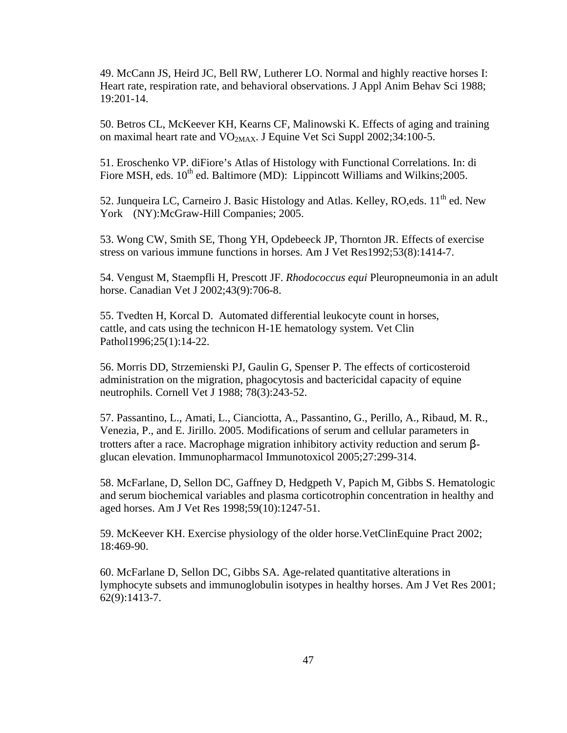49. McCann JS, Heird JC, Bell RW, Lutherer LO. Normal and highly reactive horses I: Heart rate, respiration rate, and behavioral observations. J Appl Anim Behav Sci 1988; 19:201-14.

50. Betros CL, McKeever KH, Kearns CF, Malinowski K. Effects of aging and training on maximal heart rate and $VO_{2MAX}$. J Equine Vet Sci Suppl 2002;34:100-5.

51. Eroschenko VP. diFiore's Atlas of Histology with Functional Correlations. In: di Fiore MSH, eds. 10th ed. Baltimore (MD): Lippincott Williams and Wilkins;2005.

52. Junqueira LC, Carneiro J. Basic Histology and Atlas. Kelley, RO,eds. 11th ed. New York (NY):McGraw-Hill Companies; 2005.

53. Wong CW, Smith SE, Thong YH, Opdebeeck JP, Thornton JR. Effects of exercise stress on various immune functions in horses. Am J Vet Res1992;53(8):1414-7.

54. Vengust M, Staempfli H, Prescott JF. *Rhodococcus equi* Pleuropneumonia in an adult horse. Canadian Vet J 2002;43(9):706-8.

55. Tvedten H, Korcal D. Automated differential leukocyte count in horses, cattle, and cats using the technicon H-1E hematology system. Vet Clin Pathol1996;25(1):14-22.

56. Morris DD, Strzemienski PJ, Gaulin G, Spenser P. The effects of corticosteroid administration on the migration, phagocytosis and bactericidal capacity of equine neutrophils. Cornell Vet J 1988; 78(3):243-52.

57. Passantino, L., Amati, L., Cianciotta, A., Passantino, G., Perillo, A., Ribaud, M. R., Venezia, P., and E. Jirillo. 2005. Modifications of serum and cellular parameters in trotters after a race. Macrophage migration inhibitory activity reduction and serum β-glucan elevation. Immunopharmacol Immunotoxicol 2005;27:299-314.

58. McFarlane, D, Sellon DC, Gaffney D, Hedgpeth V, Papich M, Gibbs S. Hematologic and serum biochemical variables and plasma corticotrophin concentration in healthy and aged horses. Am J Vet Res 1998;59(10):1247-51.

59. McKeever KH. Exercise physiology of the older horse.VetClinEquine Pract 2002; 18:469-90.

60. McFarlane D, Sellon DC, Gibbs SA. Age-related quantitative alterations in lymphocyte subsets and immunoglobulin isotypes in healthy horses. Am J Vet Res 2001; 62(9):1413-7.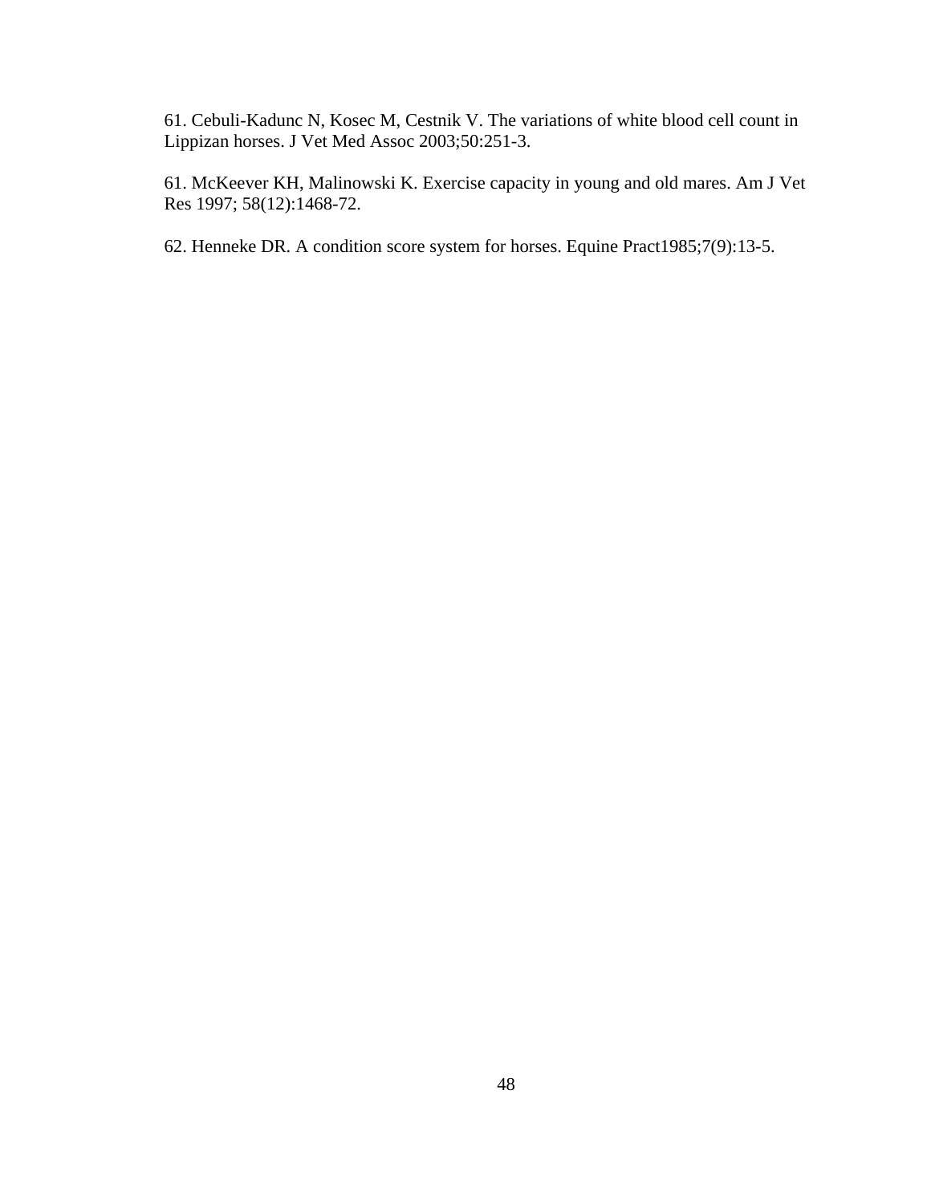61. Cebuli-Kadunc N, Kosec M, Cestnik V. The variations of white blood cell count in Lippizan horses. J Vet Med Assoc 2003;50:251-3.

61. McKeever KH, Malinowski K. Exercise capacity in young and old mares. Am J Vet Res 1997; 58(12):1468-72.

62. Henneke DR. A condition score system for horses. Equine Pract1985;7(9):13-5.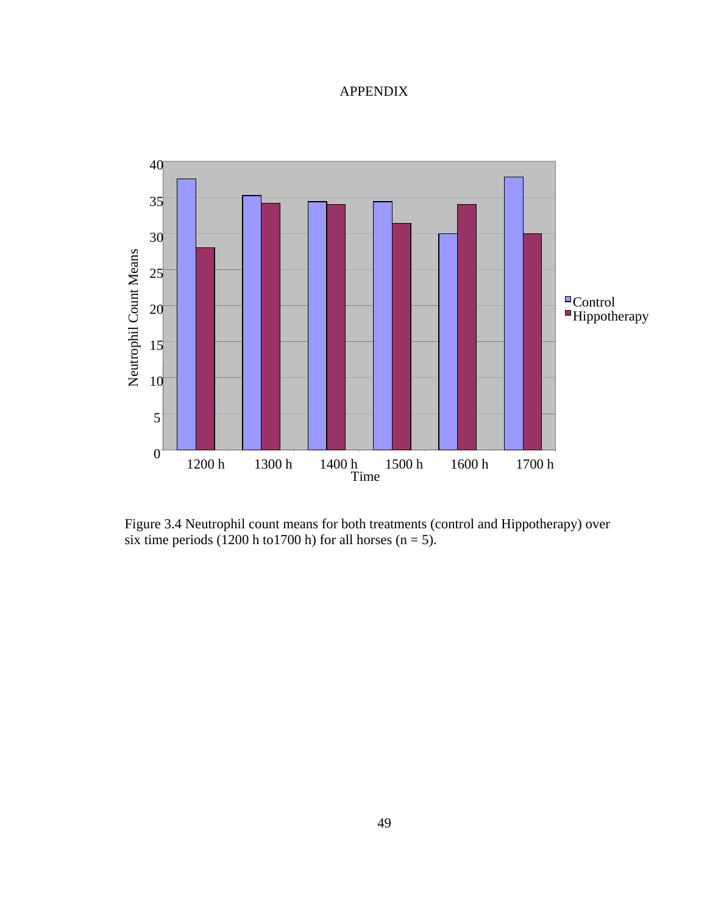APPENDIX

Figure 3.4 Neutrophil count means for both treatments (control and Hippotherapy) over six time periods (1200 h to1700 h) for all horses (n = 5).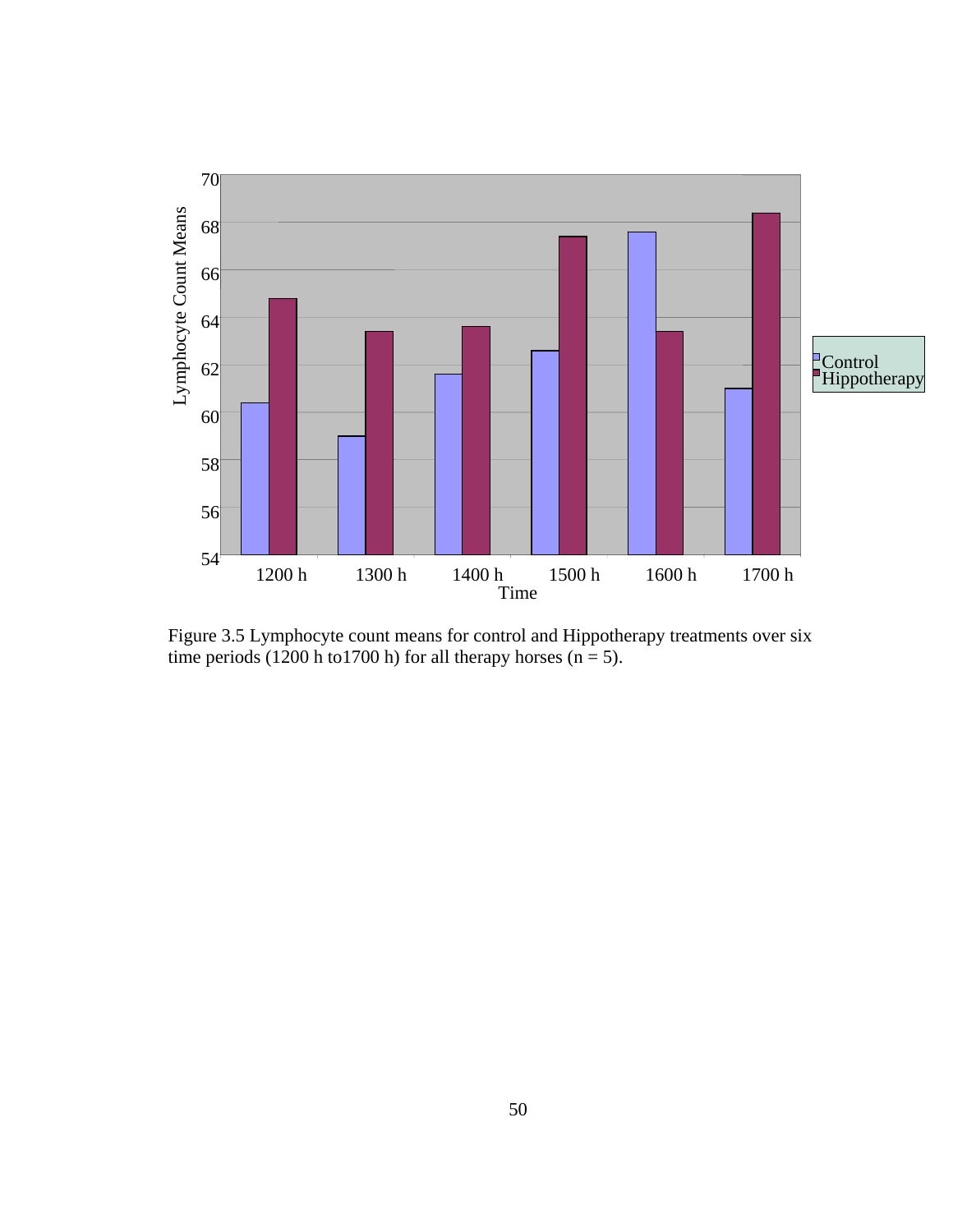Figure 3.5 Lymphocyte count means for control and Hippotherapy treatments over six time periods (1200 h to1700 h) for all therapy horses (n = 5).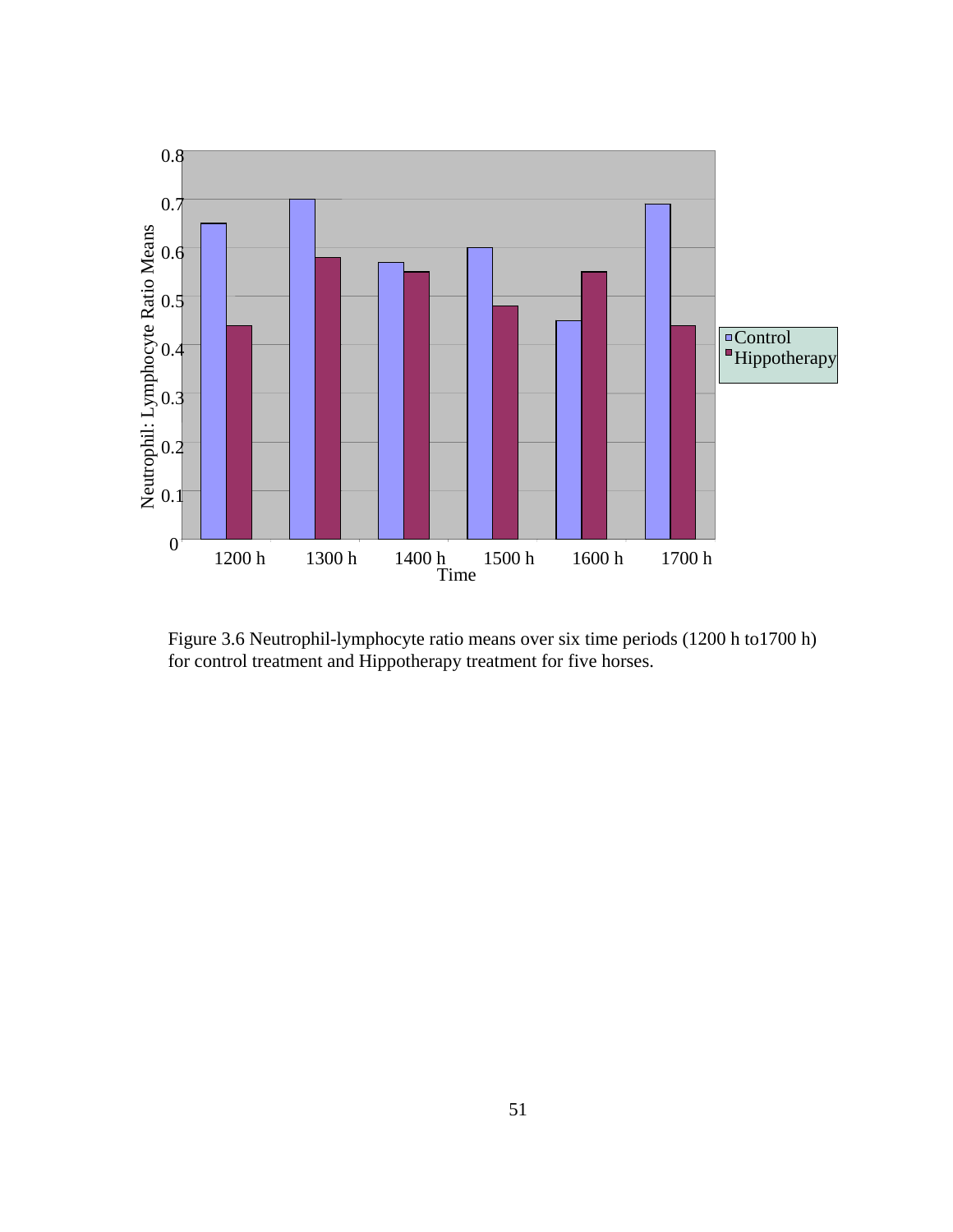Figure 3.6 Neutrophil-lymphocyte ratio means over six time periods (1200 h to1700 h) for control treatment and Hippotherapy treatment for five horses.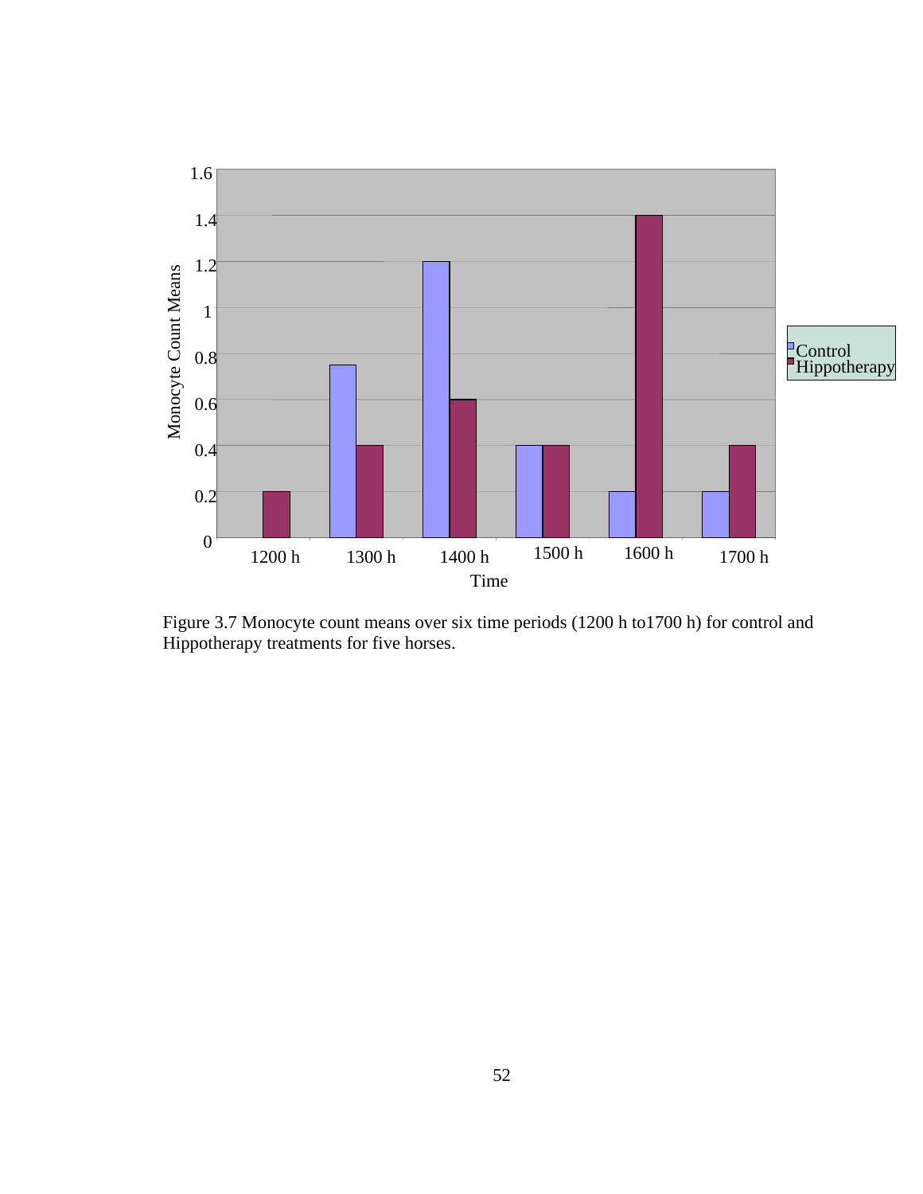Figure 3.7 Monocyte count means over six time periods (1200 h to1700 h) for control and Hippotherapy treatments for five horses.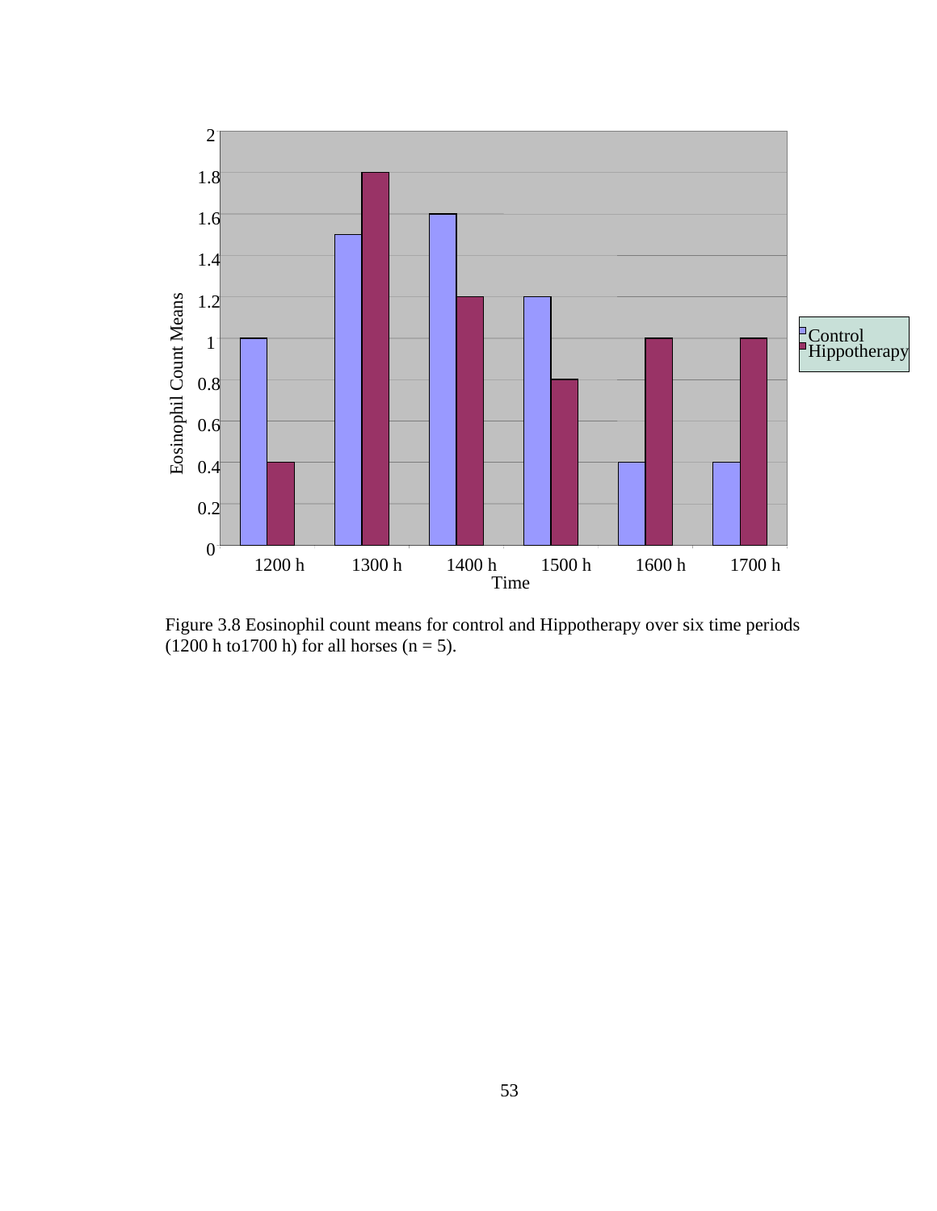Figure 3.8 Eosinophil count means for control and Hippotherapy over six time periods (1200 h to1700 h) for all horses (n = 5).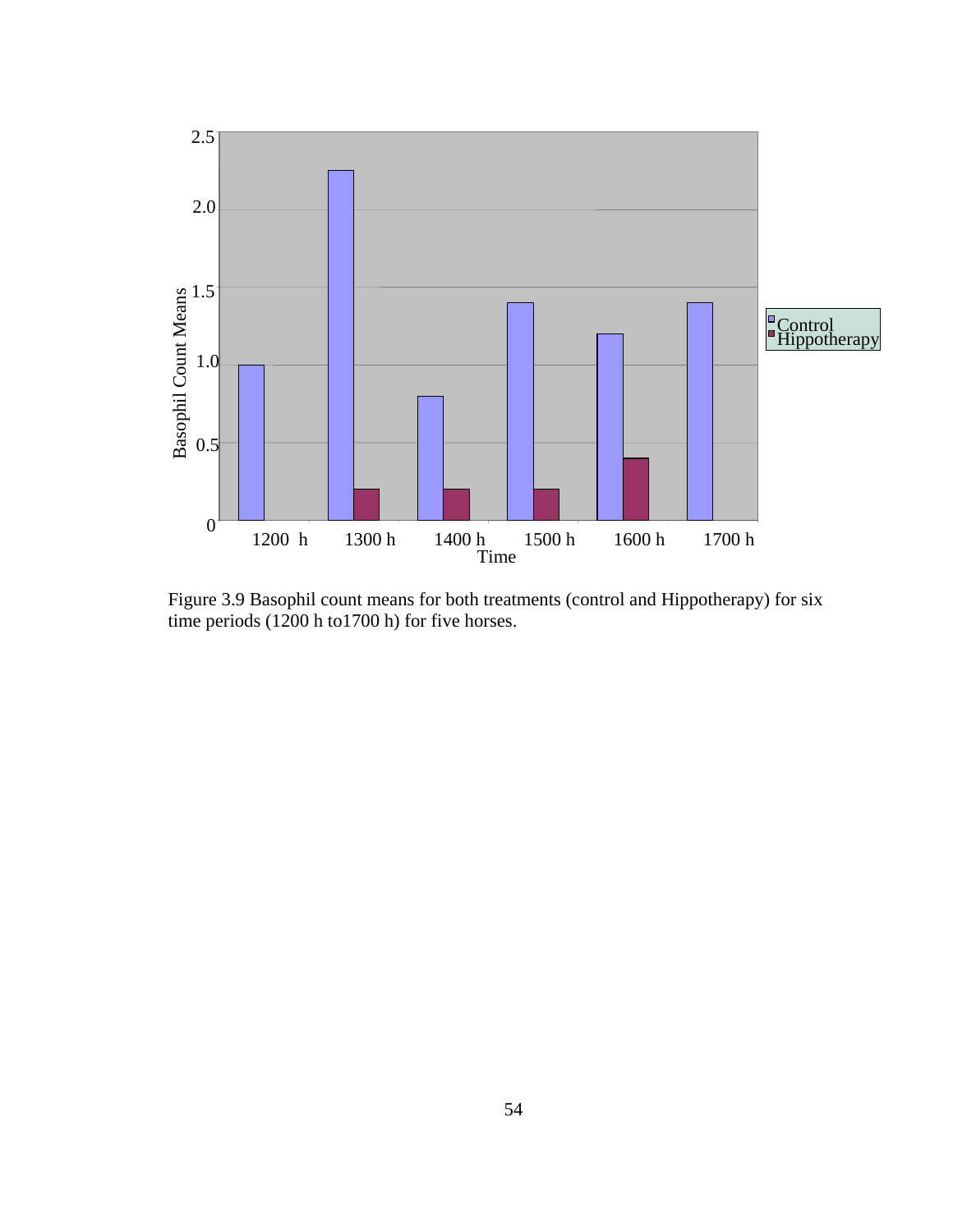Figure 3.9 Basophil count means for both treatments (control and Hippotherapy) for six time periods (1200 h to1700 h) for five horses.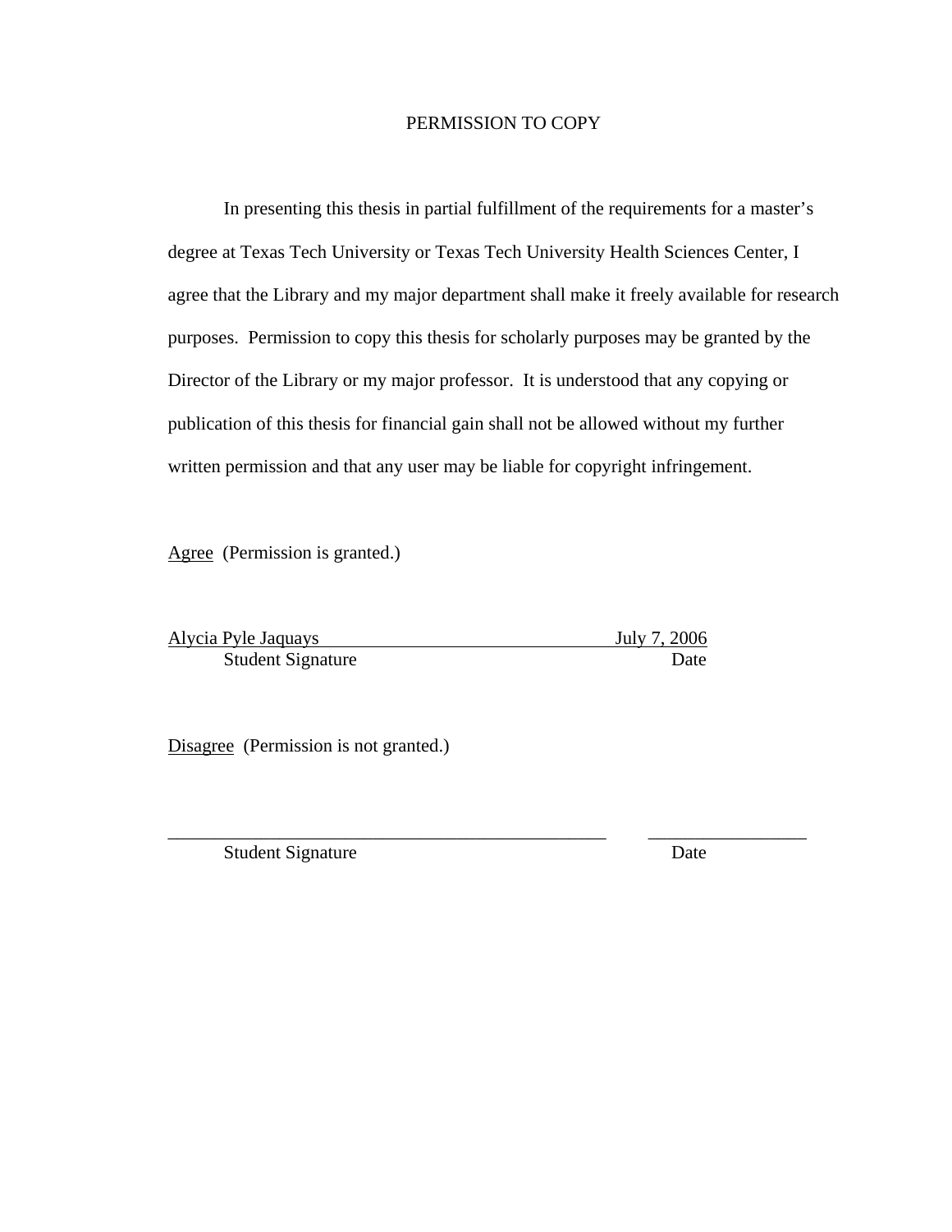# PERMISSION TO COPY

In presenting this thesis in partial fulfillment of the requirements for a master's degree at Texas Tech University or Texas Tech University Health Sciences Center, I agree that the Library and my major department shall make it freely available for research purposes. Permission to copy this thesis for scholarly purposes may be granted by the Director of the Library or my major professor. It is understood that any copying or publication of this thesis for financial gain shall not be allowed without my further written permission and that any user may be liable for copyright infringement.

Agree (Permission is granted.)

Alycia Pyle Jaquays — July 7, 2006

Student Signature — Date

Disagree (Permission is not granted.)

_______________________________________________ _________________

Student Signature — Date